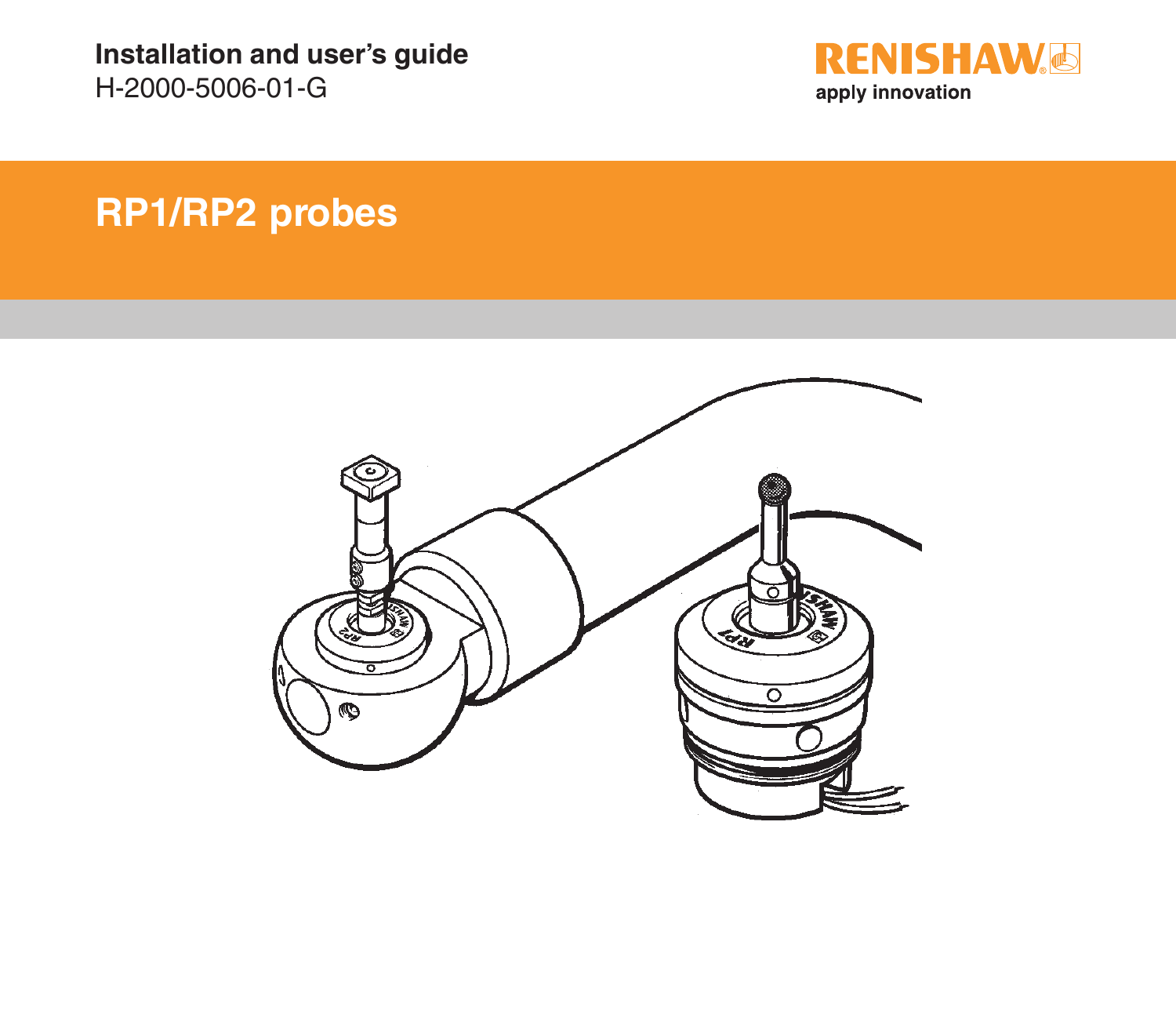**Installation and user's guide**
H-2000-5006-01-G

RENISHAW
apply innovation

# RP1/RP2 probes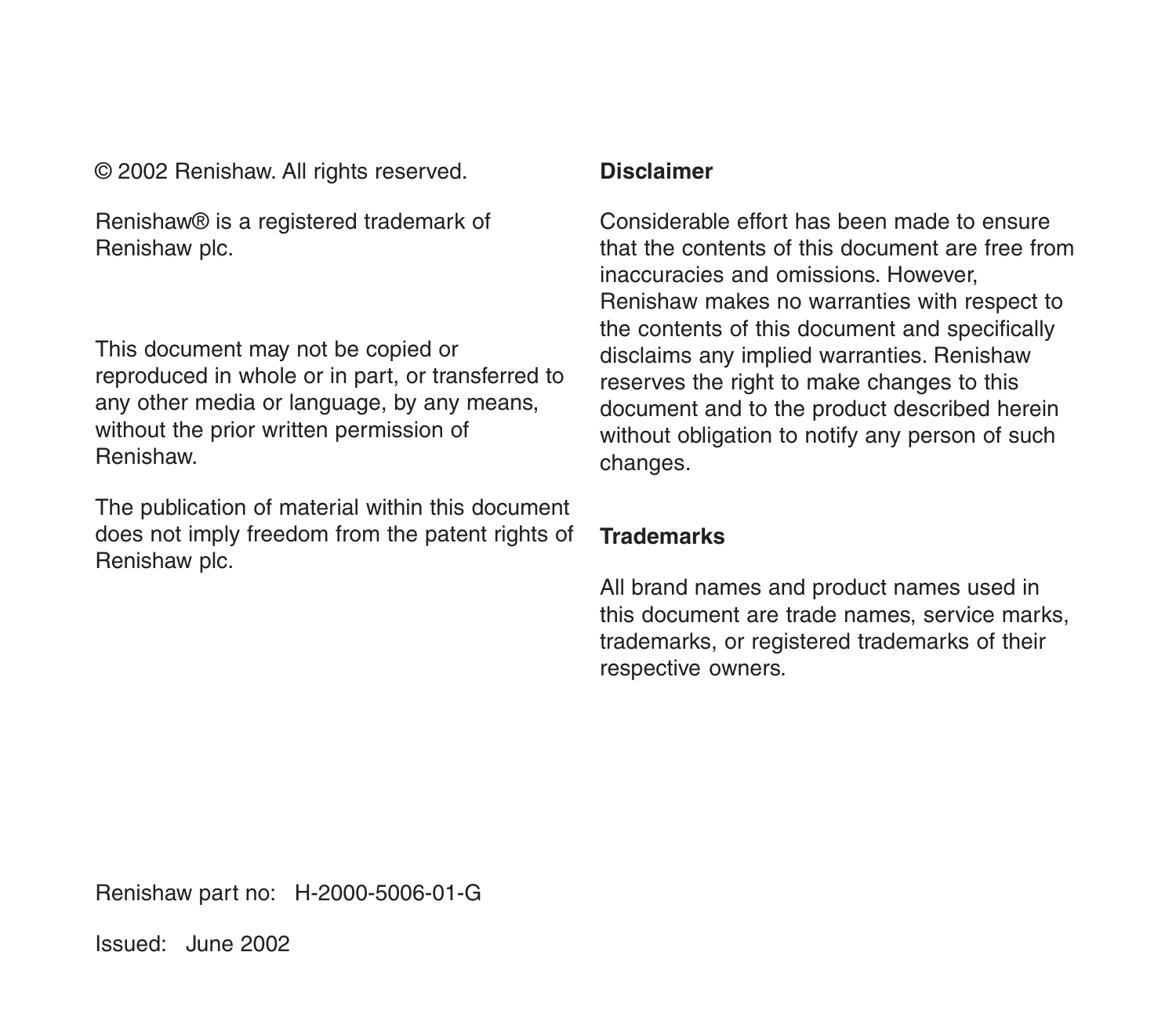© 2002 Renishaw. All rights reserved.

Renishaw® is a registered trademark of Renishaw plc.

This document may not be copied or reproduced in whole or in part, or transferred to any other media or language, by any means, without the prior written permission of Renishaw.

The publication of material within this document does not imply freedom from the patent rights of Renishaw plc.

Renishaw part no: H-2000-5006-01-G

Issued: June 2002

**Disclaimer**

Considerable effort has been made to ensure that the contents of this document are free from inaccuracies and omissions. However, Renishaw makes no warranties with respect to the contents of this document and specifically disclaims any implied warranties. Renishaw reserves the right to make changes to this document and to the product described herein without obligation to notify any person of such changes.

**Trademarks**

All brand names and product names used in this document are trade names, service marks, trademarks, or registered trademarks of their respective owners.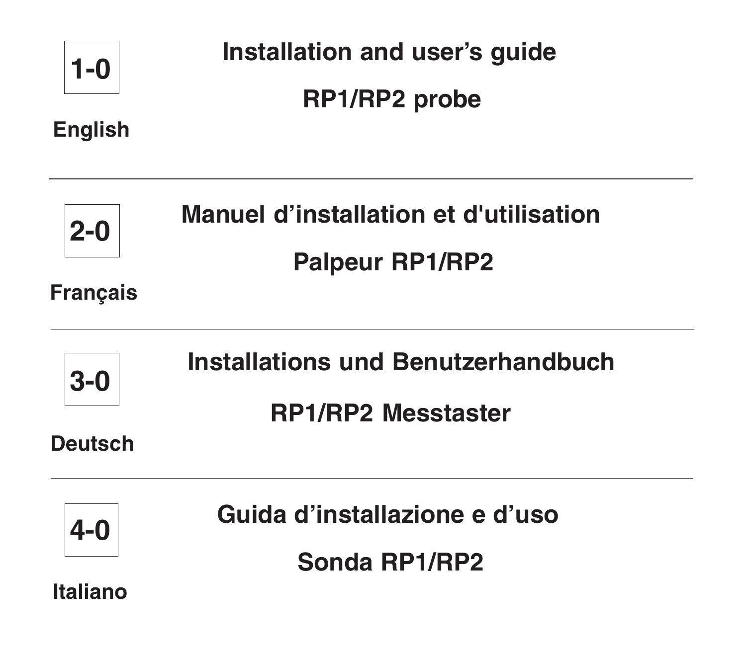**1-0**

**English**

## Installation and user's guide

## RP1/RP2 probe

---

**2-0**

**Français**

## Manuel d'installation et d'utilisation

## Palpeur RP1/RP2

---

**3-0**

**Deutsch**

## Installations und Benutzerhandbuch

## RP1/RP2 Messtaster

---

**4-0**

**Italiano**

## Guida d'installazione e d'uso

## Sonda RP1/RP2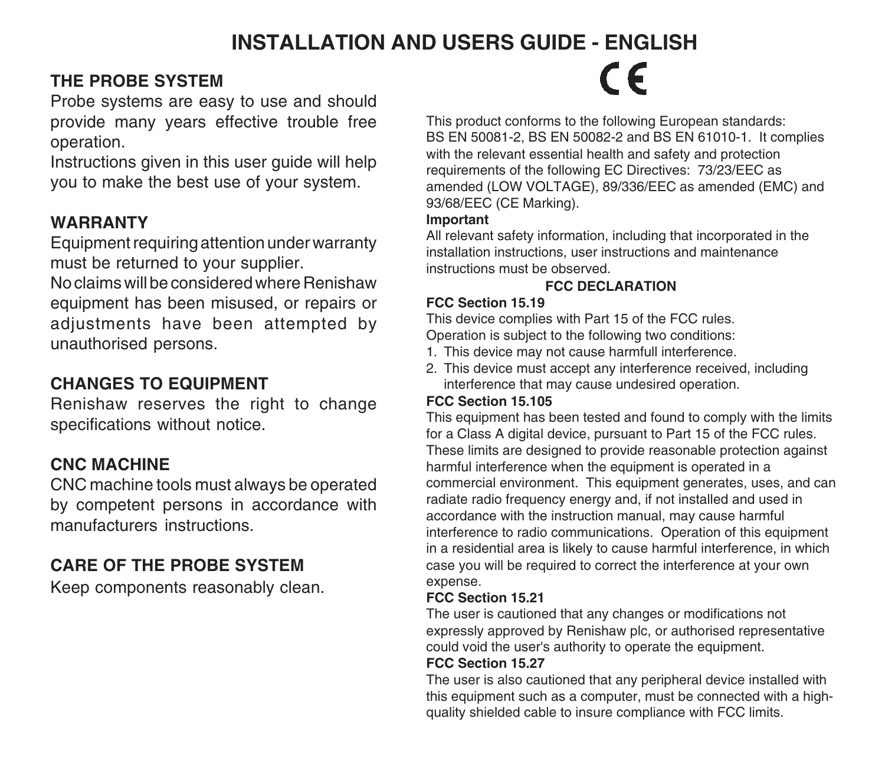# INSTALLATION AND USERS GUIDE - ENGLISH

## THE PROBE SYSTEM

Probe systems are easy to use and should provide many years effective trouble free operation.

Instructions given in this user guide will help you to make the best use of your system.

## WARRANTY

Equipment requiring attention under warranty must be returned to your supplier.

No claims will be considered where Renishaw equipment has been misused, or repairs or adjustments have been attempted by unauthorised persons.

## CHANGES TO EQUIPMENT

Renishaw reserves the right to change specifications without notice.

## CNC MACHINE

CNC machine tools must always be operated by competent persons in accordance with manufacturers instructions.

## CARE OF THE PROBE SYSTEM

Keep components reasonably clean.

CE

This product conforms to the following European standards: BS EN 50081-2, BS EN 50082-2 and BS EN 61010-1. It complies with the relevant essential health and safety and protection requirements of the following EC Directives: 73/23/EEC as amended (LOW VOLTAGE), 89/336/EEC as amended (EMC) and 93/68/EEC (CE Marking).

**Important**

All relevant safety information, including that incorporated in the installation instructions, user instructions and maintenance instructions must be observed.

## FCC DECLARATION

**FCC Section 15.19**

This device complies with Part 15 of the FCC rules.
Operation is subject to the following two conditions:

1. This device may not cause harmfull interference.
2. This device must accept any interference received, including interference that may cause undesired operation.

**FCC Section 15.105**

This equipment has been tested and found to comply with the limits for a Class A digital device, pursuant to Part 15 of the FCC rules. These limits are designed to provide reasonable protection against harmful interference when the equipment is operated in a commercial environment. This equipment generates, uses, and can radiate radio frequency energy and, if not installed and used in accordance with the instruction manual, may cause harmful interference to radio communications. Operation of this equipment in a residential area is likely to cause harmful interference, in which case you will be required to correct the interference at your own expense.

**FCC Section 15.21**

The user is cautioned that any changes or modifications not expressly approved by Renishaw plc, or authorised representative could void the user's authority to operate the equipment.

**FCC Section 15.27**

The user is also cautioned that any peripheral device installed with this equipment such as a computer, must be connected with a high-quality shielded cable to insure compliance with FCC limits.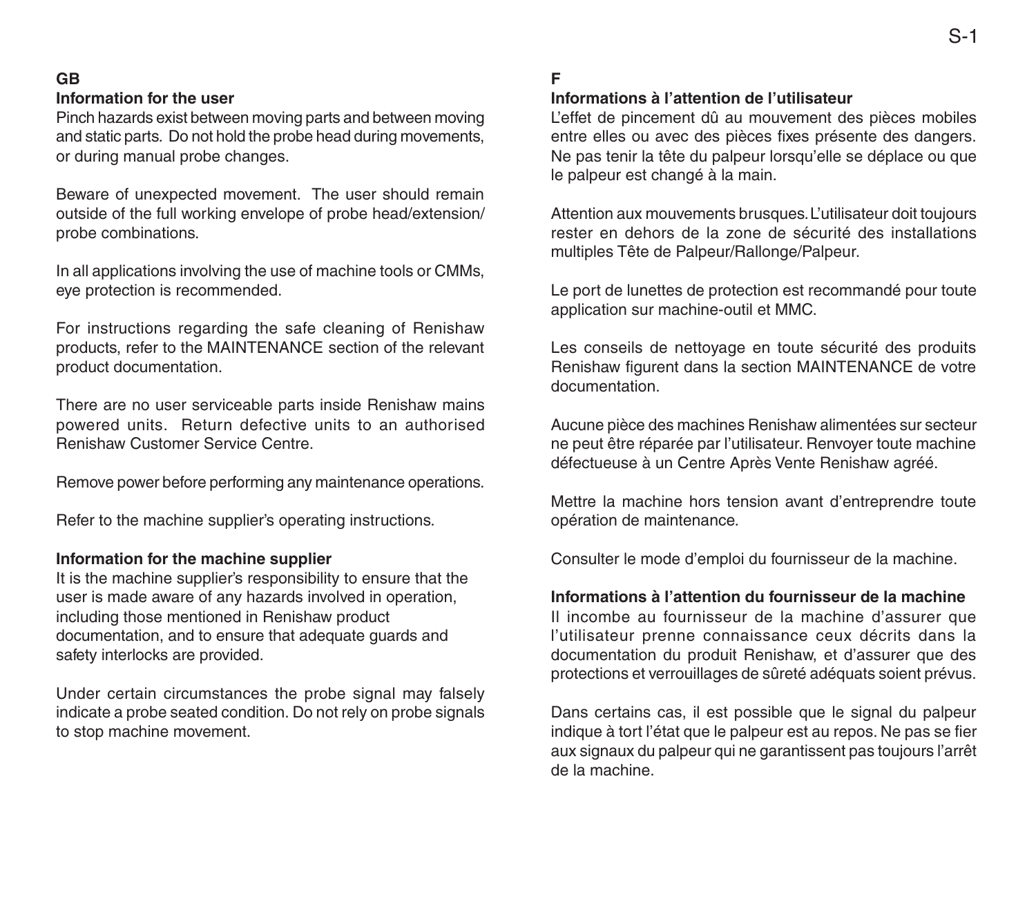## GB

### Information for the user

Pinch hazards exist between moving parts and between moving and static parts. Do not hold the probe head during movements, or during manual probe changes.

Beware of unexpected movement. The user should remain outside of the full working envelope of probe head/extension/ probe combinations.

In all applications involving the use of machine tools or CMMs, eye protection is recommended.

For instructions regarding the safe cleaning of Renishaw products, refer to the MAINTENANCE section of the relevant product documentation.

There are no user serviceable parts inside Renishaw mains powered units. Return defective units to an authorised Renishaw Customer Service Centre.

Remove power before performing any maintenance operations.

Refer to the machine supplier's operating instructions.

### Information for the machine supplier

It is the machine supplier's responsibility to ensure that the user is made aware of any hazards involved in operation, including those mentioned in Renishaw product documentation, and to ensure that adequate guards and safety interlocks are provided.

Under certain circumstances the probe signal may falsely indicate a probe seated condition. Do not rely on probe signals to stop machine movement.

## F

### Informations à l'attention de l'utilisateur

L'effet de pincement dû au mouvement des pièces mobiles entre elles ou avec des pièces fixes présente des dangers. Ne pas tenir la tête du palpeur lorsqu'elle se déplace ou que le palpeur est changé à la main.

Attention aux mouvements brusques. L'utilisateur doit toujours rester en dehors de la zone de sécurité des installations multiples Tête de Palpeur/Rallonge/Palpeur.

Le port de lunettes de protection est recommandé pour toute application sur machine-outil et MMC.

Les conseils de nettoyage en toute sécurité des produits Renishaw figurent dans la section MAINTENANCE de votre documentation.

Aucune pièce des machines Renishaw alimentées sur secteur ne peut être réparée par l'utilisateur. Renvoyer toute machine défectueuse à un Centre Après Vente Renishaw agréé.

Mettre la machine hors tension avant d'entreprendre toute opération de maintenance.

Consulter le mode d'emploi du fournisseur de la machine.

### Informations à l'attention du fournisseur de la machine

Il incombe au fournisseur de la machine d'assurer que l'utilisateur prenne connaissance ceux décrits dans la documentation du produit Renishaw, et d'assurer que des protections et verrouillages de sûreté adéquats soient prévus.

Dans certains cas, il est possible que le signal du palpeur indique à tort l'état que le palpeur est au repos. Ne pas se fier aux signaux du palpeur qui ne garantissent pas toujours l'arrêt de la machine.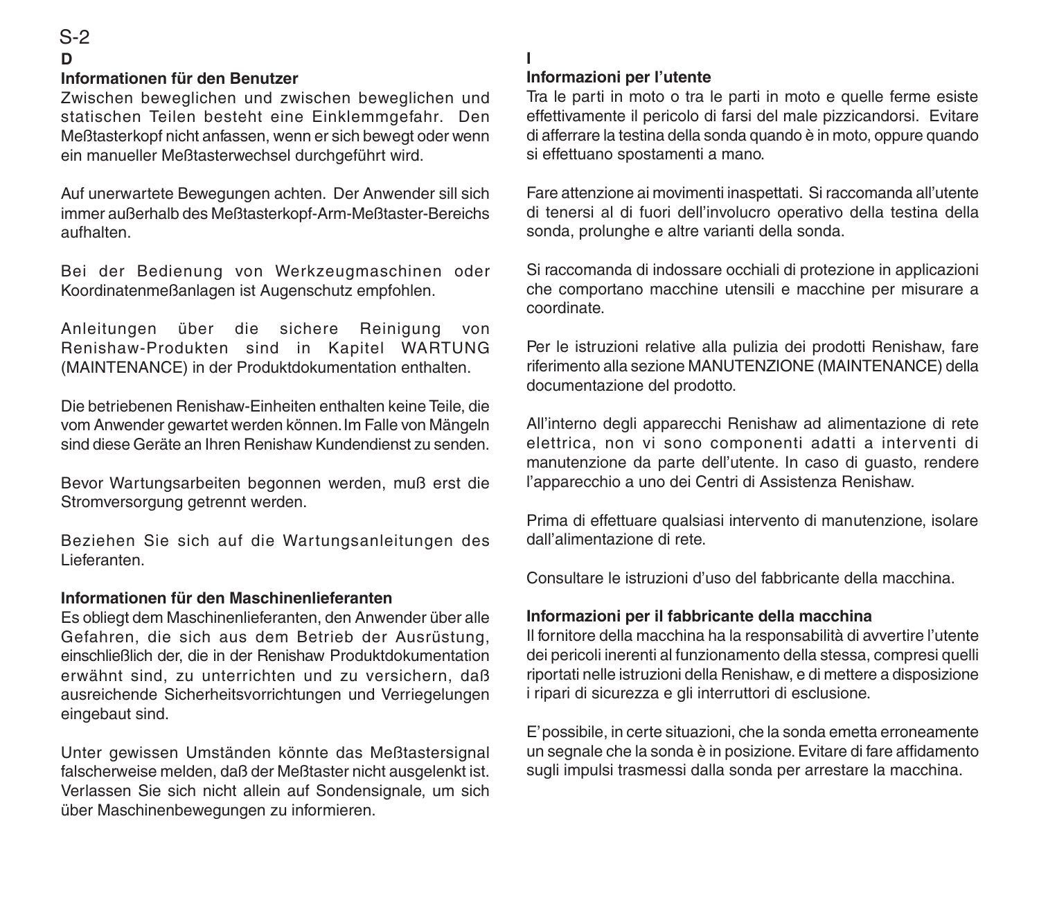## D

### Informationen für den Benutzer

Zwischen beweglichen und zwischen beweglichen und statischen Teilen besteht eine Einklemmgefahr. Den Meßtasterkopf nicht anfassen, wenn er sich bewegt oder wenn ein manueller Meßtasterwechsel durchgeführt wird.

Auf unerwartete Bewegungen achten. Der Anwender sill sich immer außerhalb des Meßtasterkopf-Arm-Meßtaster-Bereichs aufhalten.

Bei der Bedienung von Werkzeugmaschinen oder Koordinatenmeßanlagen ist Augenschutz empfohlen.

Anleitungen über die sichere Reinigung von Renishaw-Produkten sind in Kapitel WARTUNG (MAINTENANCE) in der Produktdokumentation enthalten.

Die betriebenen Renishaw-Einheiten enthalten keine Teile, die vom Anwender gewartet werden können. Im Falle von Mängeln sind diese Geräte an Ihren Renishaw Kundendienst zu senden.

Bevor Wartungsarbeiten begonnen werden, muß erst die Stromversorgung getrennt werden.

Beziehen Sie sich auf die Wartungsanleitungen des Lieferanten.

### Informationen für den Maschinenlieferanten

Es obliegt dem Maschinenlieferanten, den Anwender über alle Gefahren, die sich aus dem Betrieb der Ausrüstung, einschließlich der, die in der Renishaw Produktdokumentation erwähnt sind, zu unterrichten und zu versichern, daß ausreichende Sicherheitsvorrichtungen und Verriegelungen eingebaut sind.

Unter gewissen Umständen könnte das Meßtastersignal falscherweise melden, daß der Meßtaster nicht ausgelenkt ist. Verlassen Sie sich nicht allein auf Sondensignale, um sich über Maschinenbewegungen zu informieren.

## I

### Informazioni per l'utente

Tra le parti in moto o tra le parti in moto e quelle ferme esiste effettivamente il pericolo di farsi del male pizzicandorsi. Evitare di afferrare la testina della sonda quando è in moto, oppure quando si effettuano spostamenti a mano.

Fare attenzione ai movimenti inaspettati. Si raccomanda all'utente di tenersi al di fuori dell'involucro operativo della testina della sonda, prolunghe e altre varianti della sonda.

Si raccomanda di indossare occhiali di protezione in applicazioni che comportano macchine utensili e macchine per misurare a coordinate.

Per le istruzioni relative alla pulizia dei prodotti Renishaw, fare riferimento alla sezione MANUTENZIONE (MAINTENANCE) della documentazione del prodotto.

All'interno degli apparecchi Renishaw ad alimentazione di rete elettrica, non vi sono componenti adatti a interventi di manutenzione da parte dell'utente. In caso di guasto, rendere l'apparecchio a uno dei Centri di Assistenza Renishaw.

Prima di effettuare qualsiasi intervento di manutenzione, isolare dall'alimentazione di rete.

Consultare le istruzioni d'uso del fabbricante della macchina.

### Informazioni per il fabbricante della macchina

Il fornitore della macchina ha la responsabilità di avvertire l'utente dei pericoli inerenti al funzionamento della stessa, compresi quelli riportati nelle istruzioni della Renishaw, e di mettere a disposizione i ripari di sicurezza e gli interruttori di esclusione.

E' possibile, in certe situazioni, che la sonda emetta erroneamente un segnale che la sonda è in posizione. Evitare di fare affidamento sugli impulsi trasmessi dalla sonda per arrestare la macchina.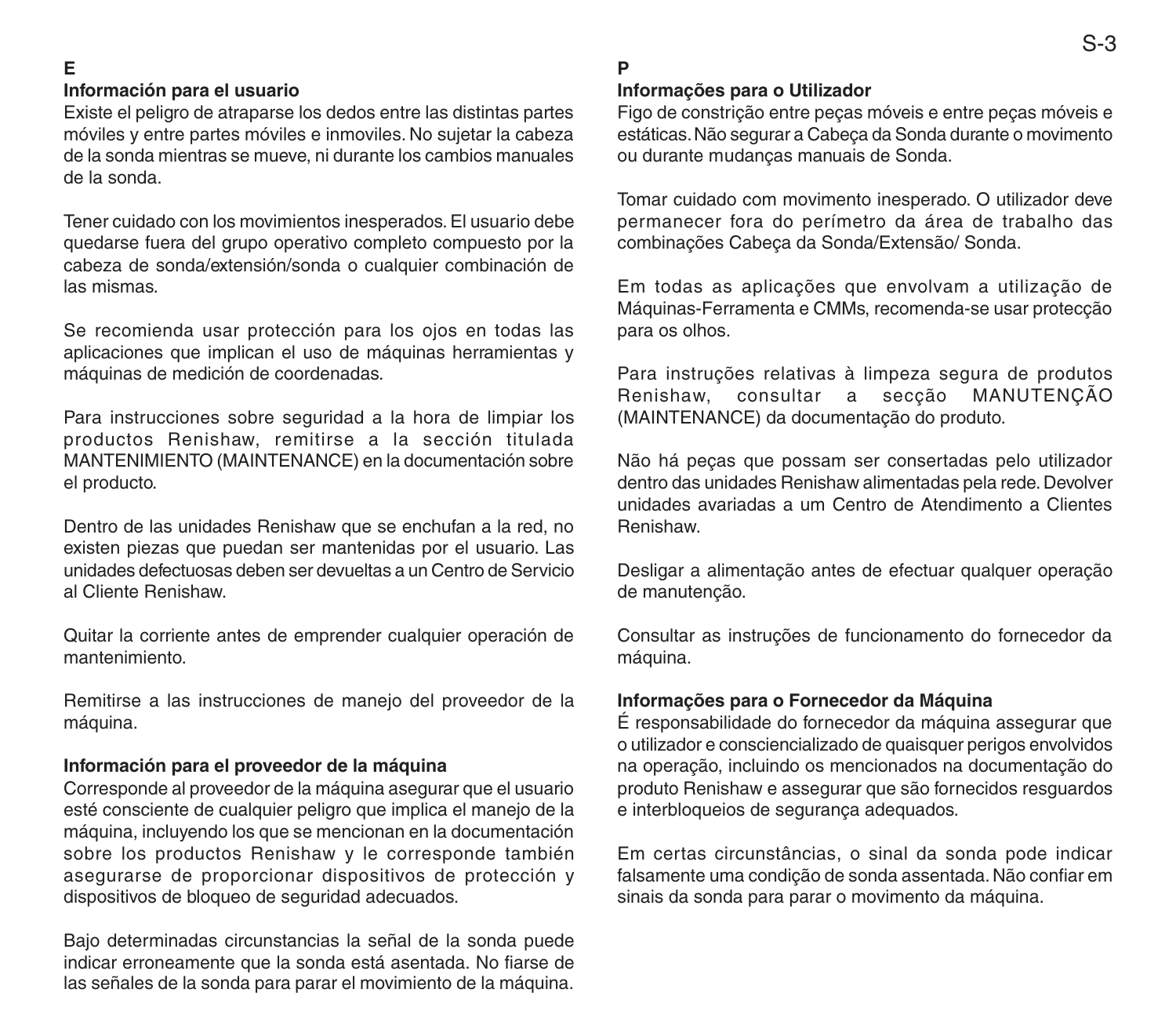**E**

**Información para el usuario**

Existe el peligro de atraparse los dedos entre las distintas partes móviles y entre partes móviles e inmoviles. No sujetar la cabeza de la sonda mientras se mueve, ni durante los cambios manuales de la sonda.

Tener cuidado con los movimientos inesperados. El usuario debe quedarse fuera del grupo operativo completo compuesto por la cabeza de sonda/extensión/sonda o cualquier combinación de las mismas.

Se recomienda usar protección para los ojos en todas las aplicaciones que implican el uso de máquinas herramientas y máquinas de medición de coordenadas.

Para instrucciones sobre seguridad a la hora de limpiar los productos Renishaw, remitirse a la sección titulada MANTENIMIENTO (MAINTENANCE) en la documentación sobre el producto.

Dentro de las unidades Renishaw que se enchufan a la red, no existen piezas que puedan ser mantenidas por el usuario. Las unidades defectuosas deben ser devueltas a un Centro de Servicio al Cliente Renishaw.

Quitar la corriente antes de emprender cualquier operación de mantenimiento.

Remitirse a las instrucciones de manejo del proveedor de la máquina.

**Información para el proveedor de la máquina**

Corresponde al proveedor de la máquina asegurar que el usuario esté consciente de cualquier peligro que implica el manejo de la máquina, incluyendo los que se mencionan en la documentación sobre los productos Renishaw y le corresponde también asegurarse de proporcionar dispositivos de protección y dispositivos de bloqueo de seguridad adecuados.

Bajo determinadas circunstancias la señal de la sonda puede indicar erroneamente que la sonda está asentada. No fiarse de las señales de la sonda para parar el movimiento de la máquina.

**P**

**Informações para o Utilizador**

Figo de constrição entre peças móveis e entre peças móveis e estáticas. Não segurar a Cabeça da Sonda durante o movimento ou durante mudanças manuais de Sonda.

Tomar cuidado com movimento inesperado. O utilizador deve permanecer fora do perímetro da área de trabalho das combinações Cabeça da Sonda/Extensão/ Sonda.

Em todas as aplicações que envolvam a utilização de Máquinas-Ferramenta e CMMs, recomenda-se usar protecção para os olhos.

Para instruções relativas à limpeza segura de produtos Renishaw, consultar a secção MANUTENÇÃO (MAINTENANCE) da documentação do produto.

Não há peças que possam ser consertadas pelo utilizador dentro das unidades Renishaw alimentadas pela rede. Devolver unidades avariadas a um Centro de Atendimento a Clientes Renishaw.

Desligar a alimentação antes de efectuar qualquer operação de manutenção.

Consultar as instruções de funcionamento do fornecedor da máquina.

**Informações para o Fornecedor da Máquina**

É responsabilidade do fornecedor da máquina assegurar que o utilizador e consciencializado de quaisquer perigos envolvidos na operação, incluindo os mencionados na documentação do produto Renishaw e assegurar que são fornecidos resguardos e interbloqueios de segurança adequados.

Em certas circunstâncias, o sinal da sonda pode indicar falsamente uma condição de sonda assentada. Não confiar em sinais da sonda para parar o movimento da máquina.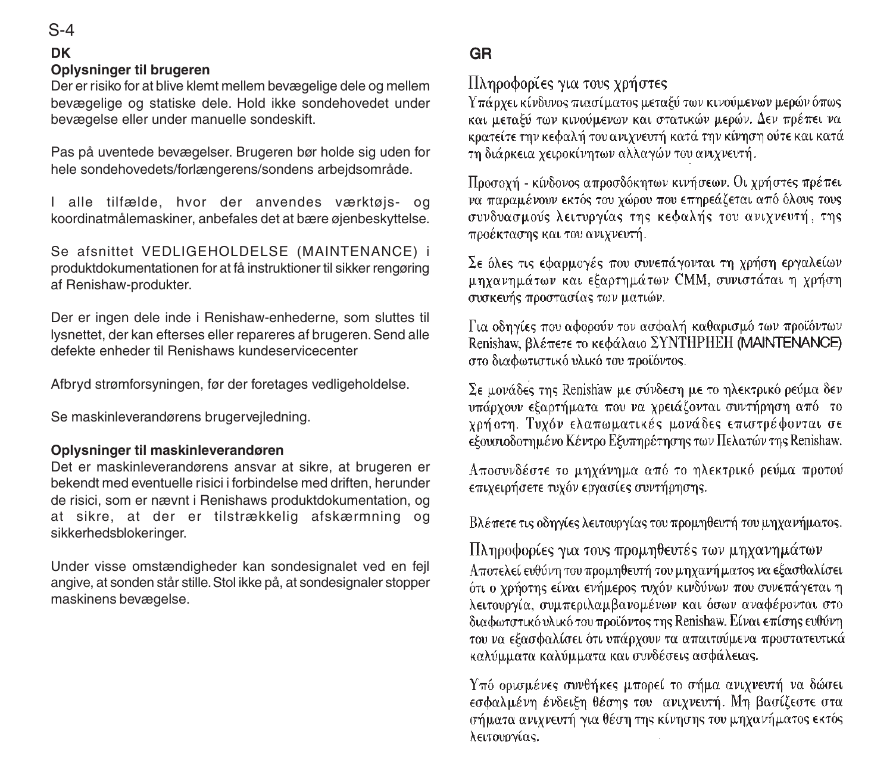## DK

### Oplysninger til brugeren

Der er risiko for at blive klemt mellem bevægelige dele og mellem bevægelige og statiske dele. Hold ikke sondehovedet under bevægelse eller under manuelle sondeskift.

Pas på uventede bevægelser. Brugeren bør holde sig uden for hele sondehovedets/forlængerens/sondens arbejdsområde.

I alle tilfælde, hvor der anvendes værktøjs- og koordinatmålemaskiner, anbefales det at bære øjenbeskyttelse.

Se afsnittet VEDLIGEHOLDELSE (MAINTENANCE) i produktdokumentationen for at få instruktioner til sikker rengøring af Renishaw-produkter.

Der er ingen dele inde i Renishaw-enhederne, som sluttes til lysnettet, der kan efterses eller repareres af brugeren. Send alle defekte enheder til Renishaws kundeservicecenter

Afbryd strømforsyningen, før der foretages vedligeholdelse.

Se maskinleverandørens brugervejledning.

### Oplysninger til maskinleverandøren

Det er maskinleverandørens ansvar at sikre, at brugeren er bekendt med eventuelle risici i forbindelse med driften, herunder de risici, som er nævnt i Renishaws produktdokumentation, og at sikre, at der er tilstrækkelig afskærmning og sikkerhedsblokeringer.

Under visse omstændigheder kan sondesignalet ved en fejl angive, at sonden står stille. Stol ikke på, at sondesignaler stopper maskinens bevægelse.

## GR

### Πληροφορίες για τους χρήστες

Υπάρχει κίνδυνος πιασίματος μεταξύ των κινούμενων μερών όπως και μεταξύ των κινούμενων και στατικών μερών. Δεν πρέπει να κρατείτε την κεφαλή του ανιχνευτή κατά την κίνηση ούτε και κατά τη διάρκεια χειροκίνητων αλλαγών του ανιχνευτή.

Προσοχή - κίνδυνος απροσδόκητων κινήσεων. Οι χρήστες πρέπει να παραμένουν εκτός του χώρου που επηρεάζεται από όλους τους συνδυασμούς λειτουργίας της κεφαλής του ανιχνευτή, της προέκτασης και του ανιχνευτή.

Σε όλες τις εφαρμογές που συνεπάγονται τη χρήση εργαλείων μηχανημάτων και εξαρτημάτων CMM, συνιστάται η χρήση συσκευής προστασίας των ματιών.

Για οδηγίες που αφορούν τον ασφαλή καθαρισμό των προϊόντων Renishaw, βλέπετε το κεφάλαιο ΣΥΝΤΗΡΗΣΗ (MAINTENANCE) στο διαφωτιστικό υλικό του προϊόντος.

Σε μονάδες της Renishaw με σύνδεση με το ηλεκτρικό ρεύμα δεν υπάρχουν εξαρτήματα που να χρειάζονται συντήρηση από το χρήστη. Τυχόν ελαπωματικές μονάδες επιστρέφονται σε εξουσιοδοτημένο Κέντρο Εξυπηρέτησης των Πελατών της Renishaw.

Αποσυνδέστε το μηχάνημα από το ηλεκτρικό ρεύμα προτού επιχειρήσετε τυχόν εργασίες συντήρησης.

Βλέπετε τις οδηγίες λειτουργίας του προμηθευτή του μηχανήματος.

### Πληροφορίες για τους προμηθευτές των μηχανημάτων

Αποτελεί ευθύνη του προμηθευτή του μηχανήματος να εξασφαλίσει ότι ο χρήστης είναι ενήμερος τυχόν κινδύνων που συνεπάγεται η λειτουργία, συμπεριλαμβανομένων και όσων αναφέρονται στο διαφωτστικό υλικό του προϊόντος της Renishaw. Είναι επίσης ευθύνη του να εξασφαλίσει ότι υπάρχουν τα απαιτούμενα προστατευτικά καλύμματα καλύμματα και συνδέσεις ασφάλειας.

Υπό ορισμένες συνθήκες μπορεί το σήμα ανιχνευτή να δώσει εσφαλμένη ένδειξη θέσης του ανιχνευτή. Μη βασίζεστε στα σήματα ανιχνευτή για θέση της κίνησης του μηχανήματος εκτός λειτουργίας.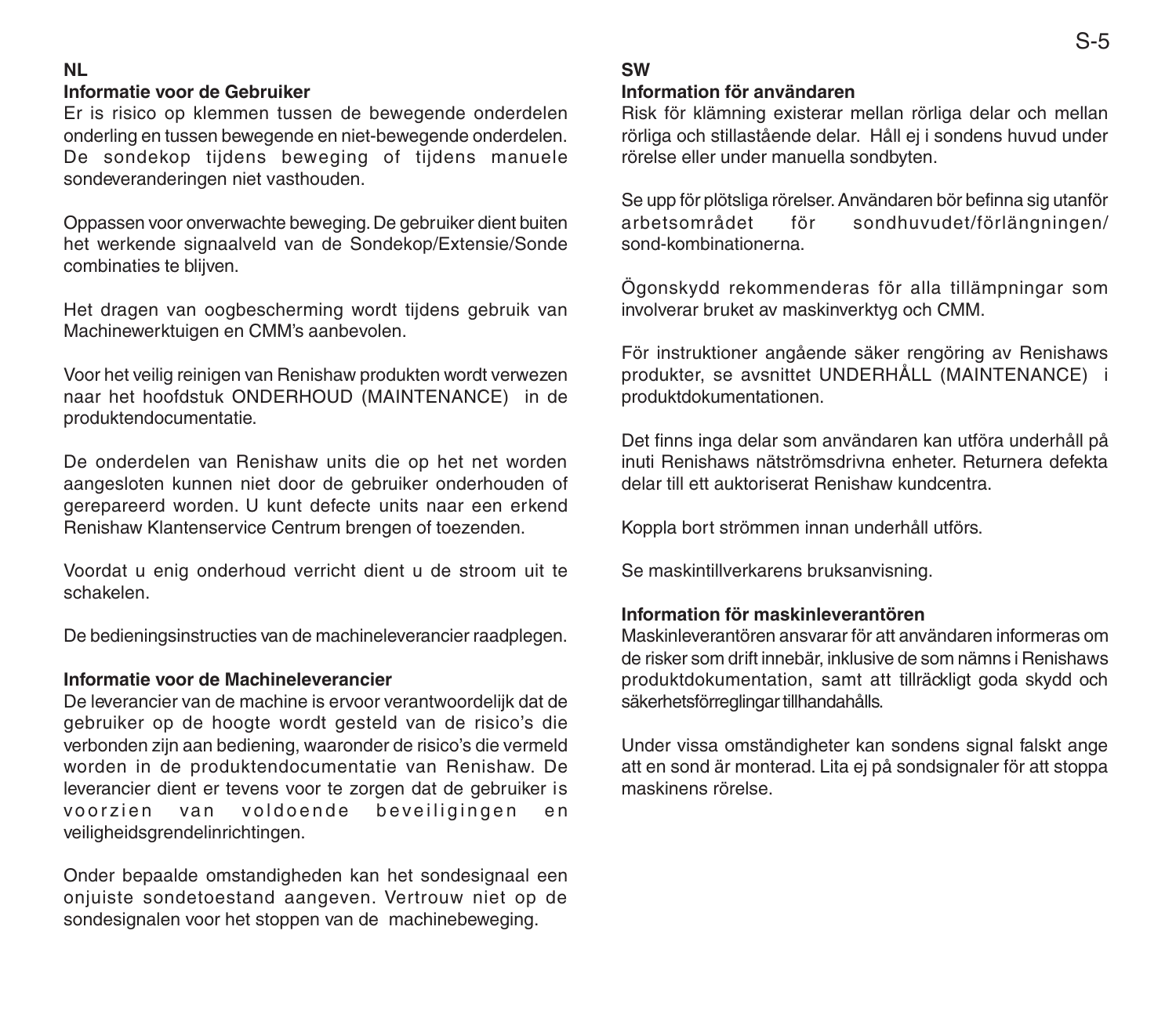## NL

### Informatie voor de Gebruiker

Er is risico op klemmen tussen de bewegende onderdelen onderling en tussen bewegende en niet-bewegende onderdelen. De sondekop tijdens beweging of tijdens manuele sondeveranderingen niet vasthouden.

Oppassen voor onverwachte beweging. De gebruiker dient buiten het werkende signaalveld van de Sondekop/Extensie/Sonde combinaties te blijven.

Het dragen van oogbescherming wordt tijdens gebruik van Machinewerktuigen en CMM's aanbevolen.

Voor het veilig reinigen van Renishaw produkten wordt verwezen naar het hoofdstuk ONDERHOUD (MAINTENANCE) in de produktendocumentatie.

De onderdelen van Renishaw units die op het net worden aangesloten kunnen niet door de gebruiker onderhouden of gerepareerd worden. U kunt defecte units naar een erkend Renishaw Klantenservice Centrum brengen of toezenden.

Voordat u enig onderhoud verricht dient u de stroom uit te schakelen.

De bedieningsinstructies van de machineleverancier raadplegen.

### Informatie voor de Machineleverancier

De leverancier van de machine is ervoor verantwoordelijk dat de gebruiker op de hoogte wordt gesteld van de risico's die verbonden zijn aan bediening, waaronder de risico's die vermeld worden in de produktendocumentatie van Renishaw. De leverancier dient er tevens voor te zorgen dat de gebruiker is voorzien van voldoende beveiligingen en veiligheidsgrendelinrichtingen.

Onder bepaalde omstandigheden kan het sondesignaal een onjuiste sondetoestand aangeven. Vertrouw niet op de sondesignalen voor het stoppen van de machinebeweging.

## SW

### Information för användaren

Risk för klämning existerar mellan rörliga delar och mellan rörliga och stillastående delar. Håll ej i sondens huvud under rörelse eller under manuella sondbyten.

Se upp för plötsliga rörelser. Användaren bör befinna sig utanför arbetsområdet för sondhuvudet/förlängningen/ sond-kombinationerna.

Ögonskydd rekommenderas för alla tillämpningar som involverar bruket av maskinverktyg och CMM.

För instruktioner angående säker rengöring av Renishaws produkter, se avsnittet UNDERHÅLL (MAINTENANCE) i produktdokumentationen.

Det finns inga delar som användaren kan utföra underhåll på inuti Renishaws nätströmsdrivna enheter. Returnera defekta delar till ett auktoriserat Renishaw kundcentra.

Koppla bort strömmen innan underhåll utförs.

Se maskintillverkarens bruksanvisning.

### Information för maskinleverantören

Maskinleverantören ansvarar för att användaren informeras om de risker som drift innebär, inklusive de som nämns i Renishaws produktdokumentation, samt att tillräckligt goda skydd och säkerhetsförreglingar tillhandahålls.

Under vissa omständigheter kan sondens signal falskt ange att en sond är monterad. Lita ej på sondsignaler för att stoppa maskinens rörelse.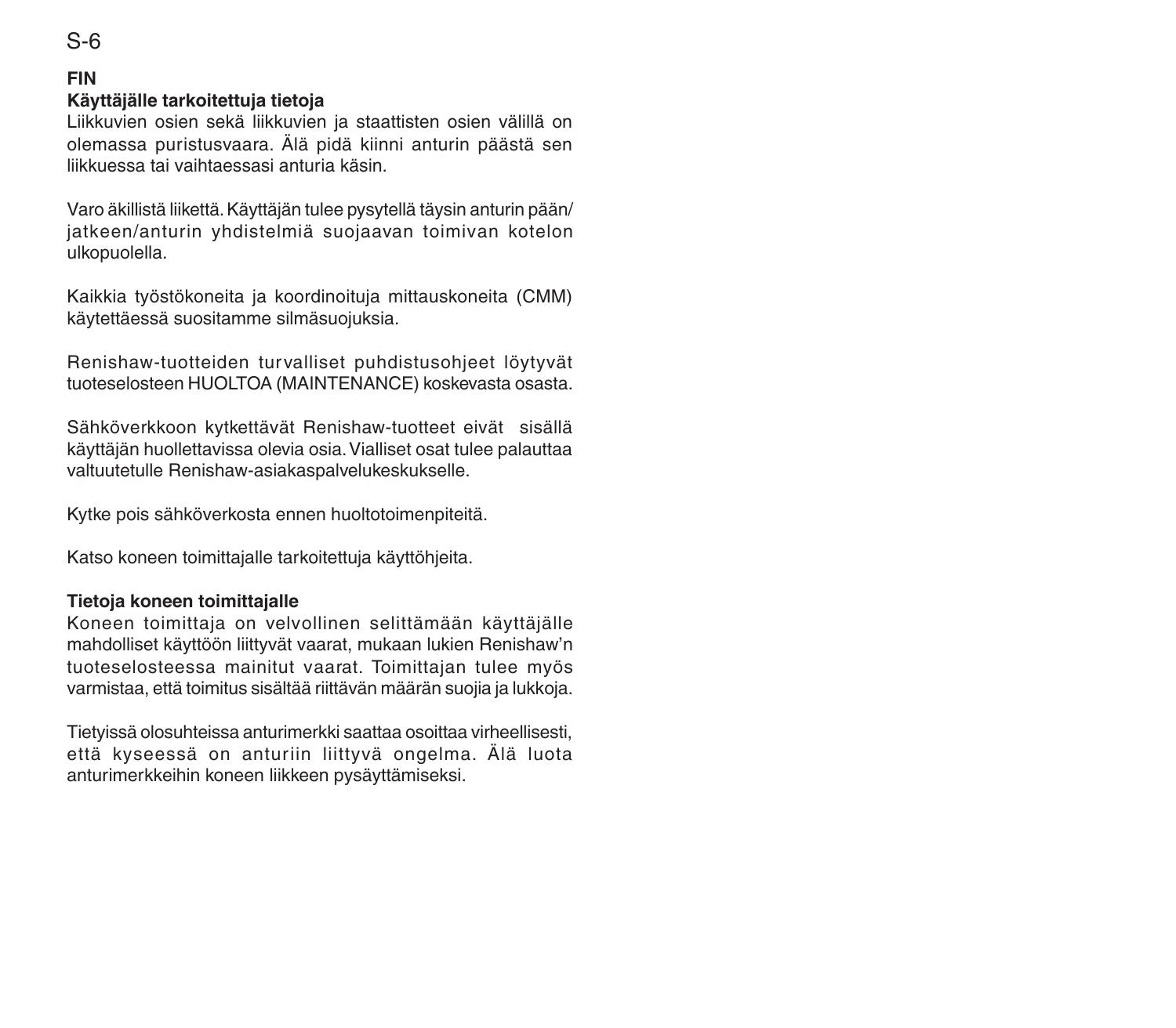## FIN

### Käyttäjälle tarkoitettuja tietoja

Liikkuvien osien sekä liikkuvien ja staattisten osien välillä on olemassa puristusvaara. Älä pidä kiinni anturin päästä sen liikkuessa tai vaihtaessasi anturia käsin.

Varo äkillistä liikettä. Käyttäjän tulee pysytellä täysin anturin pään/jatkeen/anturin yhdistelmiä suojaavan toimivan kotelon ulkopuolella.

Kaikkia työstökoneita ja koordinoituja mittauskoneita (CMM) käytettäessä suositamme silmäsuojuksia.

Renishaw-tuotteiden turvalliset puhdistusohjeet löytyvät tuoteselosteen HUOLTOA (MAINTENANCE) koskevasta osasta.

Sähköverkkoon kytkettävät Renishaw-tuotteet eivät sisällä käyttäjän huollettavissa olevia osia. Vialliset osat tulee palauttaa valtuutetulle Renishaw-asiakaspalvelukeskukselle.

Kytke pois sähköverkosta ennen huoltotoimenpiteitä.

Katso koneen toimittajalle tarkoitettuja käyttöhjeita.

### Tietoja koneen toimittajalle

Koneen toimittaja on velvollinen selittämään käyttäjälle mahdolliset käyttöön liittyvät vaarat, mukaan lukien Renishaw'n tuoteselosteessa mainitut vaarat. Toimittajan tulee myös varmistaa, että toimitus sisältää riittävän määrän suojia ja lukkoja.

Tietyissä olosuhteissa anturimerkki saattaa osoittaa virheellisesti, että kyseessä on anturiin liittyvä ongelma. Älä luota anturimerkkeihin koneen liikkeen pysäyttämiseksi.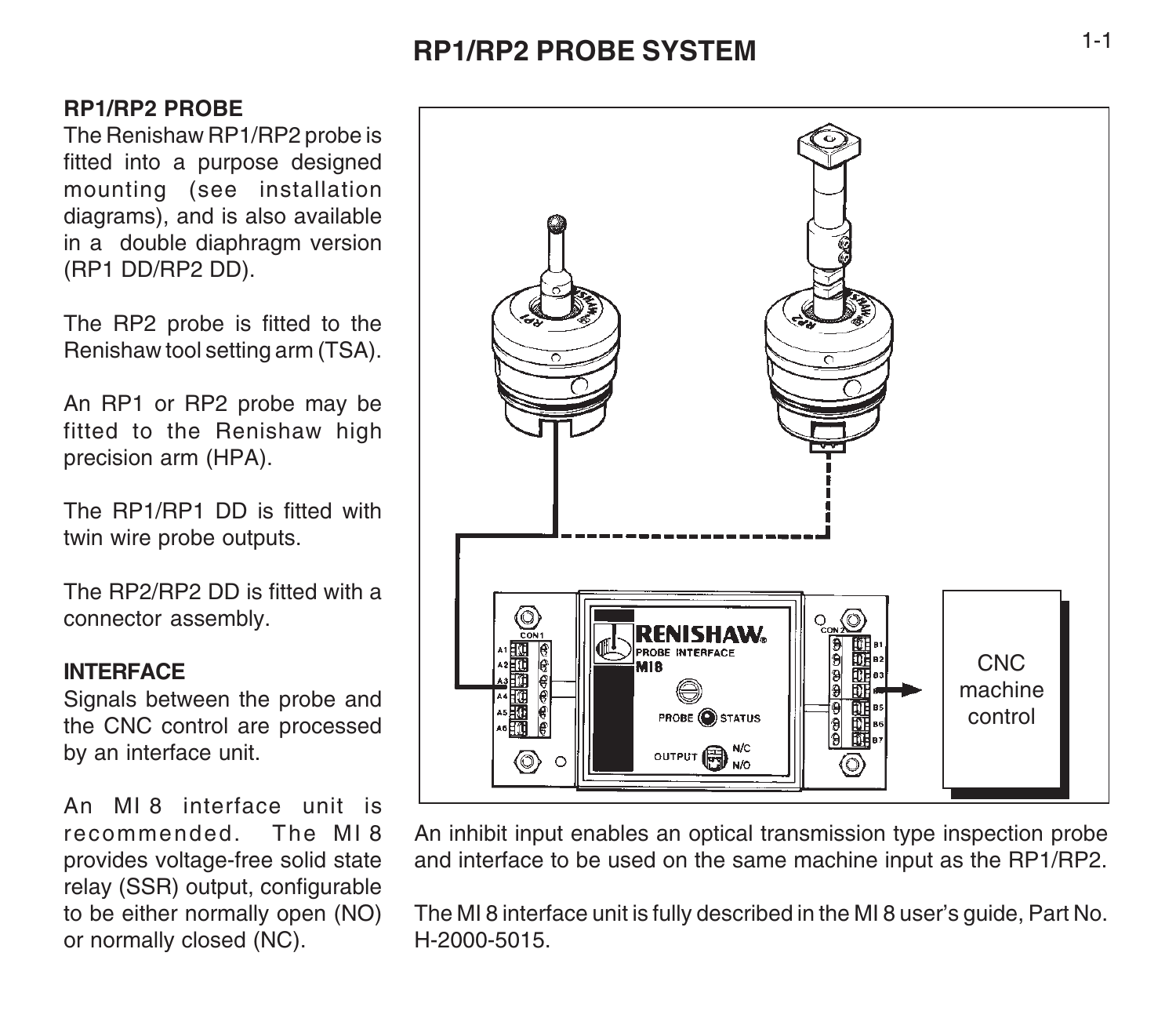# RP1/RP2 PROBE SYSTEM

## RP1/RP2 PROBE

The Renishaw RP1/RP2 probe is fitted into a purpose designed mounting (see installation diagrams), and is also available in a double diaphragm version (RP1 DD/RP2 DD).

The RP2 probe is fitted to the Renishaw tool setting arm (TSA).

An RP1 or RP2 probe may be fitted to the Renishaw high precision arm (HPA).

The RP1/RP1 DD is fitted with twin wire probe outputs.

The RP2/RP2 DD is fitted with a connector assembly.

## INTERFACE

Signals between the probe and the CNC control are processed by an interface unit.

An MI 8 interface unit is recommended. The MI 8 provides voltage-free solid state relay (SSR) output, configurable to be either normally open (NO) or normally closed (NC).

An inhibit input enables an optical transmission type inspection probe and interface to be used on the same machine input as the RP1/RP2.

The MI 8 interface unit is fully described in the MI 8 user's guide, Part No. H-2000-5015.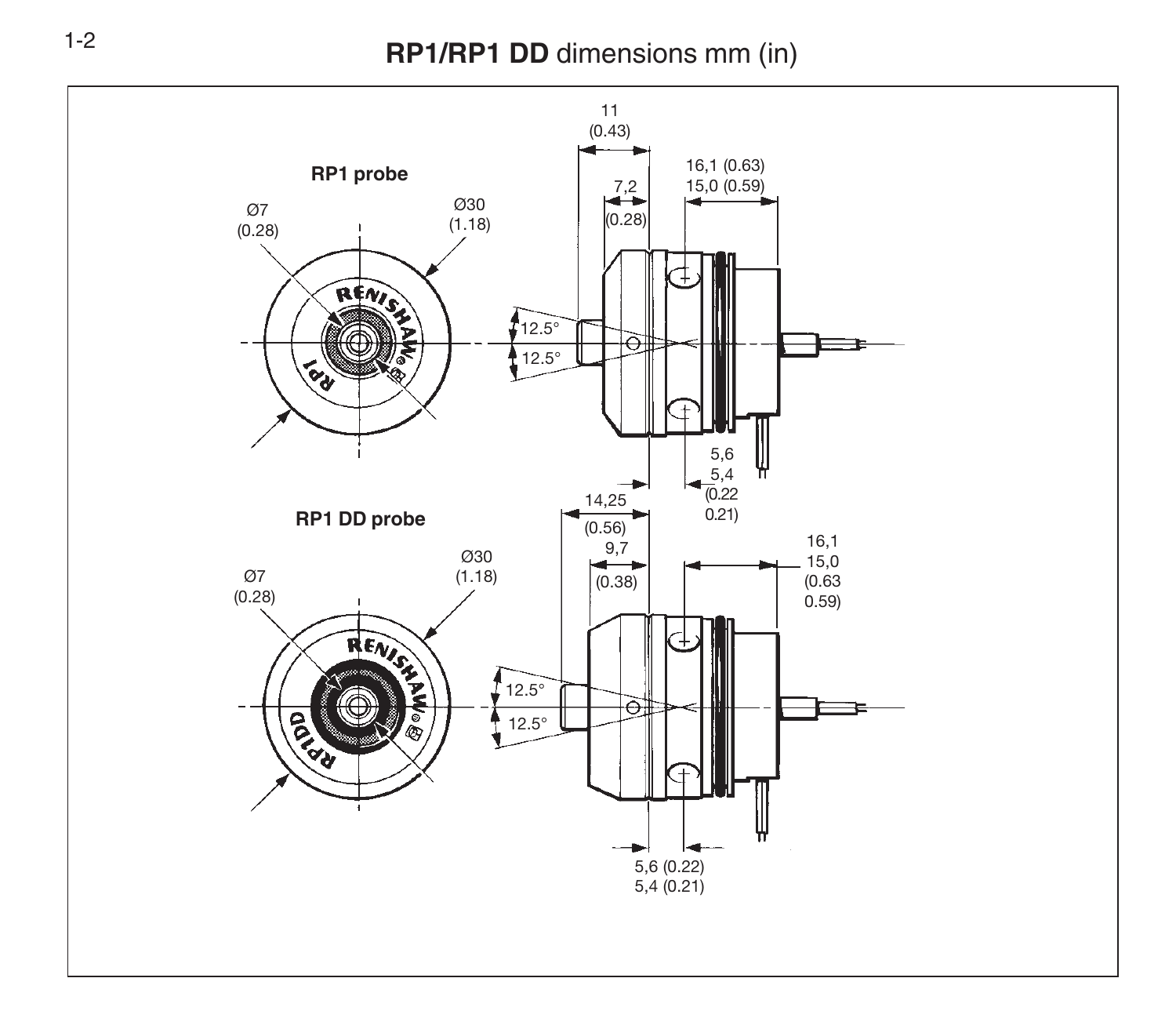# RP1/RP1 DD dimensions mm (in)

**RP1 probe**

Ø7 (0.28)

Ø30 (1.18)

11 (0.43)

7,2 (0.28)

16,1 (0.63)
15,0 (0.59)

12.5°

12.5°

5,6
5,4
(0.22
0.21)

**RP1 DD probe**

Ø7 (0.28)

Ø30 (1.18)

14,25 (0.56)

9,7 (0.38)

16,1
15,0
(0.63
0.59)

12.5°

12.5°

5,6 (0.22)
5,4 (0.21)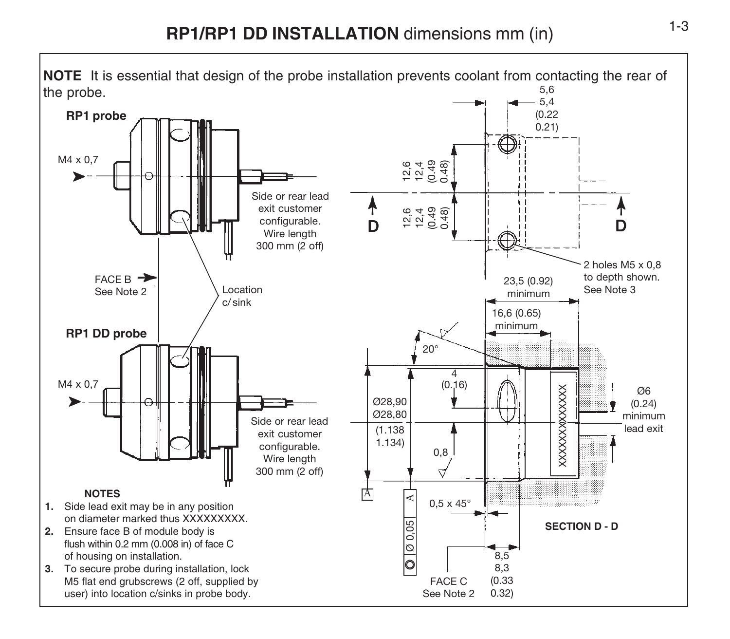# RP1/RP1 DD INSTALLATION dimensions mm (in)

**NOTE** It is essential that design of the probe installation prevents coolant from contacting the rear of the probe.

**RP1 probe**

M4 x 0,7

Side or rear lead exit customer configurable. Wire length 300 mm (2 off)

FACE B
See Note 2

Location c/sink

**RP1 DD probe**

M4 x 0,7

Side or rear lead exit customer configurable. Wire length 300 mm (2 off)

5,6
5,4
(0.22
0.21)

12,6
12,4
(0.49
0.48)

12,6
12,4
(0.49
0.48)

D D

2 holes M5 x 0,8 to depth shown. See Note 3

23,5 (0.92) minimum

16,6 (0.65) minimum

20°

4
(0.16)

Ø28,90
Ø28,80
(1.138
1.134)

0,8

Ø6
(0.24)
minimum
lead exit

XXXXXXXXXXXX

A

◎ Ø 0,05 A

0,5 x 45°

8,5
8,3
(0.33
0.32)

FACE C
See Note 2

**SECTION D - D**

**NOTES**

1. Side lead exit may be in any position on diameter marked thus XXXXXXXXX.
2. Ensure face B of module body is flush within 0.2 mm (0.008 in) of face C of housing on installation.
3. To secure probe during installation, lock M5 flat end grubscrews (2 off, supplied by user) into location c/sinks in probe body.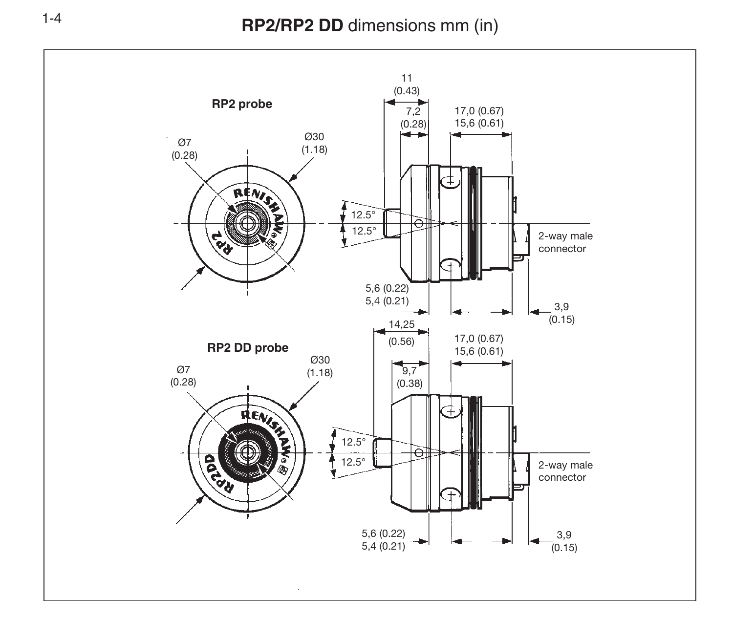# **RP2/RP2 DD** dimensions mm (in)

**RP2 probe**

Ø7 (0.28)

Ø30 (1.18)

11 (0.43)

7,2 (0.28)

17,0 (0.67)
15,6 (0.61)

12.5°
12.5°

2-way male connector

5,6 (0.22)
5,4 (0.21)

3,9 (0.15)

**RP2 DD probe**

Ø7 (0.28)

Ø30 (1.18)

14,25 (0.56)

9,7 (0.38)

17,0 (0.67)
15,6 (0.61)

12.5°
12.5°

2-way male connector

5,6 (0.22)
5,4 (0.21)

3,9 (0.15)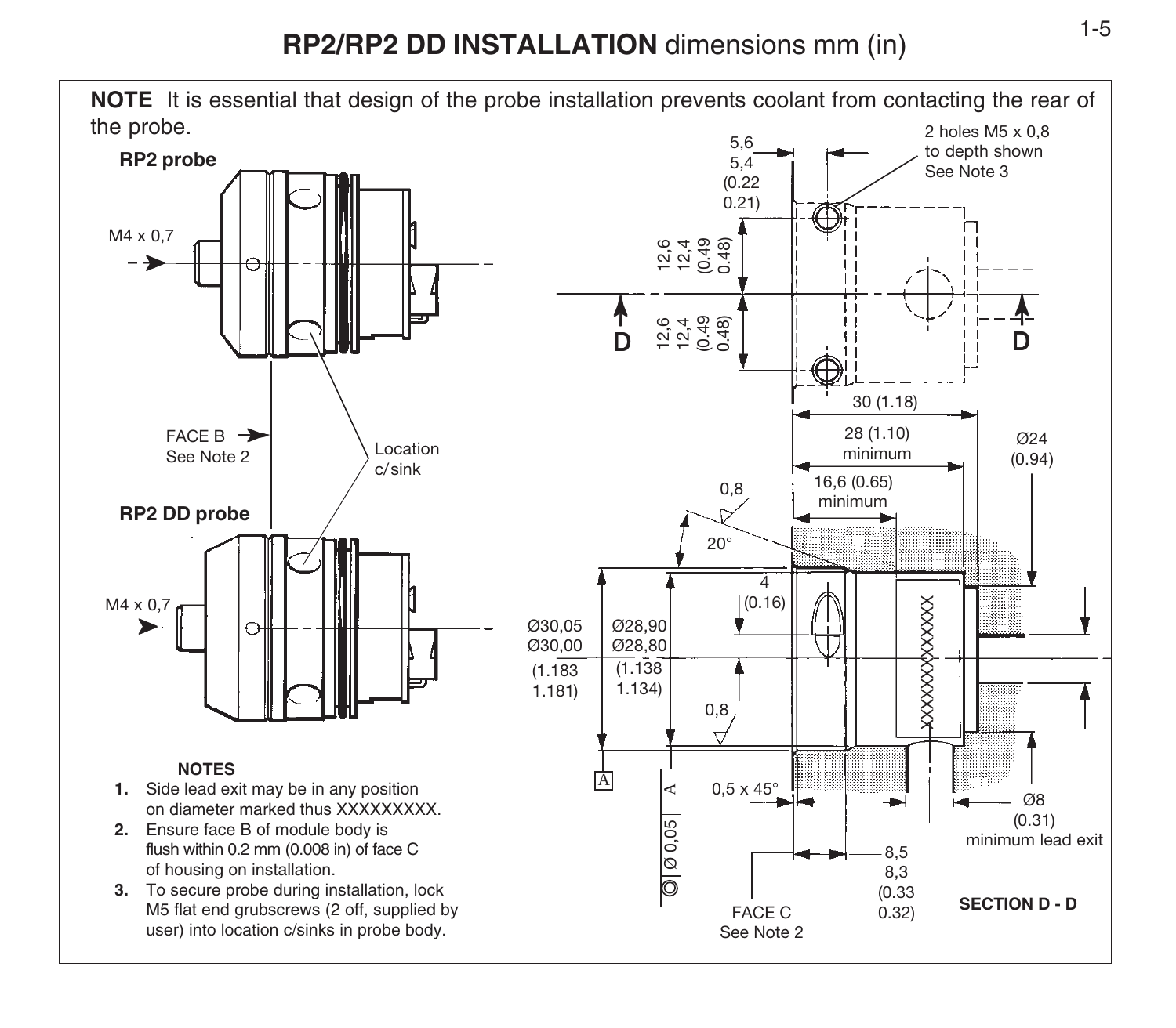# RP2/RP2 DD INSTALLATION dimensions mm (in)

**NOTE** It is essential that design of the probe installation prevents coolant from contacting the rear of the probe.

**RP2 probe**

M4 x 0,7

FACE B → See Note 2

Location c/sink

**RP2 DD probe**

M4 x 0,7

5,6 5,4 (0.22 0.21)

2 holes M5 x 0,8 to depth shown See Note 3

12,6 12,4 (0.49 0.48)

12,6 12,4 (0.49 0.48)

D

D

30 (1.18)

28 (1.10) minimum

Ø24 (0.94)

16,6 (0.65) minimum

0,8

20°

4 (0.16)

Ø30,05 Ø30,00 (1.183 1.181)

Ø28,90 Ø28,80 (1.138 1.134)

0,8

A

◎ Ø 0,05 A

0,5 x 45°

Ø8 (0.31) minimum lead exit

8,5 8,3 (0.33 0.32)

FACE C See Note 2

**SECTION D - D**

**NOTES**

1. Side lead exit may be in any position on diameter marked thus XXXXXXXXX.
2. Ensure face B of module body is flush within 0.2 mm (0.008 in) of face C of housing on installation.
3. To secure probe during installation, lock M5 flat end grubscrews (2 off, supplied by user) into location c/sinks in probe body.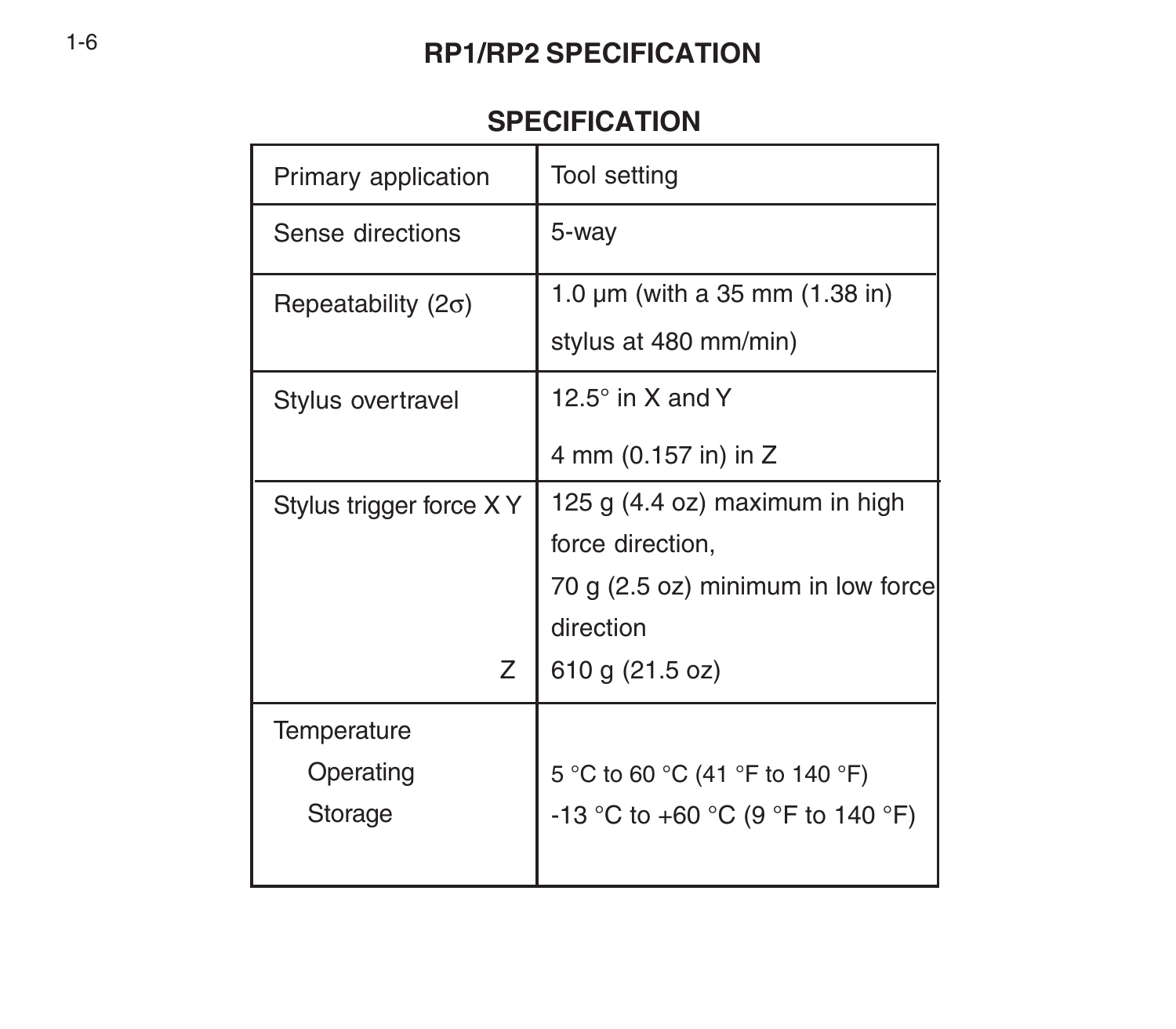# RP1/RP2 SPECIFICATION

## SPECIFICATION

| | |
|---|---|
| Primary application | Tool setting |
| Sense directions | 5-way |
| Repeatability (2σ) | 1.0 µm (with a 35 mm (1.38 in) stylus at 480 mm/min) |
| Stylus overtravel | 12.5° in X and Y<br>4 mm (0.157 in) in Z |
| Stylus trigger force X Y | 125 g (4.4 oz) maximum in high force direction,<br>70 g (2.5 oz) minimum in low force direction |
| Z | 610 g (21.5 oz) |
| Temperature | |
| Operating | 5 °C to 60 °C (41 °F to 140 °F) |
| Storage | -13 °C to +60 °C (9 °F to 140 °F) |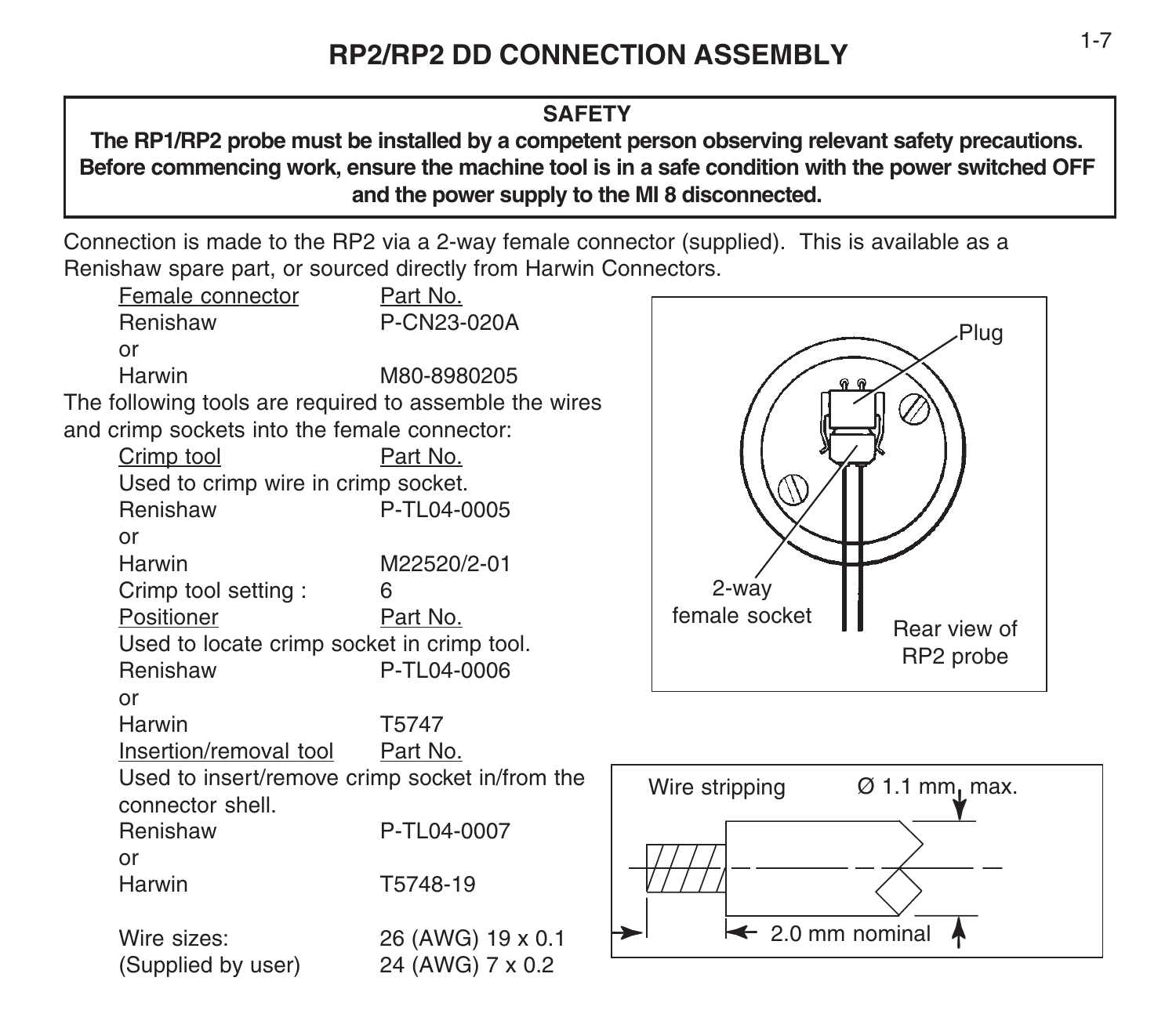# RP2/RP2 DD CONNECTION ASSEMBLY

**SAFETY**

**The RP1/RP2 probe must be installed by a competent person observing relevant safety precautions. Before commencing work, ensure the machine tool is in a safe condition with the power switched OFF and the power supply to the MI 8 disconnected.**

Connection is made to the RP2 via a 2-way female connector (supplied). This is available as a Renishaw spare part, or sourced directly from Harwin Connectors.

| Female connector | Part No. |
|---|---|
| Renishaw | P-CN23-020A |
| or | |
| Harwin | M80-8980205 |

The following tools are required to assemble the wires and crimp sockets into the female connector:

| Crimp tool | Part No. |
|---|---|
| Used to crimp wire in crimp socket. | |
| Renishaw | P-TL04-0005 |
| or | |
| Harwin | M22520/2-01 |
| Crimp tool setting : | 6 |

| Positioner | Part No. |
|---|---|
| Used to locate crimp socket in crimp tool. | |
| Renishaw | P-TL04-0006 |
| or | |
| Harwin | T5747 |

| Insertion/removal tool | Part No. |
|---|---|
| Used to insert/remove crimp socket in/from the connector shell. | |
| Renishaw | P-TL04-0007 |
| or | |
| Harwin | T5748-19 |

| Wire sizes: | 26 (AWG) 19 x 0.1 |
|---|---|
| (Supplied by user) | 24 (AWG) 7 x 0.2 |

Plug

2-way female socket

Rear view of RP2 probe

Wire stripping — Ø 1.1 mm max. — 2.0 mm nominal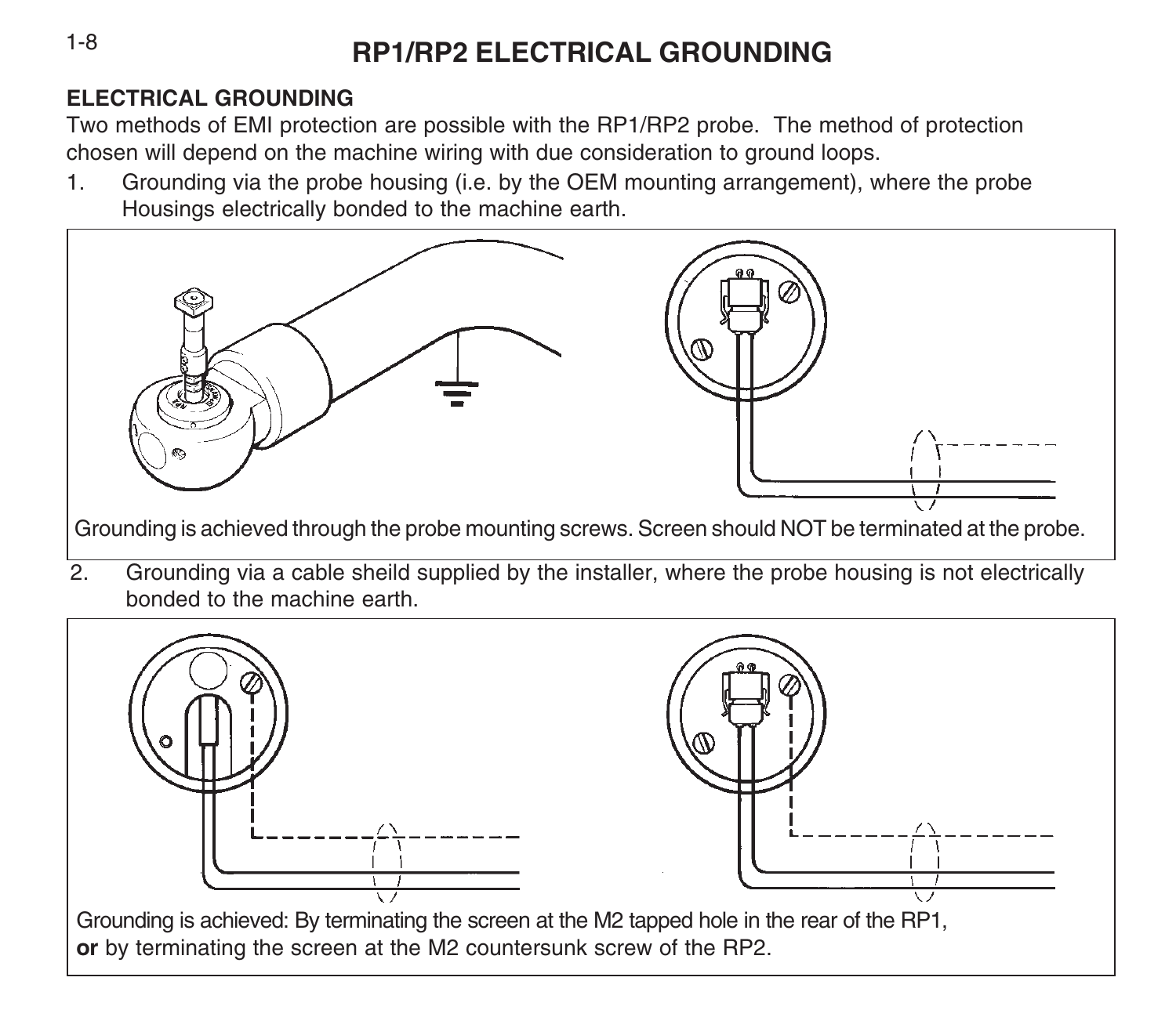# RP1/RP2 ELECTRICAL GROUNDING

## ELECTRICAL GROUNDING

Two methods of EMI protection are possible with the RP1/RP2 probe. The method of protection chosen will depend on the machine wiring with due consideration to ground loops.

1. Grounding via the probe housing (i.e. by the OEM mounting arrangement), where the probe Housings electrically bonded to the machine earth.

Grounding is achieved through the probe mounting screws. Screen should NOT be terminated at the probe.

2. Grounding via a cable sheild supplied by the installer, where the probe housing is not electrically bonded to the machine earth.

Grounding is achieved: By terminating the screen at the M2 tapped hole in the rear of the RP1, **or** by terminating the screen at the M2 countersunk screw of the RP2.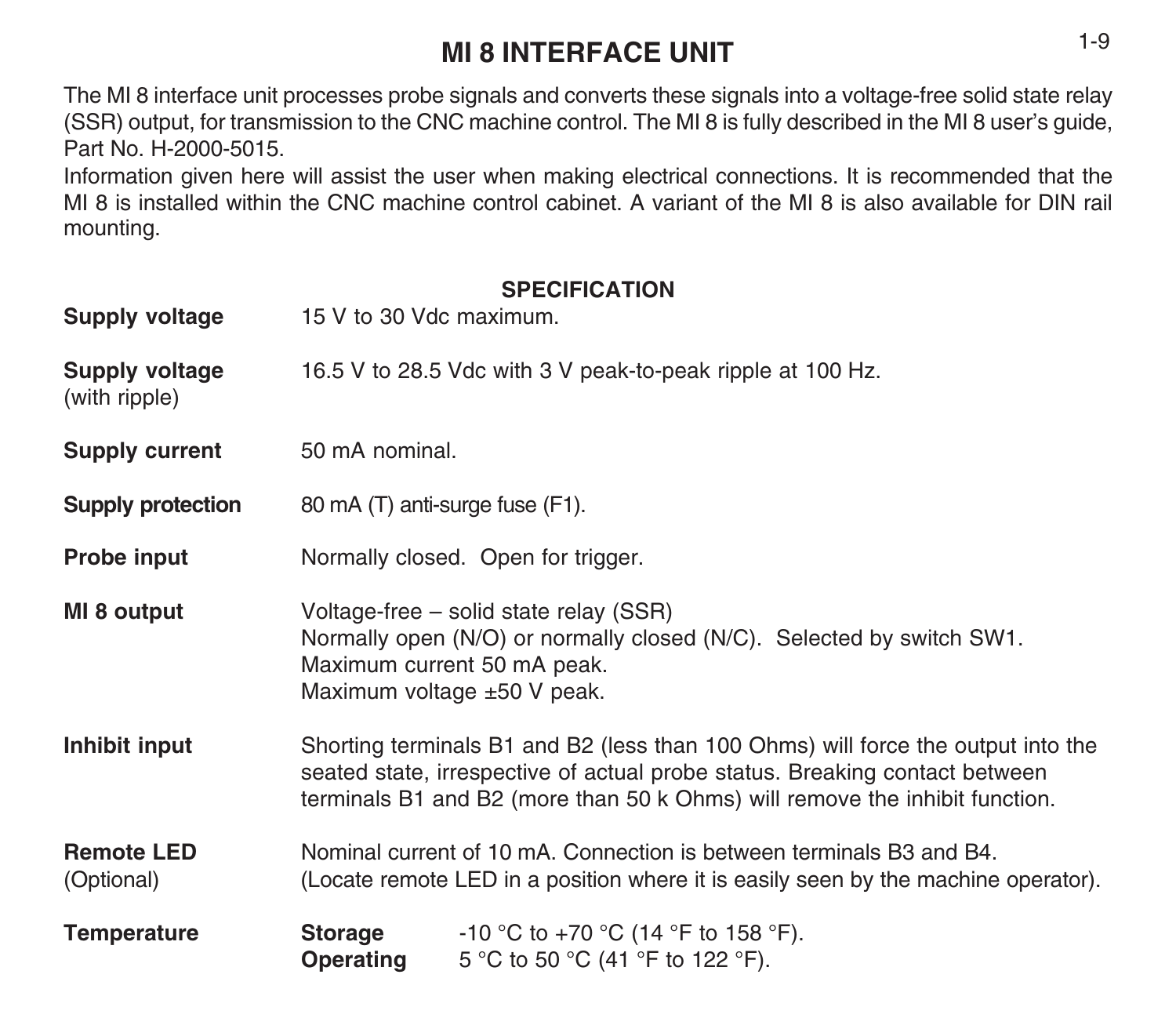# MI 8 INTERFACE UNIT

The MI 8 interface unit processes probe signals and converts these signals into a voltage-free solid state relay (SSR) output, for transmission to the CNC machine control. The MI 8 is fully described in the MI 8 user's guide, Part No. H-2000-5015.

Information given here will assist the user when making electrical connections. It is recommended that the MI 8 is installed within the CNC machine control cabinet. A variant of the MI 8 is also available for DIN rail mounting.

## SPECIFICATION

**Supply voltage**
15 V to 30 Vdc maximum.

**Supply voltage** (with ripple)
16.5 V to 28.5 Vdc with 3 V peak-to-peak ripple at 100 Hz.

**Supply current**
50 mA nominal.

**Supply protection**
80 mA (T) anti-surge fuse (F1).

**Probe input**
Normally closed. Open for trigger.

**MI 8 output**
Voltage-free – solid state relay (SSR)
Normally open (N/O) or normally closed (N/C). Selected by switch SW1.
Maximum current 50 mA peak.
Maximum voltage ±50 V peak.

**Inhibit input**
Shorting terminals B1 and B2 (less than 100 Ohms) will force the output into the seated state, irrespective of actual probe status. Breaking contact between terminals B1 and B2 (more than 50 k Ohms) will remove the inhibit function.

**Remote LED** (Optional)
Nominal current of 10 mA. Connection is between terminals B3 and B4.
(Locate remote LED in a position where it is easily seen by the machine operator).

**Temperature**
**Storage** -10 °C to +70 °C (14 °F to 158 °F).
**Operating** 5 °C to 50 °C (41 °F to 122 °F).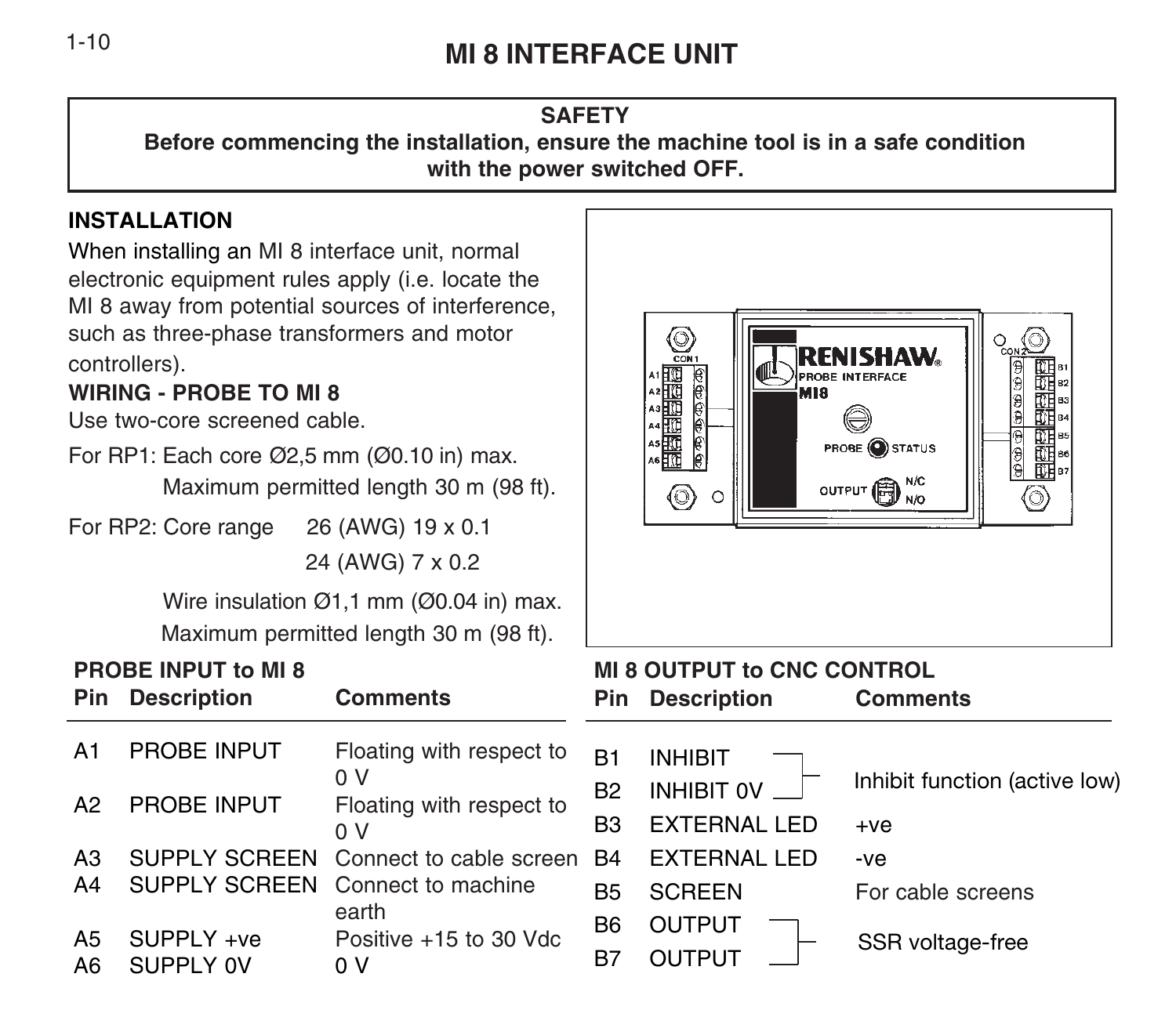# MI 8 INTERFACE UNIT

**SAFETY**
**Before commencing the installation, ensure the machine tool is in a safe condition with the power switched OFF.**

## INSTALLATION

When installing an MI 8 interface unit, normal electronic equipment rules apply (i.e. locate the MI 8 away from potential sources of interference, such as three-phase transformers and motor controllers).

### WIRING - PROBE TO MI 8

Use two-core screened cable.

For RP1: Each core Ø2,5 mm (Ø0.10 in) max.
Maximum permitted length 30 m (98 ft).

For RP2: Core range 26 (AWG) 19 x 0.1
24 (AWG) 7 x 0.2

Wire insulation Ø1,1 mm (Ø0.04 in) max.
Maximum permitted length 30 m (98 ft).

**PROBE INPUT to MI 8**

| Pin | Description | Comments |
|---|---|---|
| A1 | PROBE INPUT | Floating with respect to 0 V |
| A2 | PROBE INPUT | Floating with respect to 0 V |
| A3 | SUPPLY SCREEN | Connect to cable screen |
| A4 | SUPPLY SCREEN | Connect to machine earth |
| A5 | SUPPLY +ve | Positive +15 to 30 Vdc |
| A6 | SUPPLY 0V | 0 V |

**MI 8 OUTPUT to CNC CONTROL**

| Pin | Description | Comments |
|---|---|---|
| B1 | INHIBIT | Inhibit function (active low) |
| B2 | INHIBIT 0V | Inhibit function (active low) |
| B3 | EXTERNAL LED | +ve |
| B4 | EXTERNAL LED | -ve |
| B5 | SCREEN | For cable screens |
| B6 | OUTPUT | SSR voltage-free |
| B7 | OUTPUT | SSR voltage-free |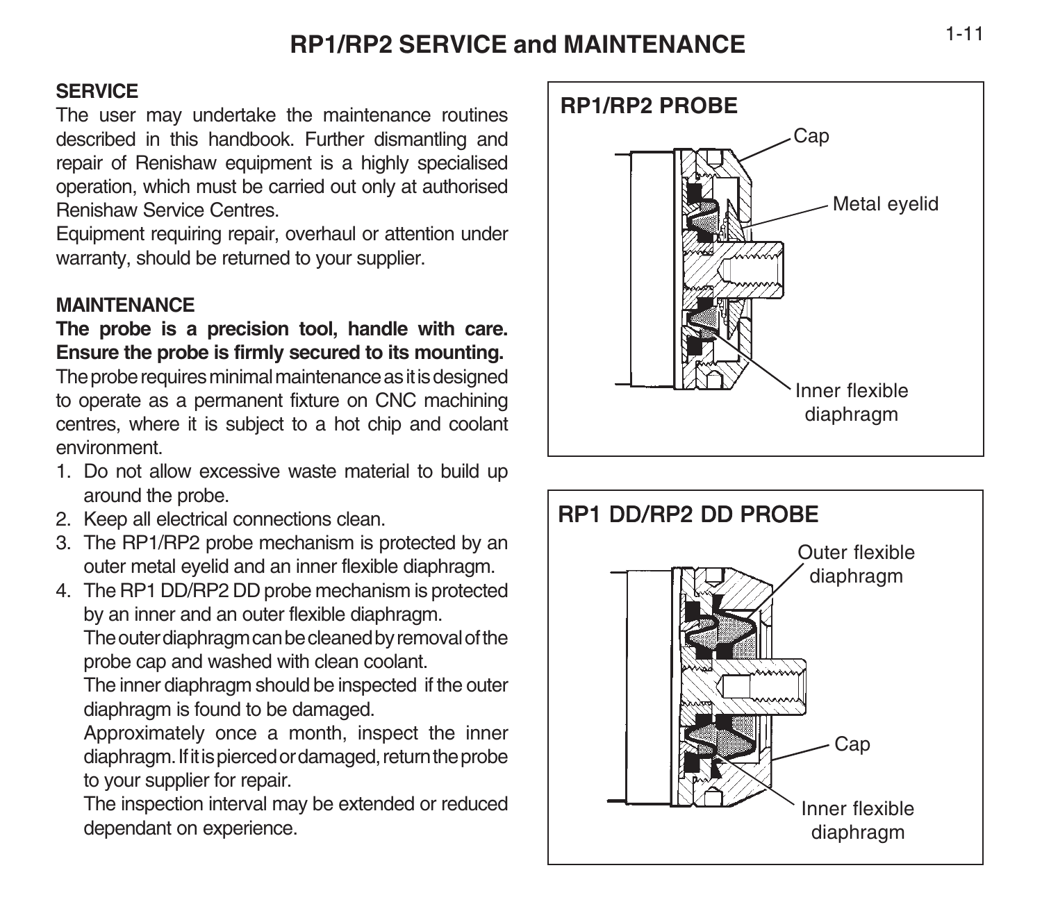# RP1/RP2 SERVICE and MAINTENANCE

## SERVICE

The user may undertake the maintenance routines described in this handbook. Further dismantling and repair of Renishaw equipment is a highly specialised operation, which must be carried out only at authorised Renishaw Service Centres.

Equipment requiring repair, overhaul or attention under warranty, should be returned to your supplier.

## MAINTENANCE

**The probe is a precision tool, handle with care. Ensure the probe is firmly secured to its mounting.**

The probe requires minimal maintenance as it is designed to operate as a permanent fixture on CNC machining centres, where it is subject to a hot chip and coolant environment.

1. Do not allow excessive waste material to build up around the probe.
2. Keep all electrical connections clean.
3. The RP1/RP2 probe mechanism is protected by an outer metal eyelid and an inner flexible diaphragm.
4. The RP1 DD/RP2 DD probe mechanism is protected by an inner and an outer flexible diaphragm.

   The outer diaphragm can be cleaned by removal of the probe cap and washed with clean coolant.

   The inner diaphragm should be inspected if the outer diaphragm is found to be damaged.

   Approximately once a month, inspect the inner diaphragm. If it is pierced or damaged, return the probe to your supplier for repair.

   The inspection interval may be extended or reduced dependant on experience.

**RP1/RP2 PROBE**

Cap

Metal eyelid

Inner flexible diaphragm

**RP1 DD/RP2 DD PROBE**

Outer flexible diaphragm

Cap

Inner flexible diaphragm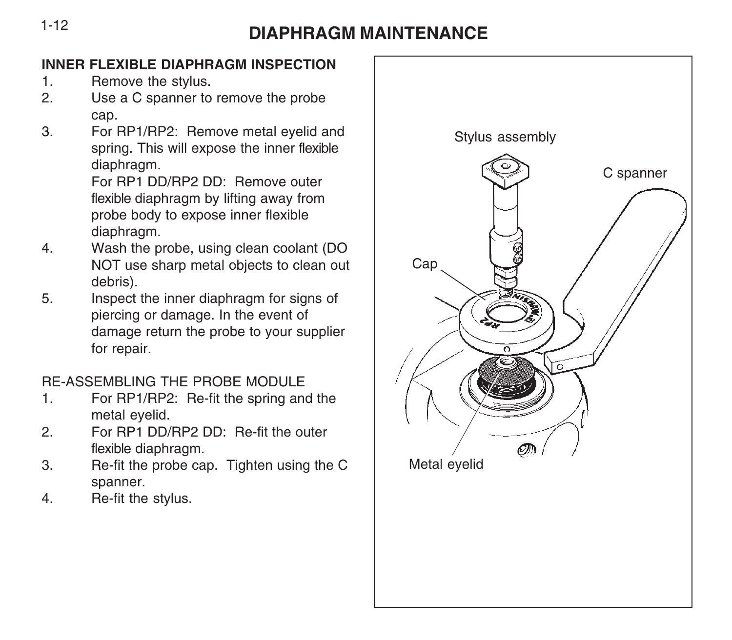# DIAPHRAGM MAINTENANCE

### INNER FLEXIBLE DIAPHRAGM INSPECTION

1. Remove the stylus.
2. Use a C spanner to remove the probe cap.
3. For RP1/RP2: Remove metal eyelid and spring. This will expose the inner flexible diaphragm.
   For RP1 DD/RP2 DD: Remove outer flexible diaphragm by lifting away from probe body to expose inner flexible diaphragm.
4. Wash the probe, using clean coolant (DO NOT use sharp metal objects to clean out debris).
5. Inspect the inner diaphragm for signs of piercing or damage. In the event of damage return the probe to your supplier for repair.

RE-ASSEMBLING THE PROBE MODULE

1. For RP1/RP2: Re-fit the spring and the metal eyelid.
2. For RP1 DD/RP2 DD: Re-fit the outer flexible diaphragm.
3. Re-fit the probe cap. Tighten using the C spanner.
4. Re-fit the stylus.

Stylus assembly

C spanner

Cap

Metal eyelid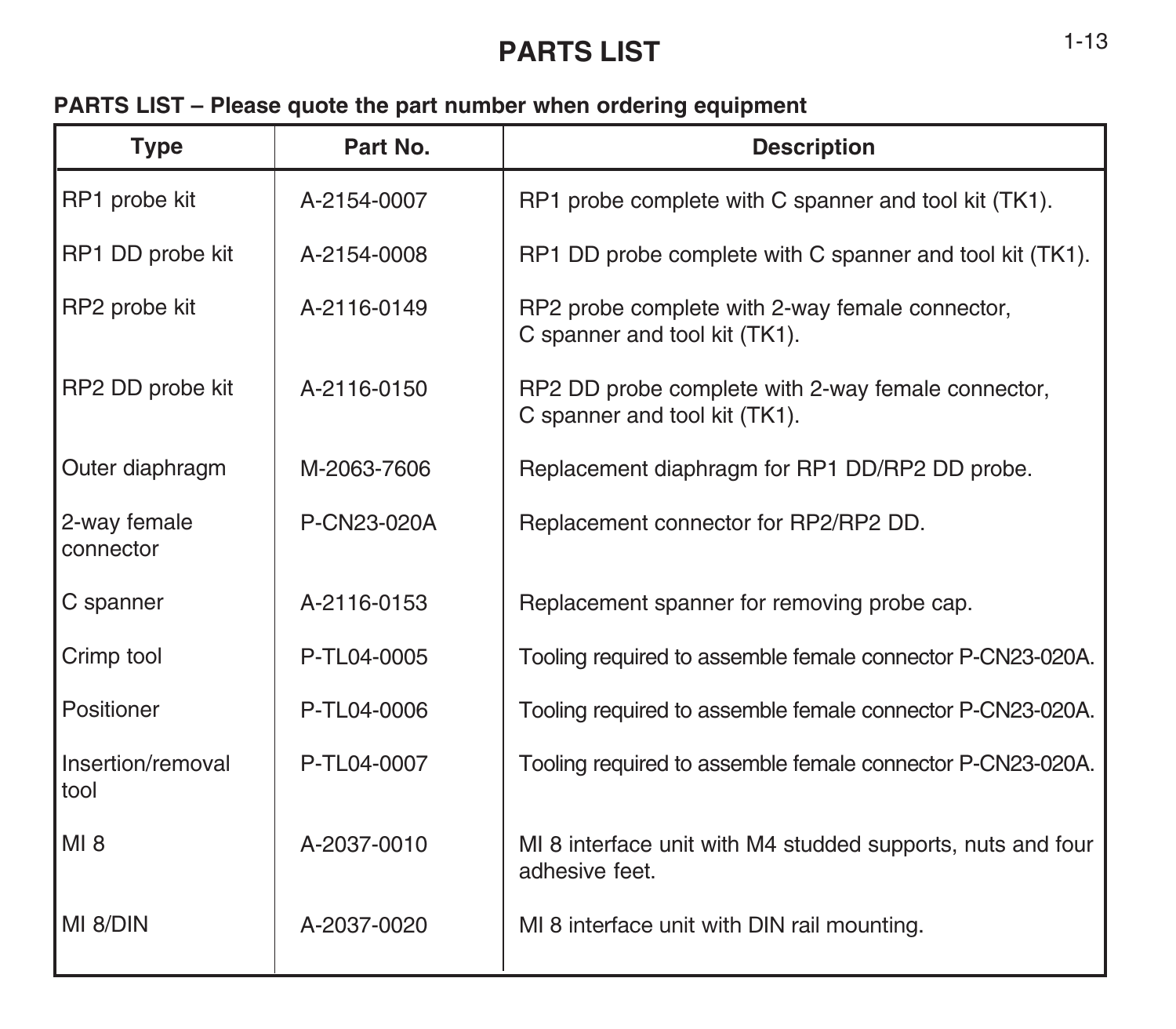# PARTS LIST

**PARTS LIST – Please quote the part number when ordering equipment**

| Type | Part No. | Description |
|---|---|---|
| RP1 probe kit | A-2154-0007 | RP1 probe complete with C spanner and tool kit (TK1). |
| RP1 DD probe kit | A-2154-0008 | RP1 DD probe complete with C spanner and tool kit (TK1). |
| RP2 probe kit | A-2116-0149 | RP2 probe complete with 2-way female connector, C spanner and tool kit (TK1). |
| RP2 DD probe kit | A-2116-0150 | RP2 DD probe complete with 2-way female connector, C spanner and tool kit (TK1). |
| Outer diaphragm | M-2063-7606 | Replacement diaphragm for RP1 DD/RP2 DD probe. |
| 2-way female connector | P-CN23-020A | Replacement connector for RP2/RP2 DD. |
| C spanner | A-2116-0153 | Replacement spanner for removing probe cap. |
| Crimp tool | P-TL04-0005 | Tooling required to assemble female connector P-CN23-020A. |
| Positioner | P-TL04-0006 | Tooling required to assemble female connector P-CN23-020A. |
| Insertion/removal tool | P-TL04-0007 | Tooling required to assemble female connector P-CN23-020A. |
| MI 8 | A-2037-0010 | MI 8 interface unit with M4 studded supports, nuts and four adhesive feet. |
| MI 8/DIN | A-2037-0020 | MI 8 interface unit with DIN rail mounting. |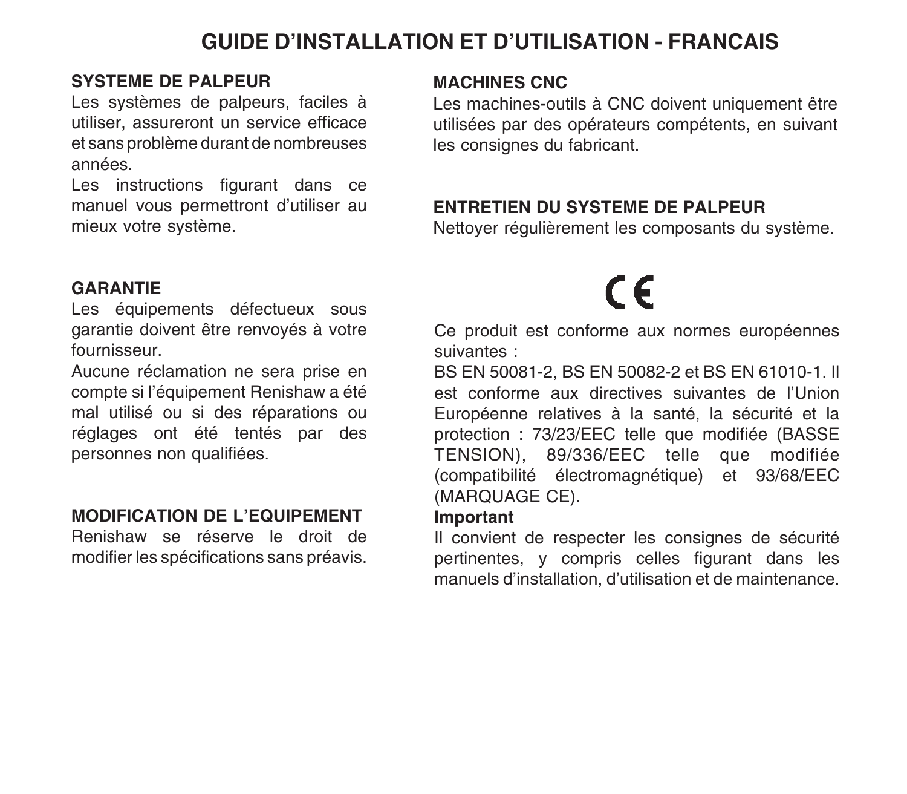# GUIDE D'INSTALLATION ET D'UTILISATION - FRANCAIS

## SYSTEME DE PALPEUR

Les systèmes de palpeurs, faciles à utiliser, assureront un service efficace et sans problème durant de nombreuses années.

Les instructions figurant dans ce manuel vous permettront d'utiliser au mieux votre système.

## GARANTIE

Les équipements défectueux sous garantie doivent être renvoyés à votre fournisseur.

Aucune réclamation ne sera prise en compte si l'équipement Renishaw a été mal utilisé ou si des réparations ou réglages ont été tentés par des personnes non qualifiées.

## MODIFICATION DE L'EQUIPEMENT

Renishaw se réserve le droit de modifier les spécifications sans préavis.

## MACHINES CNC

Les machines-outils à CNC doivent uniquement être utilisées par des opérateurs compétents, en suivant les consignes du fabricant.

## ENTRETIEN DU SYSTEME DE PALPEUR

Nettoyer régulièrement les composants du système.

CE

Ce produit est conforme aux normes européennes suivantes :

BS EN 50081-2, BS EN 50082-2 et BS EN 61010-1. Il est conforme aux directives suivantes de l'Union Européenne relatives à la santé, la sécurité et la protection : 73/23/EEC telle que modifiée (BASSE TENSION), 89/336/EEC telle que modifiée (compatibilité électromagnétique) et 93/68/EEC (MARQUAGE CE).

**Important**

Il convient de respecter les consignes de sécurité pertinentes, y compris celles figurant dans les manuels d'installation, d'utilisation et de maintenance.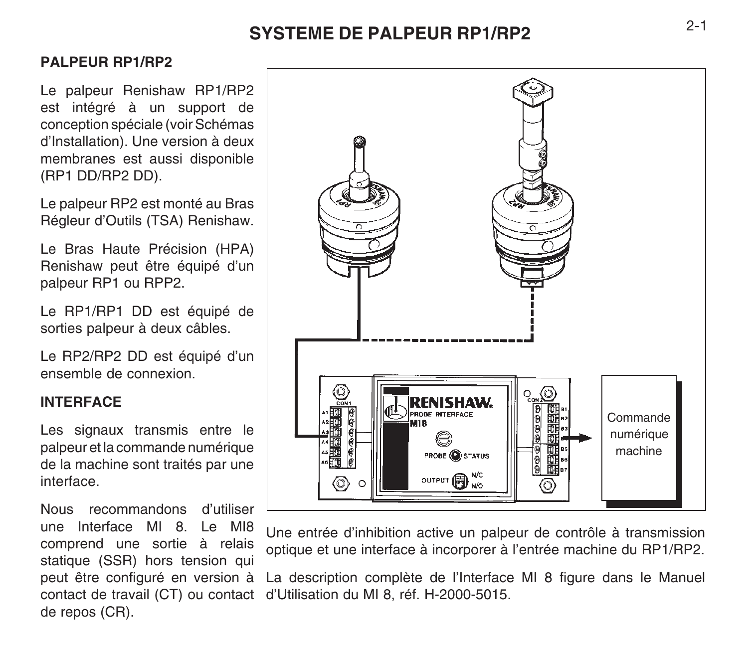# SYSTEME DE PALPEUR RP1/RP2

## PALPEUR RP1/RP2

Le palpeur Renishaw RP1/RP2 est intégré à un support de conception spéciale (voir Schémas d'Installation). Une version à deux membranes est aussi disponible (RP1 DD/RP2 DD).

Le palpeur RP2 est monté au Bras Régleur d'Outils (TSA) Renishaw.

Le Bras Haute Précision (HPA) Renishaw peut être équipé d'un palpeur RP1 ou RPP2.

Le RP1/RP1 DD est équipé de sorties palpeur à deux câbles.

Le RP2/RP2 DD est équipé d'un ensemble de connexion.

## INTERFACE

Les signaux transmis entre le palpeur et la commande numérique de la machine sont traités par une interface.

Nous recommandons d'utiliser une Interface MI 8. Le MI8 comprend une sortie à relais statique (SSR) hors tension qui peut être configuré en version à contact de travail (CT) ou contact de repos (CR).

Une entrée d'inhibition active un palpeur de contrôle à transmission optique et une interface à incorporer à l'entrée machine du RP1/RP2.

La description complète de l'Interface MI 8 figure dans le Manuel d'Utilisation du MI 8, réf. H-2000-5015.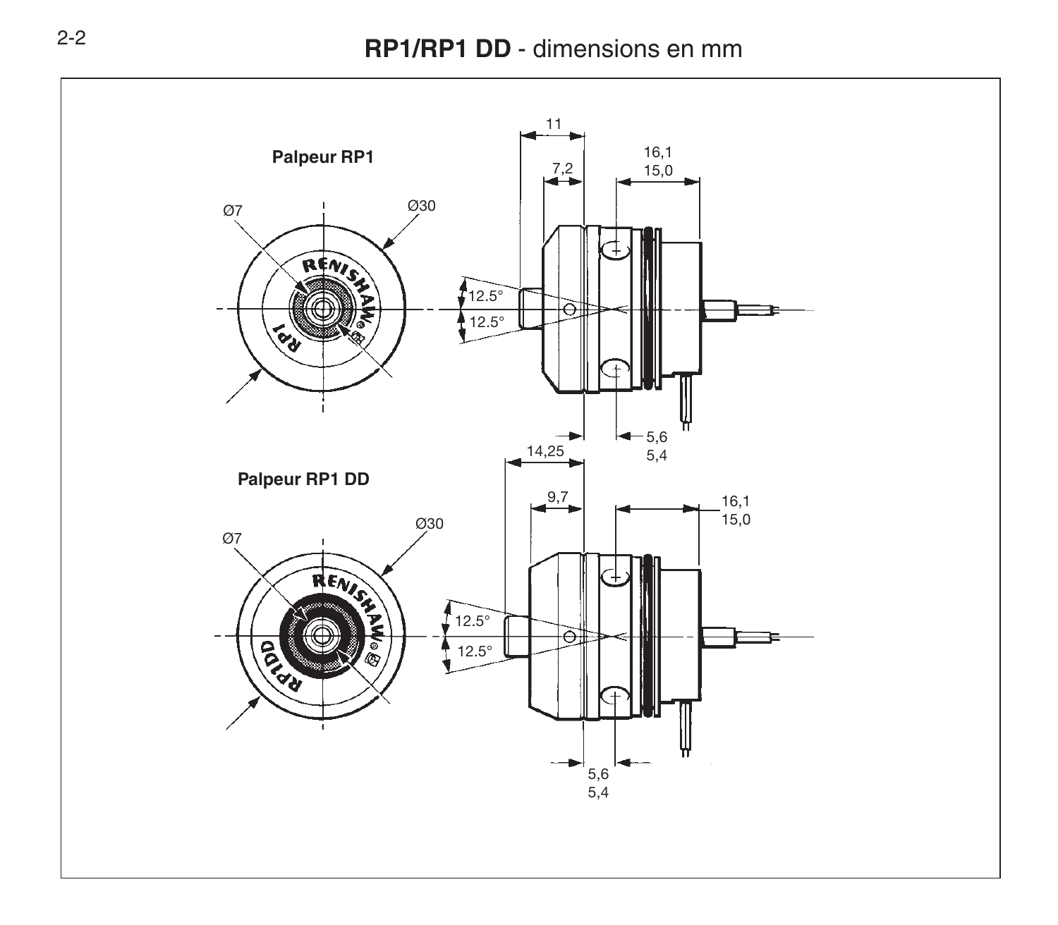# RP1/RP1 DD - dimensions en mm

**Palpeur RP1**

Ø7

Ø30

11

7,2

16,1
15,0

12.5°

12.5°

5,6
5,4

14,25

**Palpeur RP1 DD**

9,7

16,1
15,0

Ø30

Ø7

12.5°

12.5°

5,6
5,4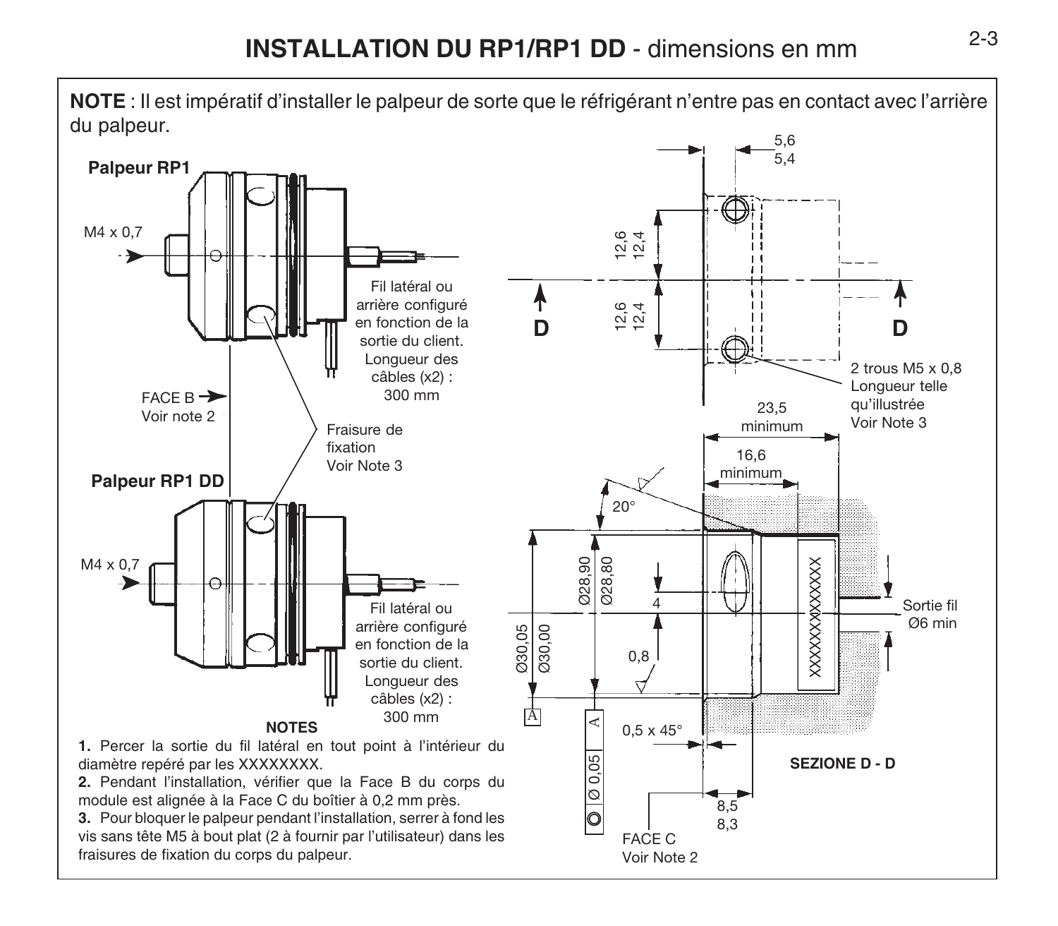# INSTALLATION DU RP1/RP1 DD - dimensions en mm

**NOTE** : Il est impératif d'installer le palpeur de sorte que le réfrigérant n'entre pas en contact avec l'arrière du palpeur.

**Palpeur RP1**

M4 x 0,7

Fil latéral ou arrière configuré en fonction de la sortie du client. Longueur des câbles (x2) : 300 mm

FACE B Voir note 2

Fraisure de fixation Voir Note 3

**Palpeur RP1 DD**

M4 x 0,7

Fil latéral ou arrière configuré en fonction de la sortie du client. Longueur des câbles (x2) : 300 mm

5,6 / 5,4

12,6 / 12,4

12,6 / 12,4

D D

2 trous M5 x 0,8 Longueur telle qu'illustrée Voir Note 3

23,5 minimum

16,6 minimum

20°

Ø28,90 / Ø28,80

Ø30,05 / Ø30,00

4

0,8

Sortie fil Ø6 min

A

Ø 0,05 A

0,5 x 45°

8,5 / 8,3

FACE C Voir Note 2

**SEZIONE D - D**

**NOTES**

**1.** Percer la sortie du fil latéral en tout point à l'intérieur du diamètre repéré par les XXXXXXXX.

**2.** Pendant l'installation, vérifier que la Face B du corps du module est alignée à la Face C du boîtier à 0,2 mm près.

**3.** Pour bloquer le palpeur pendant l'installation, serrer à fond les vis sans tête M5 à bout plat (2 à fournir par l'utilisateur) dans les fraisures de fixation du corps du palpeur.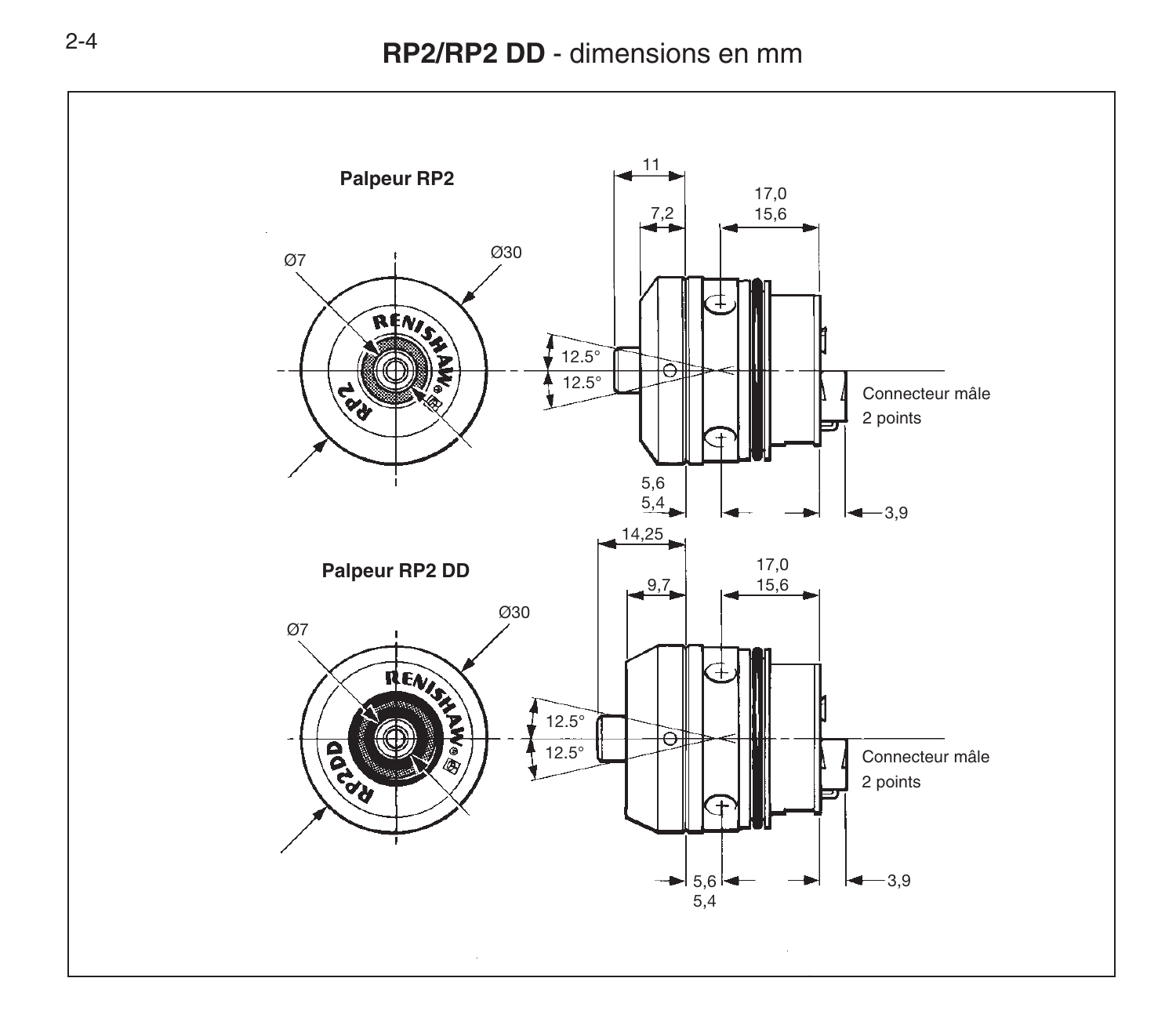# RP2/RP2 DD - dimensions en mm

**Palpeur RP2**

Ø7

Ø30

RENISHAW

RP2

11

7,2

17,0

15,6

12.5°

12.5°

Connecteur mâle
2 points

5,6
5,4

3,9

**Palpeur RP2 DD**

Ø7

Ø30

RENISHAW

RP2DD

14,25

9,7

17,0

15,6

12.5°

12.5°

Connecteur mâle
2 points

5,6
5,4

3,9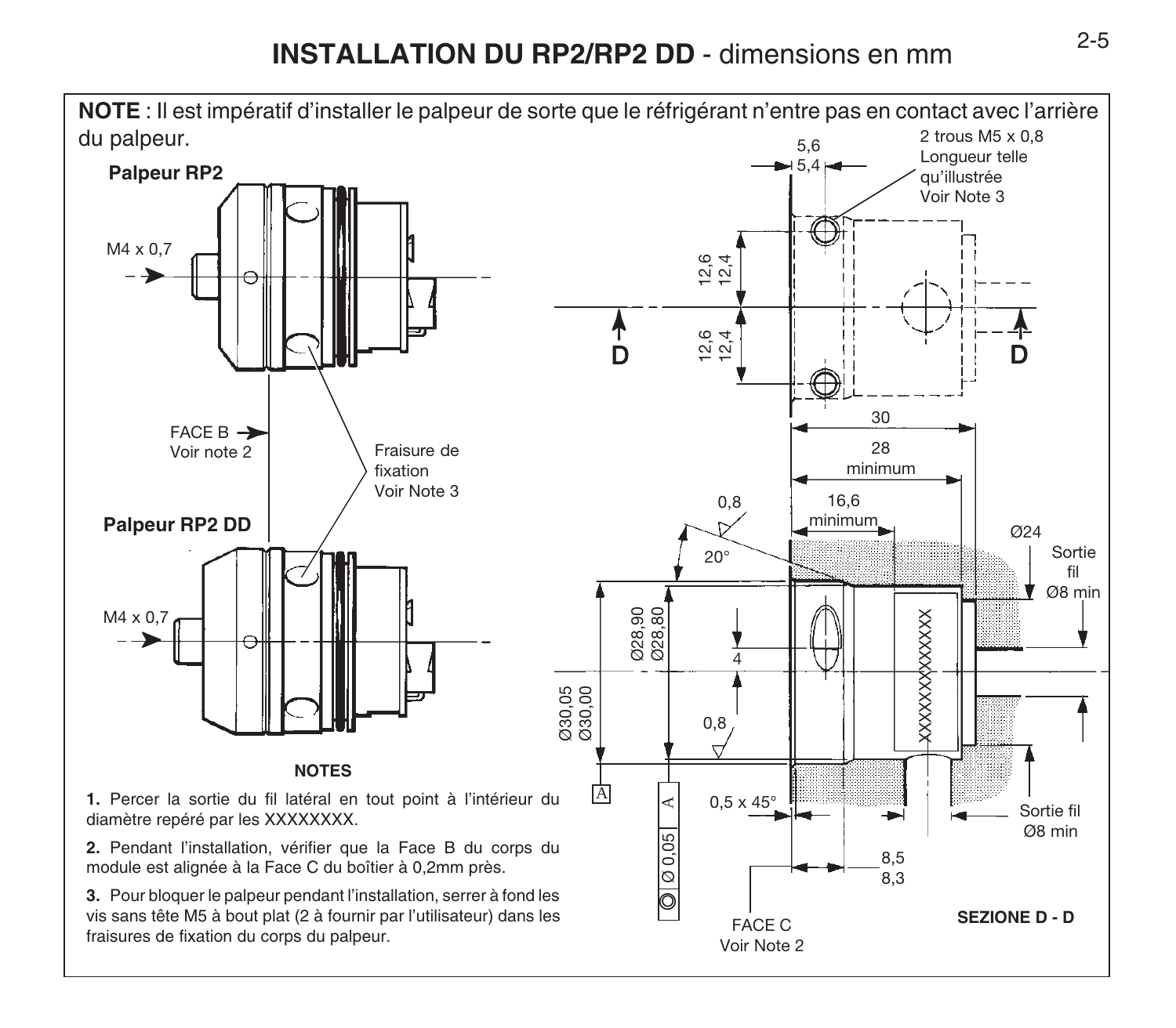# INSTALLATION DU RP2/RP2 DD - dimensions en mm

**NOTE** : Il est impératif d'installer le palpeur de sorte que le réfrigérant n'entre pas en contact avec l'arrière du palpeur.

**Palpeur RP2**

M4 x 0,7

FACE B
Voir note 2

Fraisure de fixation
Voir Note 3

**Palpeur RP2 DD**

M4 x 0,7

2 trous M5 x 0,8
Longueur telle qu'illustrée
Voir Note 3

5,6
5,4

12,6
12,4

12,6
12,4

D D

30

28
minimum

0,8

16,6
minimum

20°

Ø24

Sortie fil Ø8 min

Ø28,90
Ø28,80

4

Ø30,05
Ø30,00

0,8

XXXXXXXXXXXXX

A

Ø 0,05 A

0,5 x 45°

Sortie fil Ø8 min

8,5
8,3

FACE C
Voir Note 2

**SEZIONE D - D**

**NOTES**

**1.** Percer la sortie du fil latéral en tout point à l'intérieur du diamètre repéré par les XXXXXXXX.

**2.** Pendant l'installation, vérifier que la Face B du corps du module est alignée à la Face C du boîtier à 0,2mm près.

**3.** Pour bloquer le palpeur pendant l'installation, serrer à fond les vis sans tête M5 à bout plat (2 à fournir par l'utilisateur) dans les fraisures de fixation du corps du palpeur.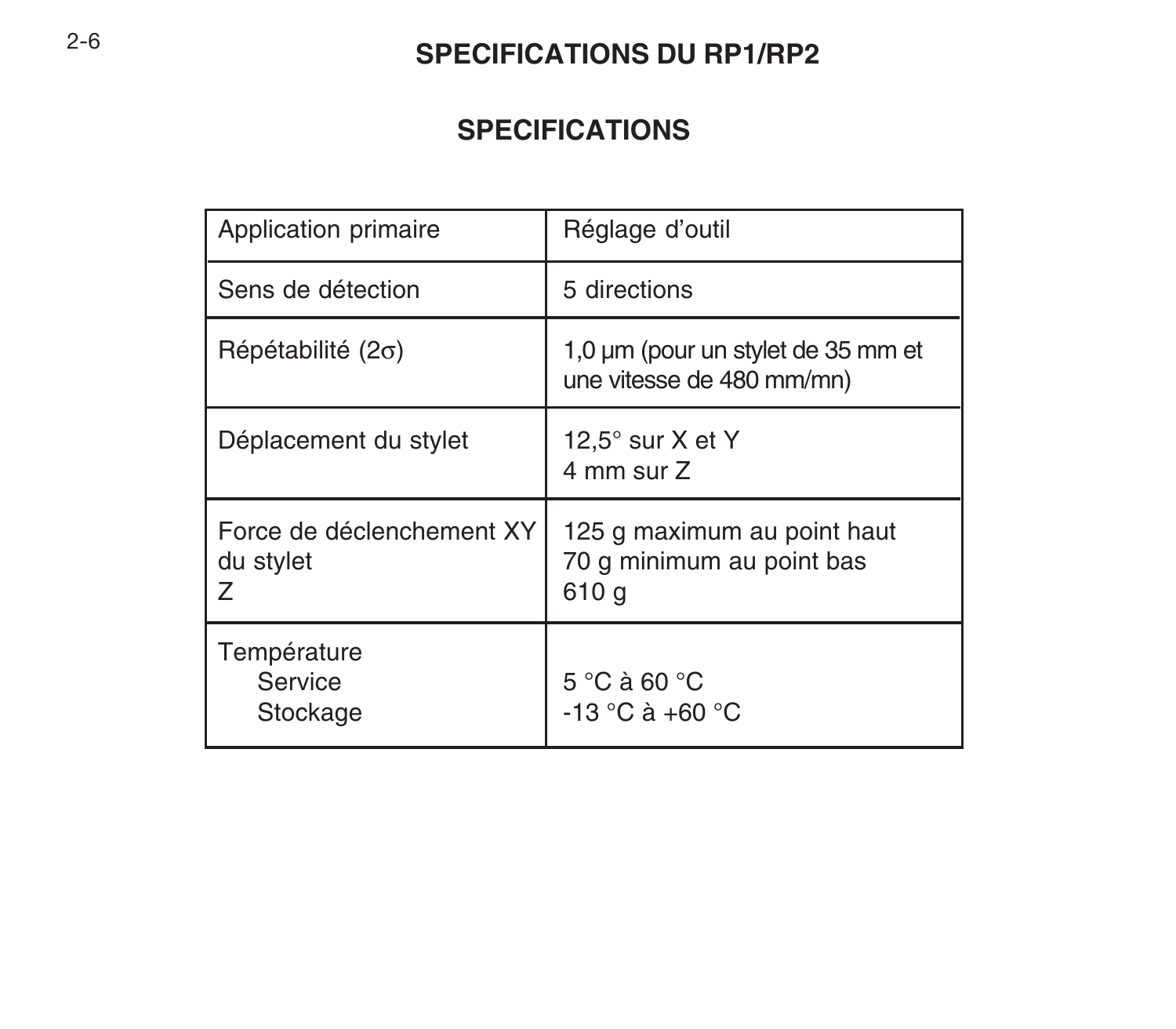# SPECIFICATIONS DU RP1/RP2

## SPECIFICATIONS

| Application primaire | Réglage d'outil |
|---|---|
| Sens de détection | 5 directions |
| Répétabilité (2σ) | 1,0 µm (pour un stylet de 35 mm et une vitesse de 480 mm/mn) |
| Déplacement du stylet | 12,5° sur X et Y<br>4 mm sur Z |
| Force de déclenchement XY du stylet<br>Z | 125 g maximum au point haut<br>70 g minimum au point bas<br>610 g |
| Température<br>Service<br>Stockage | <br>5 °C à 60 °C<br>-13 °C à +60 °C |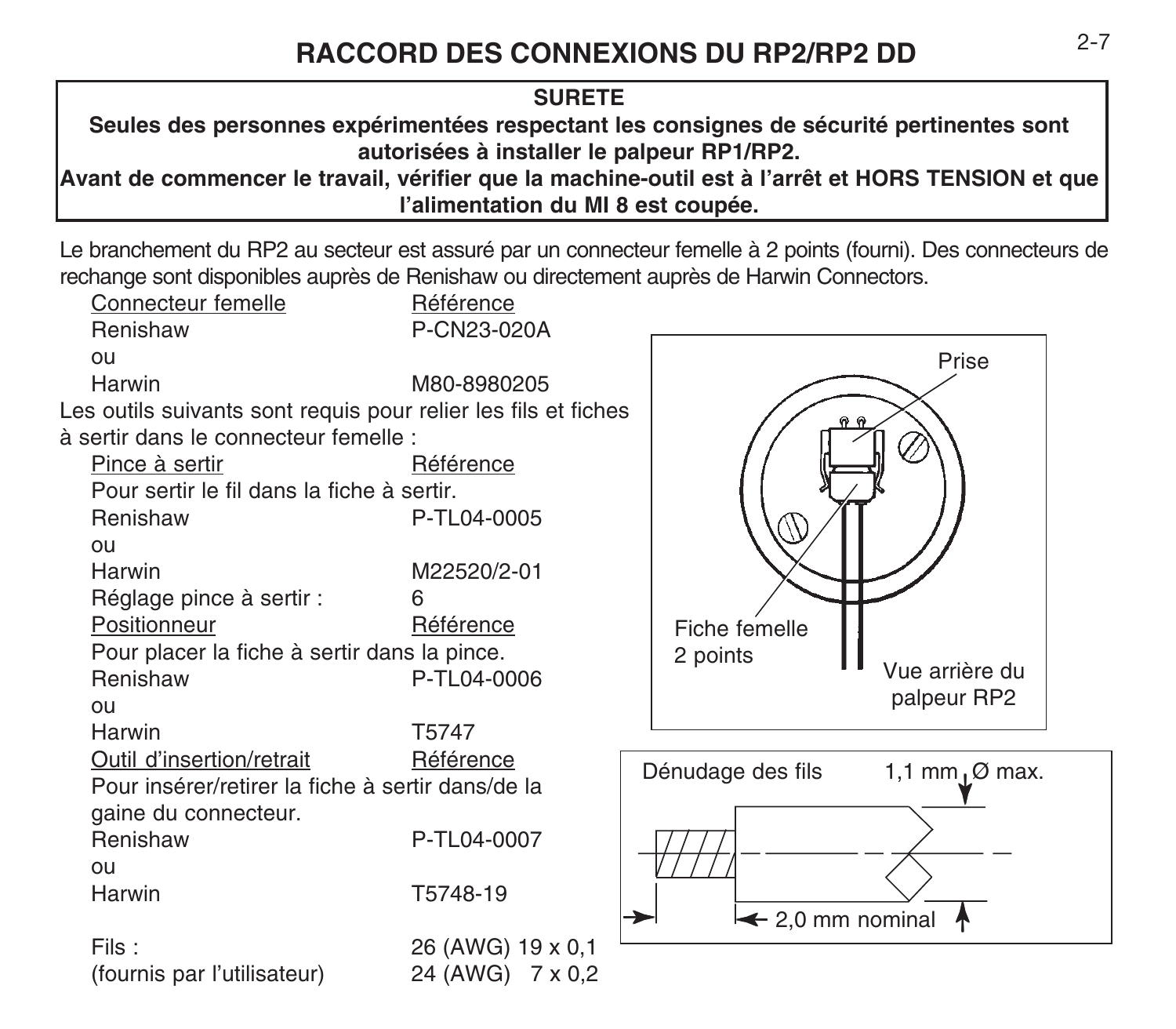# RACCORD DES CONNEXIONS DU RP2/RP2 DD

**SURETE**

**Seules des personnes expérimentées respectant les consignes de sécurité pertinentes sont autorisées à installer le palpeur RP1/RP2.**

**Avant de commencer le travail, vérifier que la machine-outil est à l'arrêt et HORS TENSION et que l'alimentation du MI 8 est coupée.**

Le branchement du RP2 au secteur est assuré par un connecteur femelle à 2 points (fourni). Des connecteurs de rechange sont disponibles auprès de Renishaw ou directement auprès de Harwin Connectors.

| Connecteur femelle | Référence |
|---|---|
| Renishaw | P-CN23-020A |
| ou | |
| Harwin | M80-8980205 |

Les outils suivants sont requis pour relier les fils et fiches à sertir dans le connecteur femelle :

| Pince à sertir | Référence |
|---|---|
| Pour sertir le fil dans la fiche à sertir. | |
| Renishaw | P-TL04-0005 |
| ou | |
| Harwin | M22520/2-01 |
| Réglage pince à sertir : | 6 |

| Positionneur | Référence |
|---|---|
| Pour placer la fiche à sertir dans la pince. | |
| Renishaw | P-TL04-0006 |
| ou | |
| Harwin | T5747 |

| Outil d'insertion/retrait | Référence |
|---|---|
| Pour insérer/retirer la fiche à sertir dans/de la gaine du connecteur. | |
| Renishaw | P-TL04-0007 |
| ou | |
| Harwin | T5748-19 |

| | |
|---|---|
| Fils : | 26 (AWG) 19 x 0,1 |
| (fournis par l'utilisateur) | 24 (AWG) 7 x 0,2 |

Prise

Fiche femelle 2 points

Vue arrière du palpeur RP2

Dénudage des fils — 1,1 mm Ø max. — 2,0 mm nominal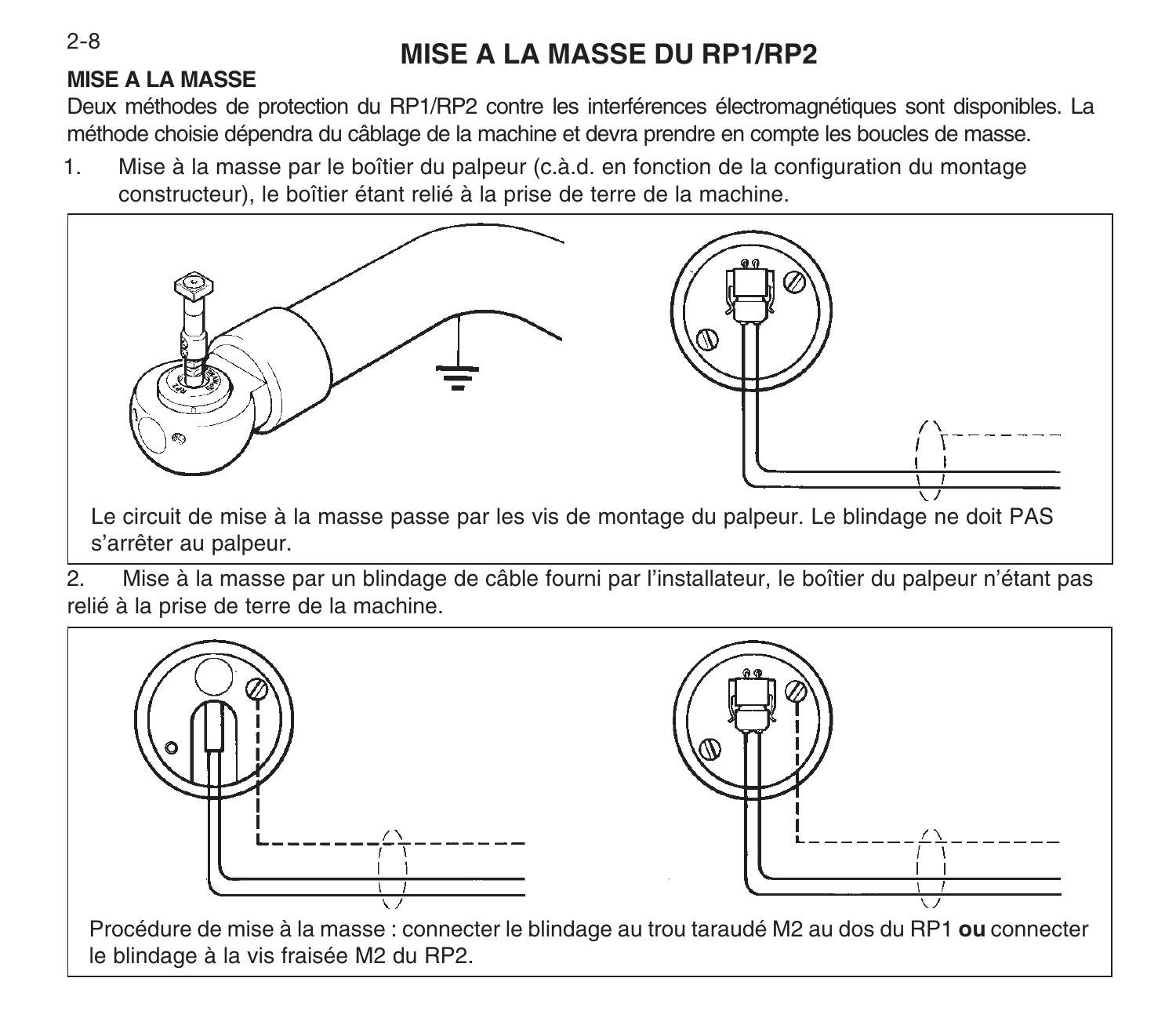# MISE A LA MASSE DU RP1/RP2

## MISE A LA MASSE

Deux méthodes de protection du RP1/RP2 contre les interférences électromagnétiques sont disponibles. La méthode choisie dépendra du câblage de la machine et devra prendre en compte les boucles de masse.

1. Mise à la masse par le boîtier du palpeur (c.à.d. en fonction de la configuration du montage constructeur), le boîtier étant relié à la prise de terre de la machine.

Le circuit de mise à la masse passe par les vis de montage du palpeur. Le blindage ne doit PAS s'arrêter au palpeur.

2. Mise à la masse par un blindage de câble fourni par l'installateur, le boîtier du palpeur n'étant pas relié à la prise de terre de la machine.

Procédure de mise à la masse : connecter le blindage au trou taraudé M2 au dos du RP1 **ou** connecter le blindage à la vis fraisée M2 du RP2.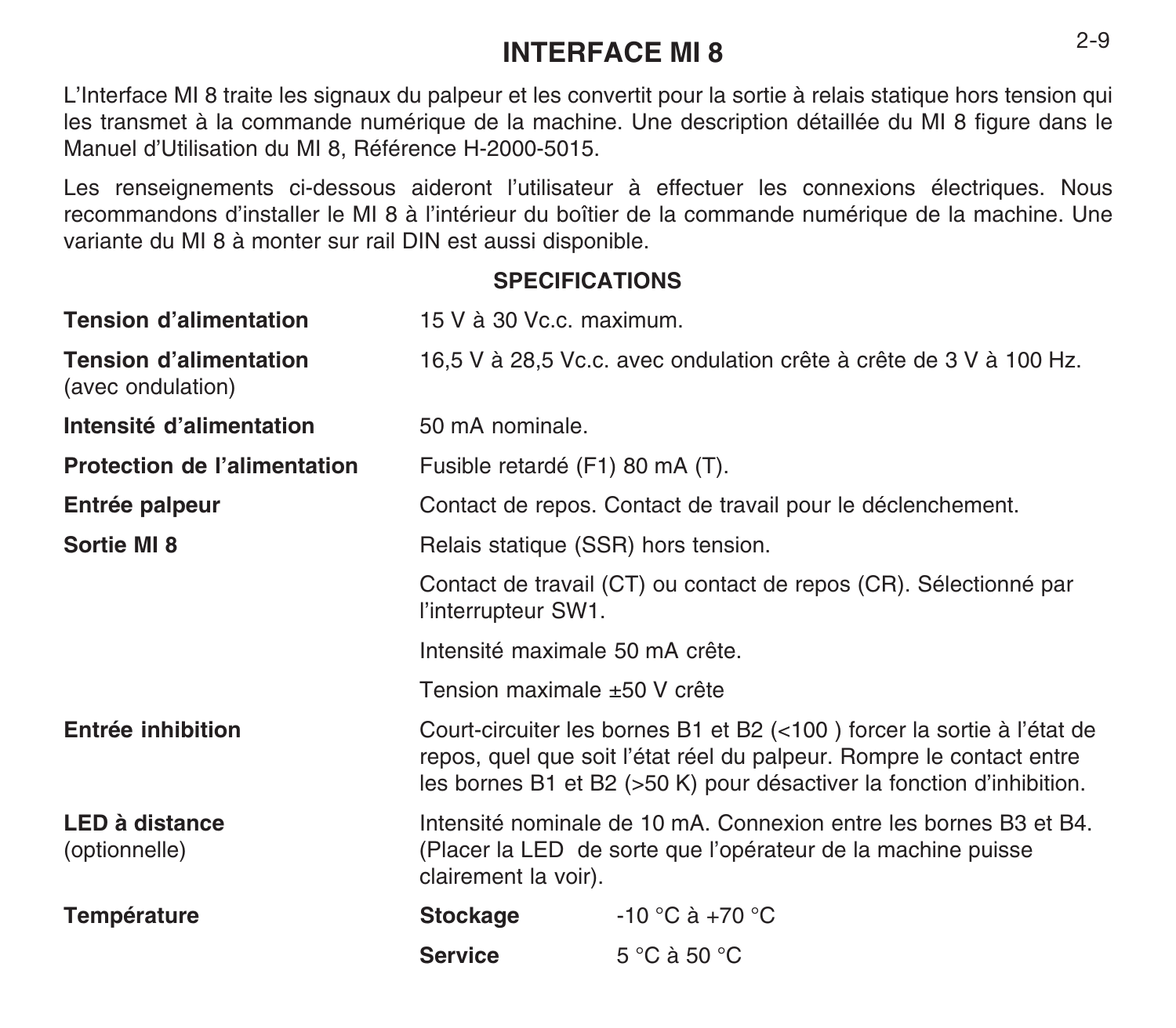# INTERFACE MI 8

L’Interface MI 8 traite les signaux du palpeur et les convertit pour la sortie à relais statique hors tension qui les transmet à la commande numérique de la machine. Une description détaillée du MI 8 figure dans le Manuel d’Utilisation du MI 8, Référence H-2000-5015.

Les renseignements ci-dessous aideront l’utilisateur à effectuer les connexions électriques. Nous recommandons d’installer le MI 8 à l’intérieur du boîtier de la commande numérique de la machine. Une variante du MI 8 à monter sur rail DIN est aussi disponible.

## SPECIFICATIONS

| | | |
|---|---|---|
| **Tension d’alimentation** | 15 V à 30 Vc.c. maximum. | |
| **Tension d’alimentation** (avec ondulation) | 16,5 V à 28,5 Vc.c. avec ondulation crête à crête de 3 V à 100 Hz. | |
| **Intensité d’alimentation** | 50 mA nominale. | |
| **Protection de l’alimentation** | Fusible retardé (F1) 80 mA (T). | |
| **Entrée palpeur** | Contact de repos. Contact de travail pour le déclenchement. | |
| **Sortie MI 8** | Relais statique (SSR) hors tension. | |
| | Contact de travail (CT) ou contact de repos (CR). Sélectionné par l’interrupteur SW1. | |
| | Intensité maximale 50 mA crête. | |
| | Tension maximale ±50 V crête | |
| **Entrée inhibition** | Court-circuiter les bornes B1 et B2 (<100 ) forcer la sortie à l’état de repos, quel que soit l’état réel du palpeur. Rompre le contact entre les bornes B1 et B2 (>50 K) pour désactiver la fonction d’inhibition. | |
| **LED à distance** (optionnelle) | Intensité nominale de 10 mA. Connexion entre les bornes B3 et B4. (Placer la LED de sorte que l’opérateur de la machine puisse clairement la voir). | |
| **Température** | **Stockage** | -10 °C à +70 °C |
| | **Service** | 5 °C à 50 °C |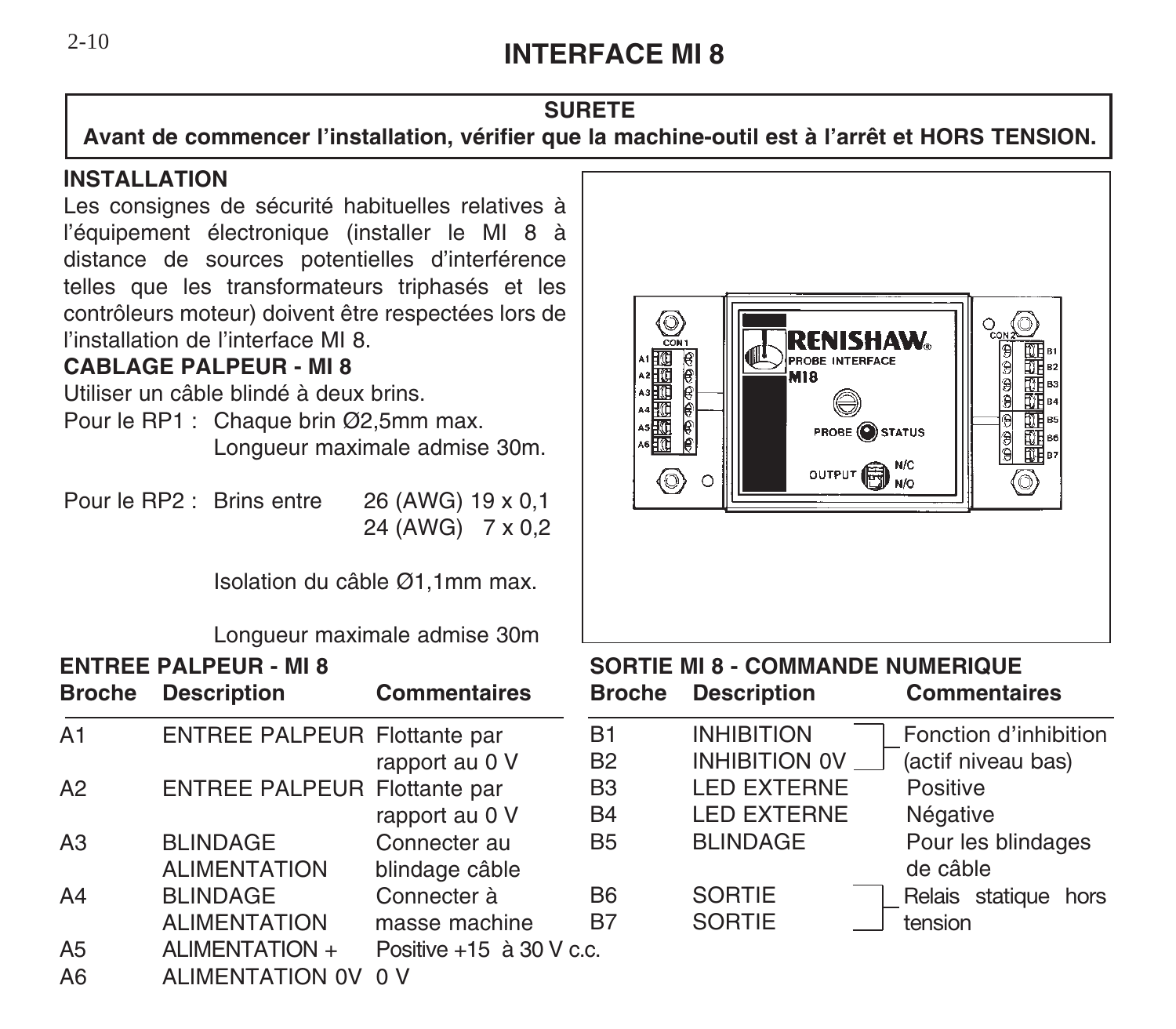# INTERFACE MI 8

**SURETE**

**Avant de commencer l'installation, vérifier que la machine-outil est à l'arrêt et HORS TENSION.**

## INSTALLATION

Les consignes de sécurité habituelles relatives à l'équipement électronique (installer le MI 8 à distance de sources potentielles d'interférence telles que les transformateurs triphasés et les contrôleurs moteur) doivent être respectées lors de l'installation de l'interface MI 8.

## CABLAGE PALPEUR - MI 8

Utiliser un câble blindé à deux brins.

Pour le RP1 : Chaque brin Ø2,5mm max.
Longueur maximale admise 30m.

Pour le RP2 : Brins entre 26 (AWG) 19 x 0,1
24 (AWG) 7 x 0,2

Isolation du câble Ø1,1mm max.

Longueur maximale admise 30m

## ENTREE PALPEUR - MI 8

| Broche | Description | Commentaires |
|---|---|---|
| A1 | ENTREE PALPEUR | Flottante par rapport au 0 V |
| A2 | ENTREE PALPEUR | Flottante par rapport au 0 V |
| A3 | BLINDAGE ALIMENTATION | Connecter au blindage câble |
| A4 | BLINDAGE ALIMENTATION | Connecter à masse machine |
| A5 | ALIMENTATION + | Positive +15 à 30 V c.c. |
| A6 | ALIMENTATION 0V | 0 V |

## SORTIE MI 8 - COMMANDE NUMERIQUE

| Broche | Description | Commentaires |
|---|---|---|
| B1 | INHIBITION | Fonction d'inhibition (actif niveau bas) |
| B2 | INHIBITION 0V | |
| B3 | LED EXTERNE | Positive |
| B4 | LED EXTERNE | Négative |
| B5 | BLINDAGE | Pour les blindages de câble |
| B6 | SORTIE | Relais statique hors tension |
| B7 | SORTIE | |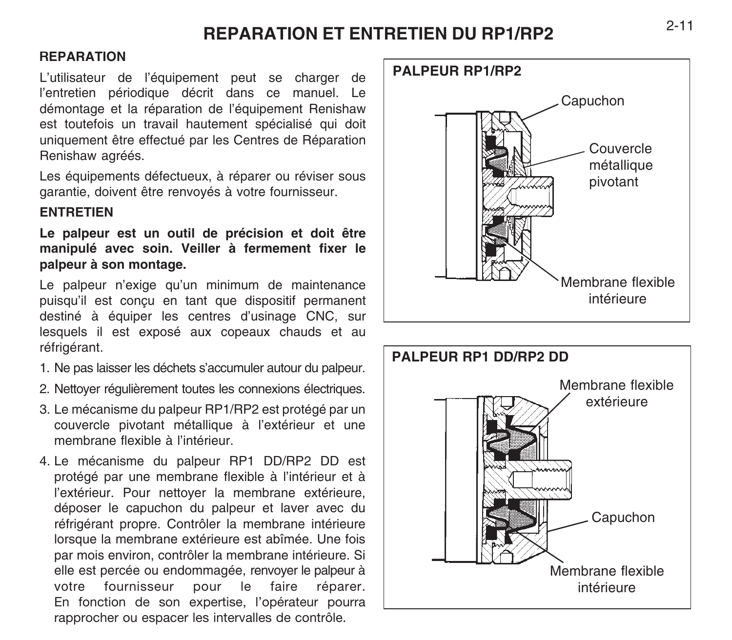# REPARATION ET ENTRETIEN DU RP1/RP2

## REPARATION

L'utilisateur de l'équipement peut se charger de l'entretien périodique décrit dans ce manuel. Le démontage et la réparation de l'équipement Renishaw est toutefois un travail hautement spécialisé qui doit uniquement être effectué par les Centres de Réparation Renishaw agréés.

Les équipements défectueux, à réparer ou réviser sous garantie, doivent être renvoyés à votre fournisseur.

## ENTRETIEN

**Le palpeur est un outil de précision et doit être manipulé avec soin. Veiller à fermement fixer le palpeur à son montage.**

Le palpeur n'exige qu'un minimum de maintenance puisqu'il est conçu en tant que dispositif permanent destiné à équiper les centres d'usinage CNC, sur lesquels il est exposé aux copeaux chauds et au réfrigérant.

1. Ne pas laisser les déchets s'accumuler autour du palpeur.
2. Nettoyer régulièrement toutes les connexions électriques.
3. Le mécanisme du palpeur RP1/RP2 est protégé par un couvercle pivotant métallique à l'extérieur et une membrane flexible à l'intérieur.
4. Le mécanisme du palpeur RP1 DD/RP2 DD est protégé par une membrane flexible à l'intérieur et à l'extérieur. Pour nettoyer la membrane extérieure, déposer le capuchon du palpeur et laver avec du réfrigérant propre. Contrôler la membrane intérieure lorsque la membrane extérieure est abîmée. Une fois par mois environ, contrôler la membrane intérieure. Si elle est percée ou endommagée, renvoyer le palpeur à votre fournisseur pour le faire réparer. En fonction de son expertise, l'opérateur pourra rapprocher ou espacer les intervalles de contrôle.

**PALPEUR RP1/RP2**

Capuchon

Couvercle métallique pivotant

Membrane flexible intérieure

**PALPEUR RP1 DD/RP2 DD**

Membrane flexible extérieure

Capuchon

Membrane flexible intérieure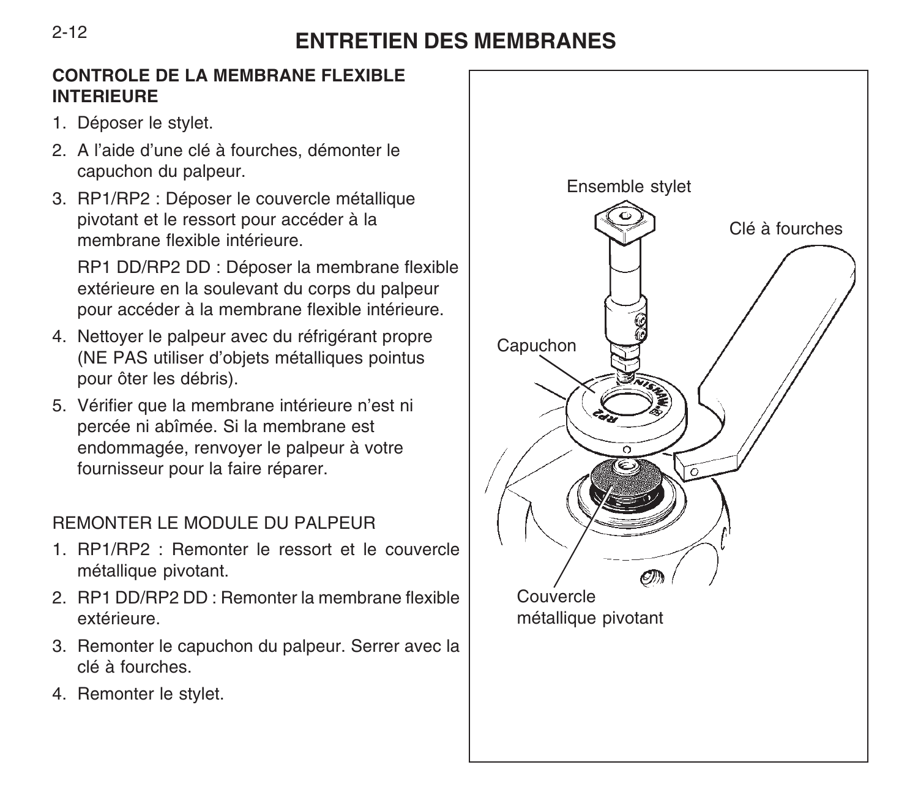# ENTRETIEN DES MEMBRANES

## CONTROLE DE LA MEMBRANE FLEXIBLE INTERIEURE

1. Déposer le stylet.
2. A l'aide d'une clé à fourches, démonter le capuchon du palpeur.
3. RP1/RP2 : Déposer le couvercle métallique pivotant et le ressort pour accéder à la membrane flexible intérieure.

   RP1 DD/RP2 DD : Déposer la membrane flexible extérieure en la soulevant du corps du palpeur pour accéder à la membrane flexible intérieure.
4. Nettoyer le palpeur avec du réfrigérant propre (NE PAS utiliser d'objets métalliques pointus pour ôter les débris).
5. Vérifier que la membrane intérieure n'est ni percée ni abîmée. Si la membrane est endommagée, renvoyer le palpeur à votre fournisseur pour la faire réparer.

REMONTER LE MODULE DU PALPEUR

1. RP1/RP2 : Remonter le ressort et le couvercle métallique pivotant.
2. RP1 DD/RP2 DD : Remonter la membrane flexible extérieure.
3. Remonter le capuchon du palpeur. Serrer avec la clé à fourches.
4. Remonter le stylet.

Ensemble stylet

Clé à fourches

Capuchon

Couvercle métallique pivotant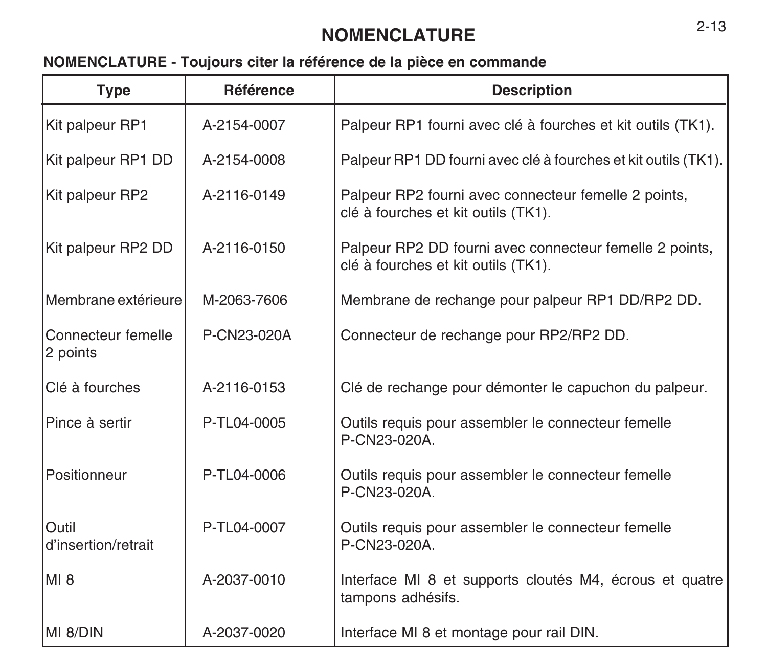# NOMENCLATURE

**NOMENCLATURE - Toujours citer la référence de la pièce en commande**

| Type | Référence | Description |
|---|---|---|
| Kit palpeur RP1 | A-2154-0007 | Palpeur RP1 fourni avec clé à fourches et kit outils (TK1). |
| Kit palpeur RP1 DD | A-2154-0008 | Palpeur RP1 DD fourni avec clé à fourches et kit outils (TK1). |
| Kit palpeur RP2 | A-2116-0149 | Palpeur RP2 fourni avec connecteur femelle 2 points, clé à fourches et kit outils (TK1). |
| Kit palpeur RP2 DD | A-2116-0150 | Palpeur RP2 DD fourni avec connecteur femelle 2 points, clé à fourches et kit outils (TK1). |
| Membrane extérieure | M-2063-7606 | Membrane de rechange pour palpeur RP1 DD/RP2 DD. |
| Connecteur femelle 2 points | P-CN23-020A | Connecteur de rechange pour RP2/RP2 DD. |
| Clé à fourches | A-2116-0153 | Clé de rechange pour démonter le capuchon du palpeur. |
| Pince à sertir | P-TL04-0005 | Outils requis pour assembler le connecteur femelle P-CN23-020A. |
| Positionneur | P-TL04-0006 | Outils requis pour assembler le connecteur femelle P-CN23-020A. |
| Outil d'insertion/retrait | P-TL04-0007 | Outils requis pour assembler le connecteur femelle P-CN23-020A. |
| MI 8 | A-2037-0010 | Interface MI 8 et supports cloutés M4, écrous et quatre tampons adhésifs. |
| MI 8/DIN | A-2037-0020 | Interface MI 8 et montage pour rail DIN. |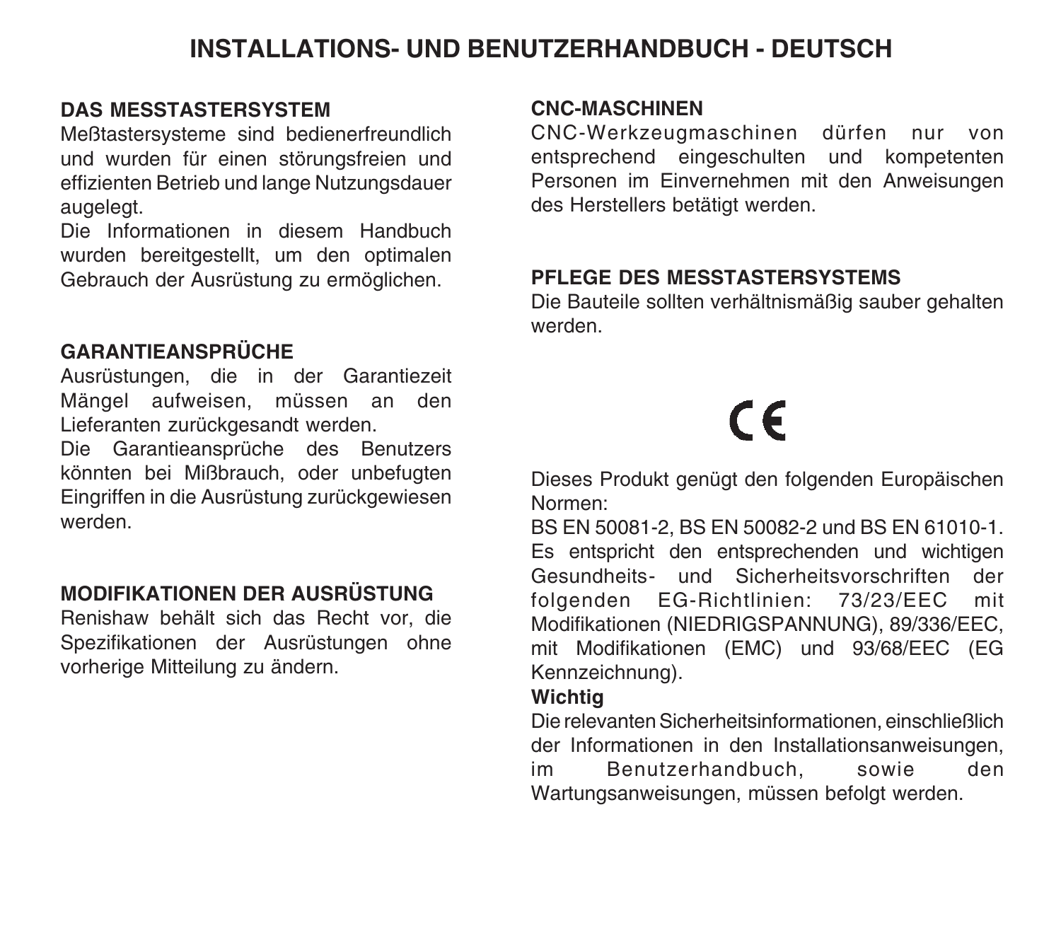# INSTALLATIONS- UND BENUTZERHANDBUCH - DEUTSCH

## DAS MESSTASTERSYSTEM

Meßtastersysteme sind bedienerfreundlich und wurden für einen störungsfreien und effizienten Betrieb und lange Nutzungsdauer augelegt.

Die Informationen in diesem Handbuch wurden bereitgestellt, um den optimalen Gebrauch der Ausrüstung zu ermöglichen.

## GARANTIEANSPRÜCHE

Ausrüstungen, die in der Garantiezeit Mängel aufweisen, müssen an den Lieferanten zurückgesandt werden.

Die Garantieansprüche des Benutzers könnten bei Mißbrauch, oder unbefugten Eingriffen in die Ausrüstung zurückgewiesen werden.

## MODIFIKATIONEN DER AUSRÜSTUNG

Renishaw behält sich das Recht vor, die Spezifikationen der Ausrüstungen ohne vorherige Mitteilung zu ändern.

## CNC-MASCHINEN

CNC-Werkzeugmaschinen dürfen nur von entsprechend eingeschulten und kompetenten Personen im Einvernehmen mit den Anweisungen des Herstellers betätigt werden.

## PFLEGE DES MESSTASTERSYSTEMS

Die Bauteile sollten verhältnismäßig sauber gehalten werden.

CE

Dieses Produkt genügt den folgenden Europäischen Normen:

BS EN 50081-2, BS EN 50082-2 und BS EN 61010-1.

Es entspricht den entsprechenden und wichtigen Gesundheits- und Sicherheitsvorschriften der folgenden EG-Richtlinien: 73/23/EEC mit Modifikationen (NIEDRIGSPANNUNG), 89/336/EEC, mit Modifikationen (EMC) und 93/68/EEC (EG Kennzeichnung).

**Wichtig**

Die relevanten Sicherheitsinformationen, einschließlich der Informationen in den Installationsanweisungen, im Benutzerhandbuch, sowie den Wartungsanweisungen, müssen befolgt werden.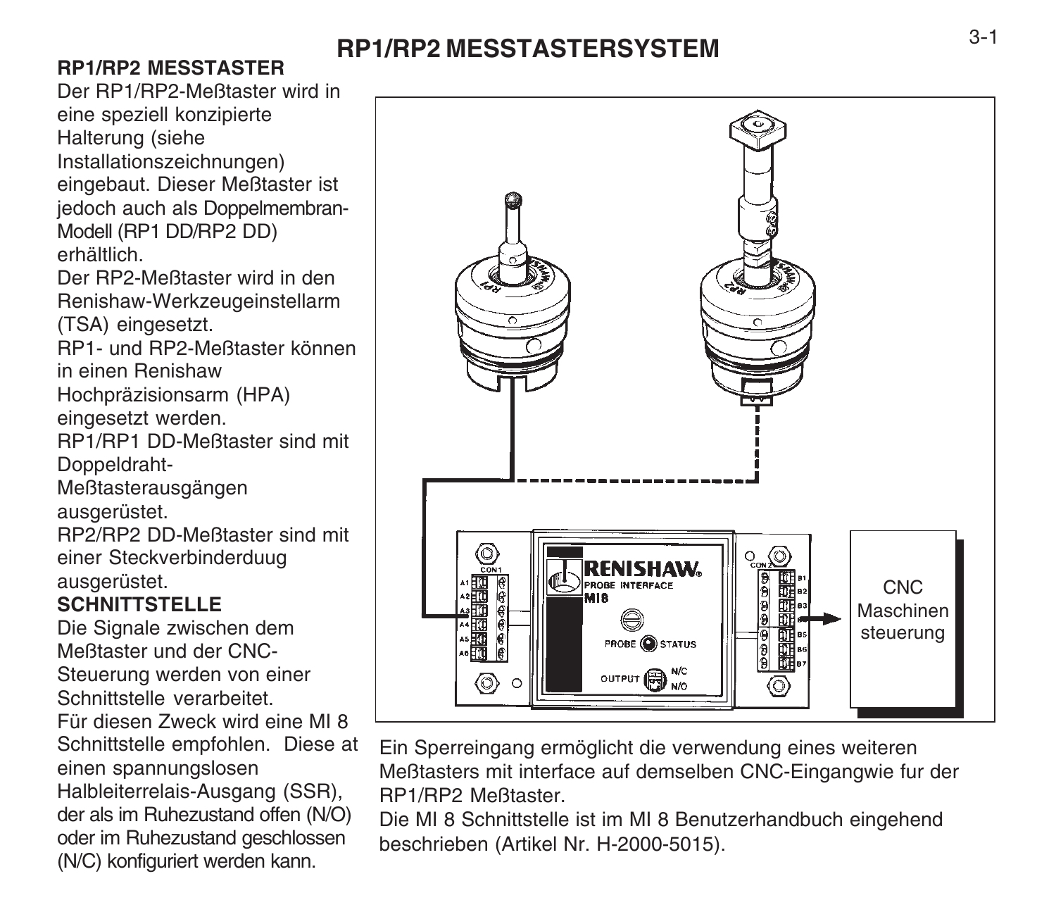# RP1/RP2 MESSTASTERSYSTEM

## RP1/RP2 MESSTASTER

Der RP1/RP2-Meßtaster wird in eine speziell konzipierte Halterung (siehe Installationszeichnungen) eingebaut. Dieser Meßtaster ist jedoch auch als Doppelmembran-Modell (RP1 DD/RP2 DD) erhältlich.

Der RP2-Meßtaster wird in den Renishaw-Werkzeugeinstellarm (TSA) eingesetzt.

RP1- und RP2-Meßtaster können in einen Renishaw Hochpräzisionsarm (HPA) eingesetzt werden.

RP1/RP1 DD-Meßtaster sind mit Doppeldraht-Meßtasterausgängen ausgerüstet.

RP2/RP2 DD-Meßtaster sind mit einer Steckverbinderduug ausgerüstet.

## SCHNITTSTELLE

Die Signale zwischen dem Meßtaster und der CNC-Steuerung werden von einer Schnittstelle verarbeitet.

Für diesen Zweck wird eine MI 8 Schnittstelle empfohlen. Diese at einen spannungslosen Halbleiterrelais-Ausgang (SSR), der als im Ruhezustand offen (N/O) oder im Ruhezustand geschlossen (N/C) konfiguriert werden kann.

CNC Maschinen steuerung

Ein Sperreingang ermöglicht die verwendung eines weiteren Meßtasters mit interface auf demselben CNC-Eingangwie fur der RP1/RP2 Meßtaster.

Die MI 8 Schnittstelle ist im MI 8 Benutzerhandbuch eingehend beschrieben (Artikel Nr. H-2000-5015).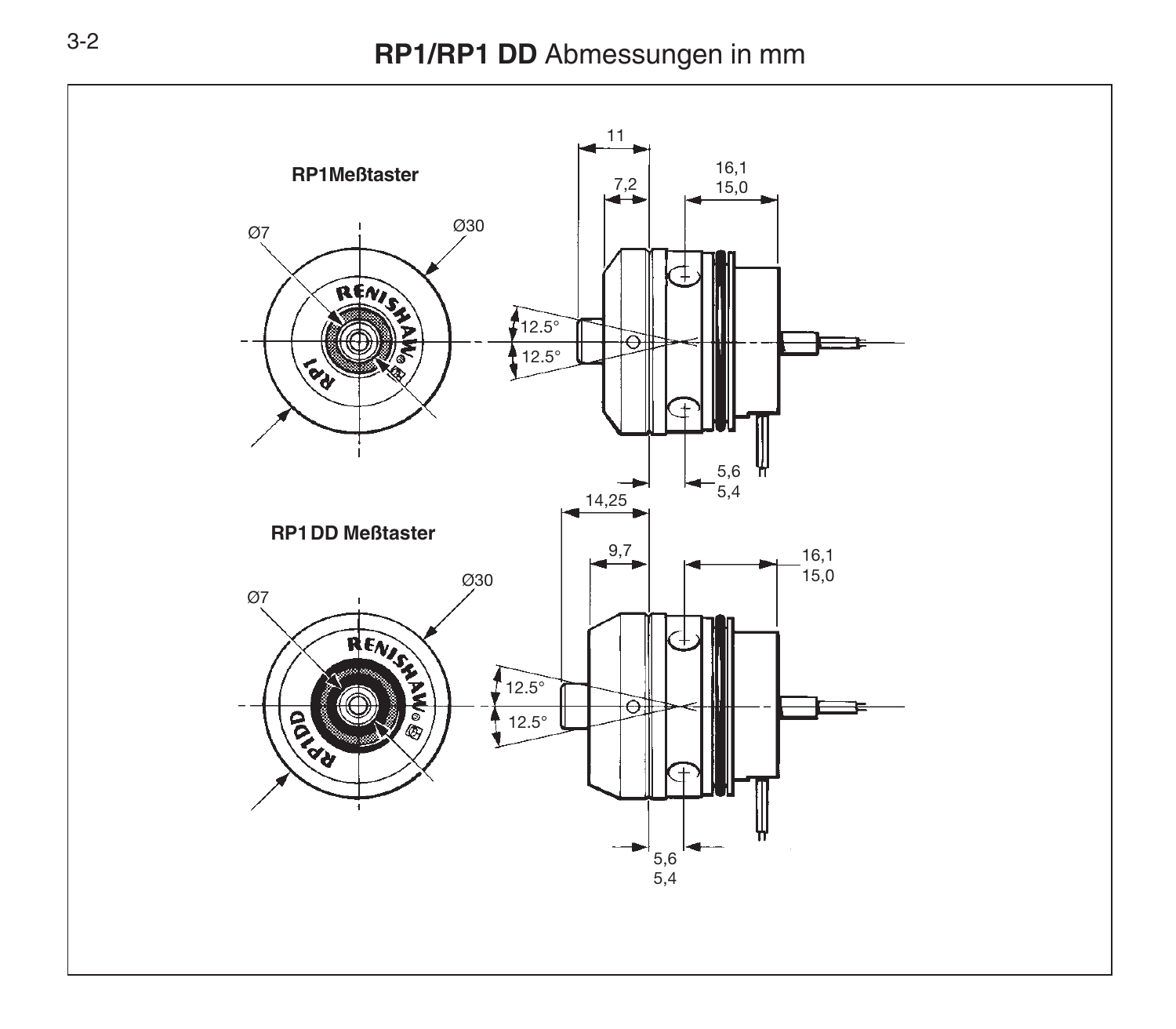# RP1/RP1 DD Abmessungen in mm

**RP1Meßtaster**

Ø7

Ø30

11

7,2

16,1
15,0

12.5°

12.5°

5,6
5,4

14,25

**RP1 DD Meßtaster**

Ø7

Ø30

9,7

16,1
15,0

12.5°

12.5°

5,6
5,4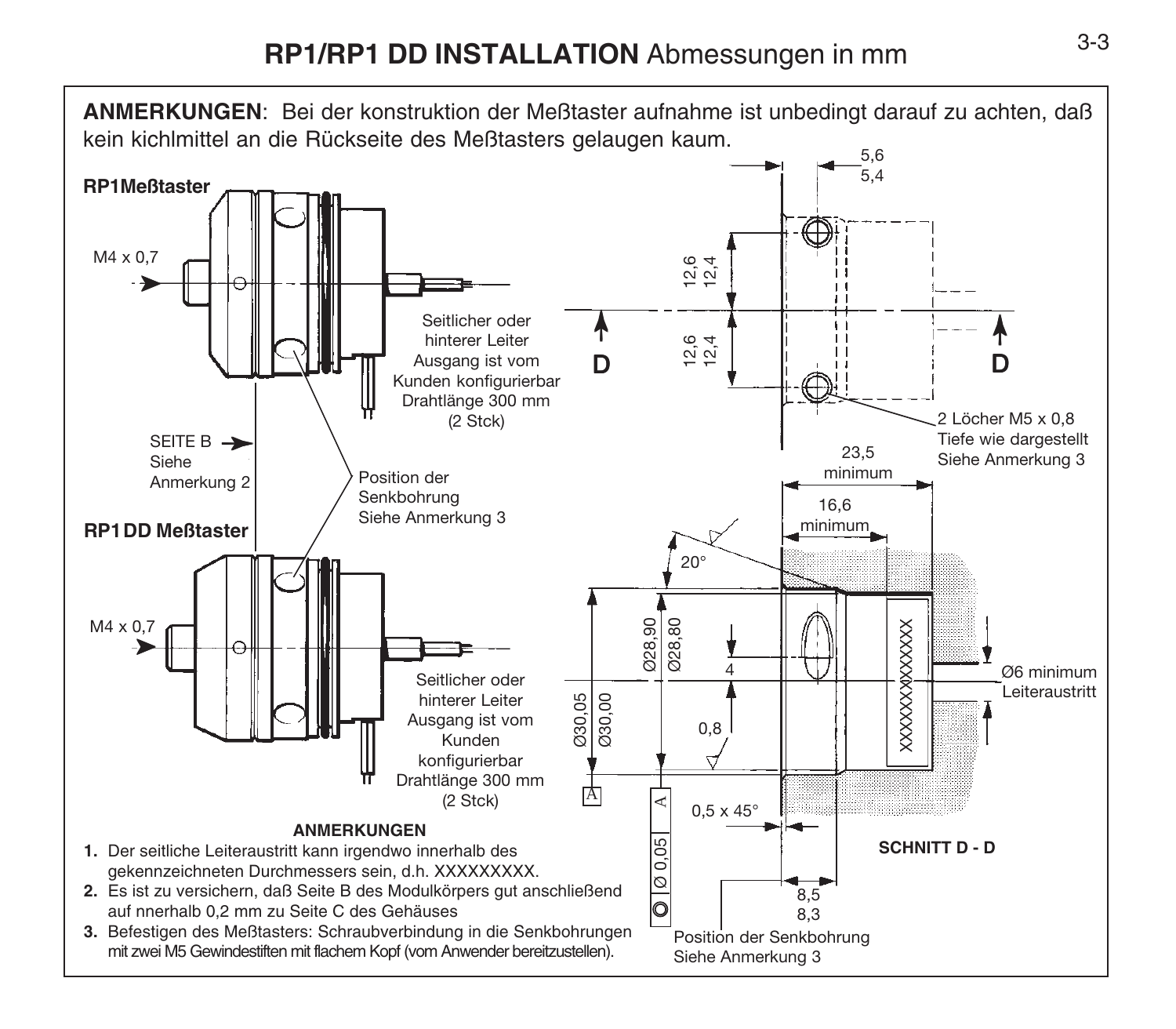# RP1/RP1 DD INSTALLATION Abmessungen in mm

**ANMERKUNGEN**: Bei der konstruktion der Meßtaster aufnahme ist unbedingt darauf zu achten, daß kein kichlmittel an die Rückseite des Meßtasters gelaugen kaum.

**RP1Meßtaster**

M4 x 0,7

Seitlicher oder hinterer Leiter Ausgang ist vom Kunden konfigurierbar Drahtlänge 300 mm (2 Stck)

SEITE B Siehe Anmerkung 2

Position der Senkbohrung Siehe Anmerkung 3

**RP1 DD Meßtaster**

M4 x 0,7

Seitlicher oder hinterer Leiter Ausgang ist vom Kunden konfigurierbar Drahtlänge 300 mm (2 Stck)

5,6
5,4

12,6
12,4

12,6
12,4

D D

2 Löcher M5 x 0,8 Tiefe wie dargestellt Siehe Anmerkung 3

23,5 minimum

16,6 minimum

20°

Ø28,90
Ø28,80

Ø30,05
Ø30,00

4

0,8

Ø6 minimum Leiteraustritt

A

Ø 0,05 A

0,5 x 45°

8,5
8,3

Position der Senkbohrung Siehe Anmerkung 3

**SCHNITT D - D**

### ANMERKUNGEN

1. Der seitliche Leiteraustritt kann irgendwo innerhalb des gekennzeichneten Durchmessers sein, d.h. XXXXXXXXX.
2. Es ist zu versichern, daß Seite B des Modulkörpers gut anschließend auf nnerhalb 0,2 mm zu Seite C des Gehäuses
3. Befestigen des Meßtasters: Schraubverbindung in die Senkbohrungen mit zwei M5 Gewindestiften mit flachem Kopf (vom Anwender bereitzustellen).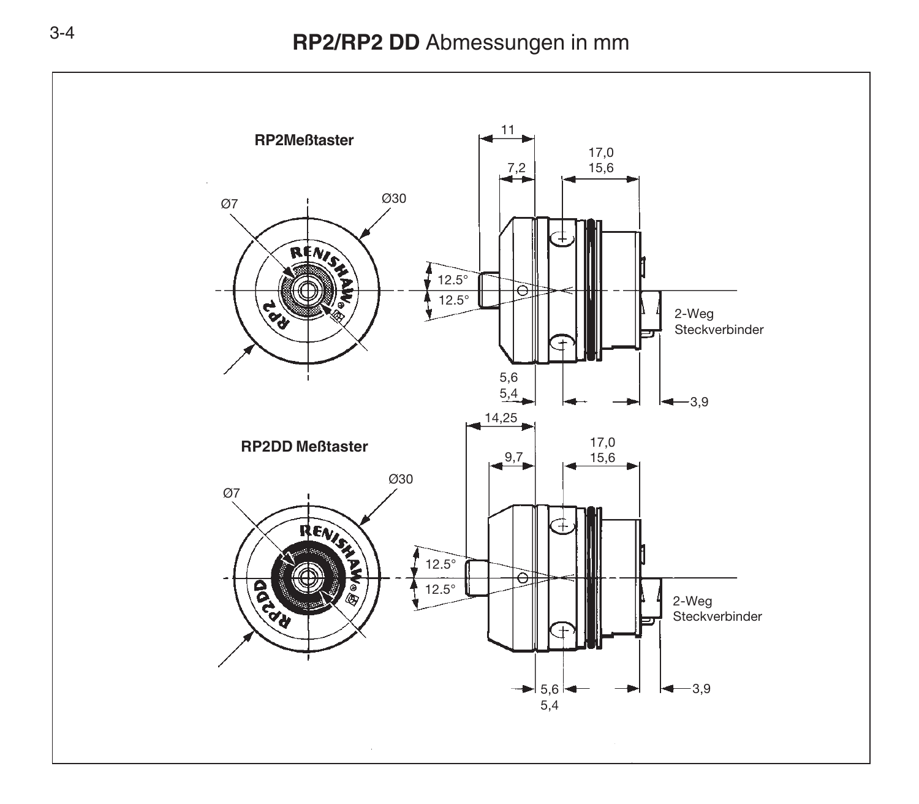# **RP2/RP2 DD** Abmessungen in mm

**RP2Meßtaster**

Ø7 Ø30 11 7,2 17,0 15,6 12.5° 12.5° 2-Weg Steckverbinder 5,6 5,4 3,9

**RP2DD Meßtaster**

Ø7 Ø30 14,25 9,7 17,0 15,6 12.5° 12.5° 2-Weg Steckverbinder 5,6 5,4 3,9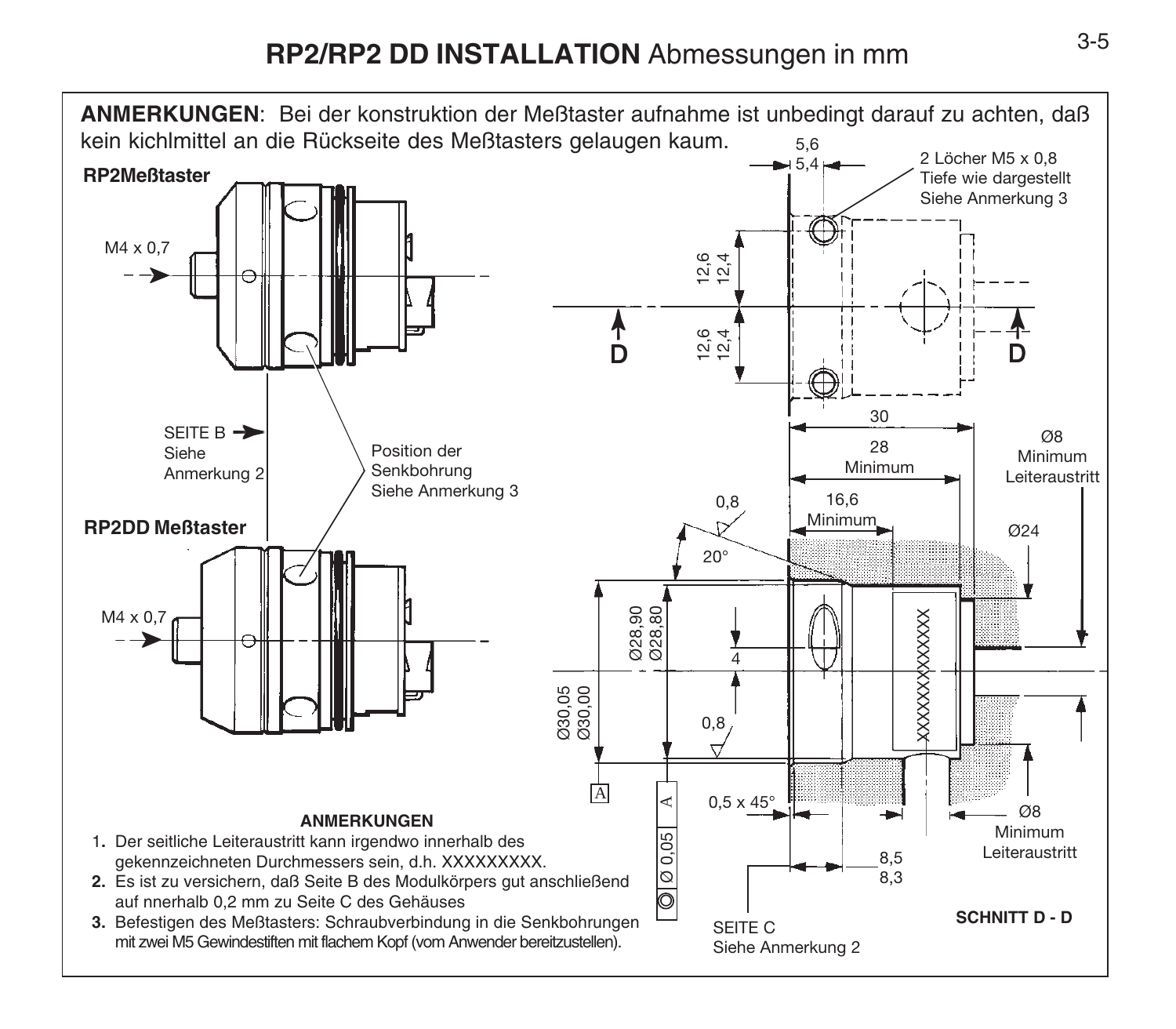# RP2/RP2 DD INSTALLATION Abmessungen in mm

**ANMERKUNGEN**: Bei der konstruktion der Meßtaster aufnahme ist unbedingt darauf zu achten, daß kein kichlmittel an die Rückseite des Meßtasters gelaugen kaum.

**RP2Meßtaster**

M4 x 0,7

SEITE B
Siehe
Anmerkung 2

Position der
Senkbohrung
Siehe Anmerkung 3

**RP2DD Meßtaster**

M4 x 0,7

5,6
5,4

2 Löcher M5 x 0,8
Tiefe wie dargestellt
Siehe Anmerkung 3

12,6
12,4

12,6
12,4

D

D

30

28
Minimum

16,6
Minimum

Ø8
Minimum
Leiteraustritt

0,8

20°

Ø24

Ø28,90
Ø28,80

4

Ø30,05
Ø30,00

0,8

XXXXXXXXXXXX

A

◎ Ø 0,05 A

0,5 x 45°

Ø8
Minimum
Leiteraustritt

8,5
8,3

SEITE C
Siehe Anmerkung 2

**SCHNITT D - D**

**ANMERKUNGEN**

1. Der seitliche Leiteraustritt kann irgendwo innerhalb des gekennzeichneten Durchmessers sein, d.h. XXXXXXXXX.
2. Es ist zu versichern, daß Seite B des Modulkörpers gut anschließend auf nnerhalb 0,2 mm zu Seite C des Gehäuses
3. Befestigen des Meßtasters: Schraubverbindung in die Senkbohrungen mit zwei M5 Gewindestiften mit flachem Kopf (vom Anwender bereitzustellen).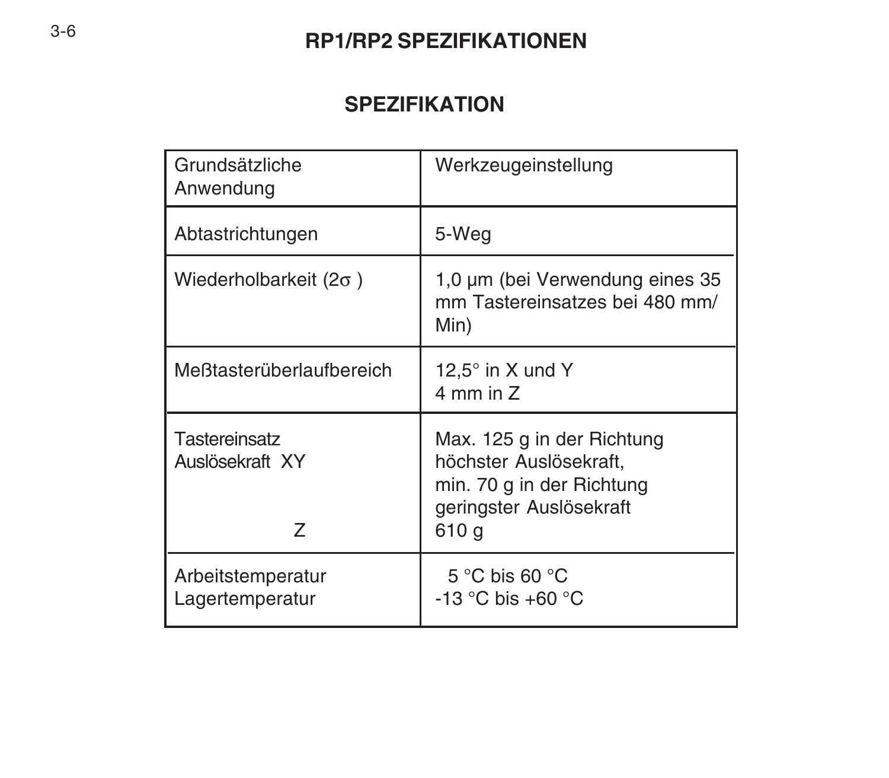## RP1/RP2 SPEZIFIKATIONEN

### SPEZIFIKATION

| Grundsätzliche Anwendung | Werkzeugeinstellung |
|---|---|
| Abtastrichtungen | 5-Weg |
| Wiederholbarkeit (2σ ) | 1,0 µm (bei Verwendung eines 35 mm Tastereinsatzes bei 480 mm/ Min) |
| Meßtasterüberlaufbereich | 12,5° in X und Y<br>4 mm in Z |
| Tastereinsatz Auslösekraft XY<br><br>Z | Max. 125 g in der Richtung höchster Auslösekraft,<br>min. 70 g in der Richtung geringster Auslösekraft<br>610 g |
| Arbeitstemperatur<br>Lagertemperatur | 5 °C bis 60 °C<br>-13 °C bis +60 °C |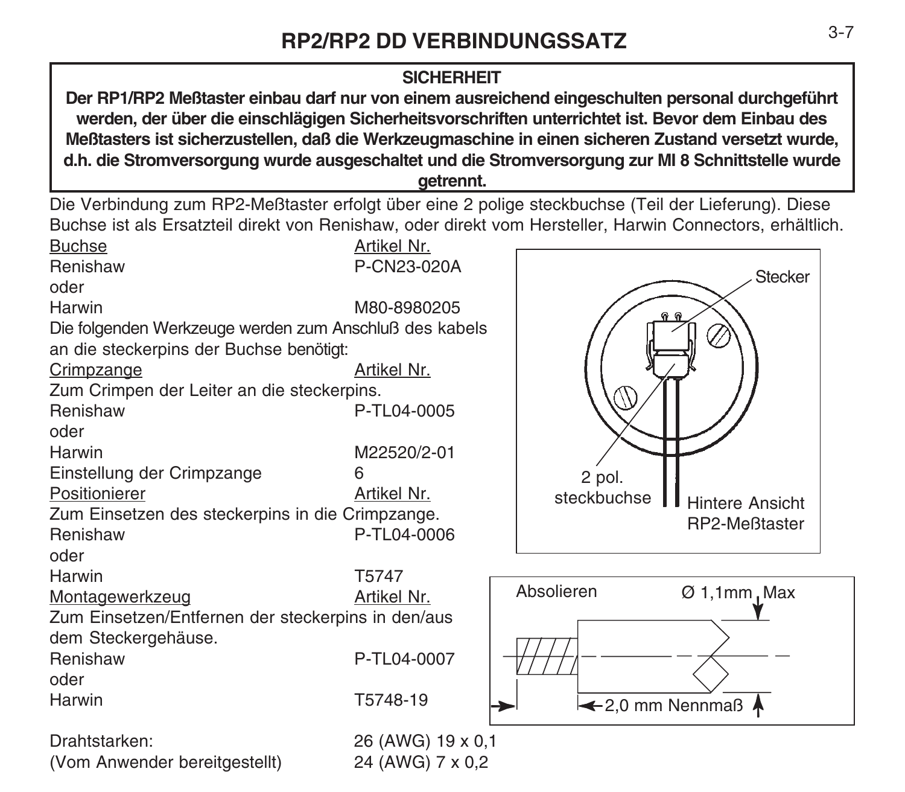# RP2/RP2 DD VERBINDUNGSSATZ

**SICHERHEIT**

**Der RP1/RP2 Meßtaster einbau darf nur von einem ausreichend eingeschulten personal durchgeführt werden, der über die einschlägigen Sicherheitsvorschriften unterrichtet ist. Bevor dem Einbau des Meßtasters ist sicherzustellen, daß die Werkzeugmaschine in einen sicheren Zustand versetzt wurde, d.h. die Stromversorgung wurde ausgeschaltet und die Stromversorgung zur MI 8 Schnittstelle wurde getrennt.**

Die Verbindung zum RP2-Meßtaster erfolgt über eine 2 polige steckbuchse (Teil der Lieferung). Diese Buchse ist als Ersatzteil direkt von Renishaw, oder direkt vom Hersteller, Harwin Connectors, erhältlich.

| Buchse | Artikel Nr. |
|---|---|
| Renishaw | P-CN23-020A |
| oder | |
| Harwin | M80-8980205 |

Die folgenden Werkzeuge werden zum Anschluß des kabels an die steckerpins der Buchse benötigt:

| Crimpzange | Artikel Nr. |
|---|---|
| Zum Crimpen der Leiter an die steckerpins. | |
| Renishaw | P-TL04-0005 |
| oder | |
| Harwin | M22520/2-01 |
| Einstellung der Crimpzange | 6 |

| Positionierer | Artikel Nr. |
|---|---|
| Zum Einsetzen des steckerpins in die Crimpzange. | |
| Renishaw | P-TL04-0006 |
| oder | |
| Harwin | T5747 |

| Montagewerkzeug | Artikel Nr. |
|---|---|
| Zum Einsetzen/Entfernen der steckerpins in den/aus dem Steckergehäuse. | |
| Renishaw | P-TL04-0007 |
| oder | |
| Harwin | T5748-19 |

| Drahtstarken: | 26 (AWG) 19 x 0,1 |
|---|---|
| (Vom Anwender bereitgestellt) | 24 (AWG) 7 x 0,2 |

Stecker

2 pol. steckbuchse

Hintere Ansicht RP2-Meßtaster

Absolieren

Ø 1,1mm Max

2,0 mm Nennmaß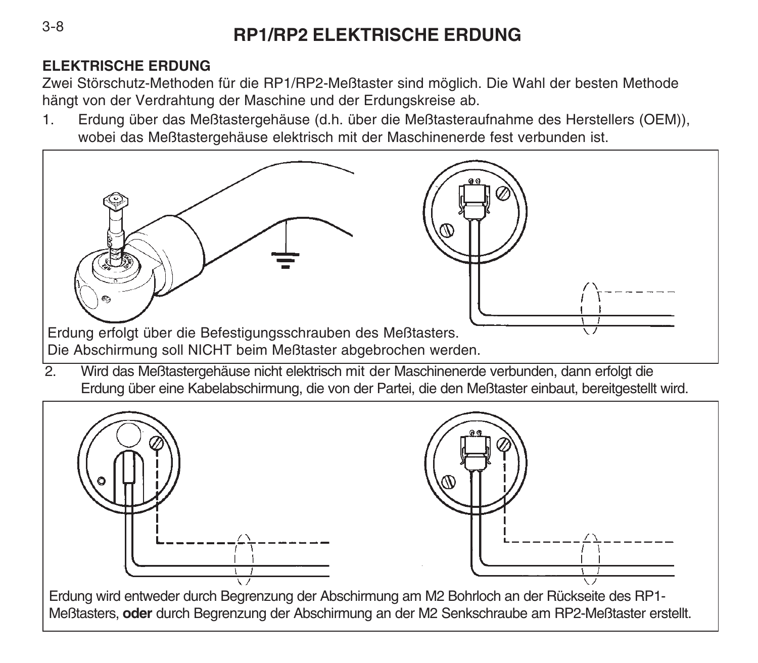# RP1/RP2 ELEKTRISCHE ERDUNG

**ELEKTRISCHE ERDUNG**

Zwei Störschutz-Methoden für die RP1/RP2-Meßtaster sind möglich. Die Wahl der besten Methode hängt von der Verdrahtung der Maschine und der Erdungskreise ab.

1. Erdung über das Meßtastergehäuse (d.h. über die Meßtasteraufnahme des Herstellers (OEM)), wobei das Meßtastergehäuse elektrisch mit der Maschinenerde fest verbunden ist.

Erdung erfolgt über die Befestigungsschrauben des Meßtasters.
Die Abschirmung soll NICHT beim Meßtaster abgebrochen werden.

2. Wird das Meßtastergehäuse nicht elektrisch mit der Maschinenerde verbunden, dann erfolgt die Erdung über eine Kabelabschirmung, die von der Partei, die den Meßtaster einbaut, bereitgestellt wird.

Erdung wird entweder durch Begrenzung der Abschirmung am M2 Bohrloch an der Rückseite des RP1-Meßtasters, **oder** durch Begrenzung der Abschirmung an der M2 Senkschraube am RP2-Meßtaster erstellt.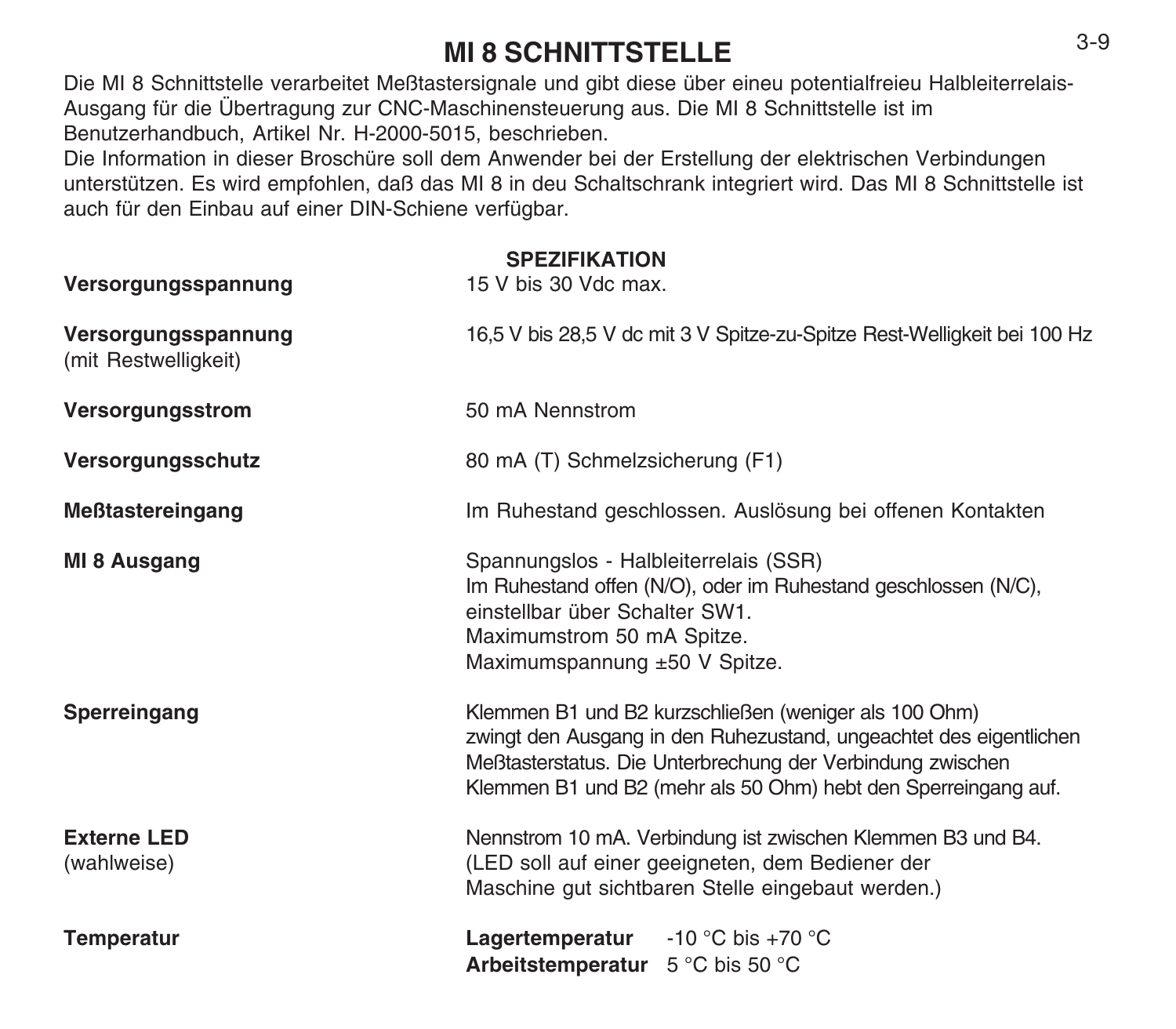# MI 8 SCHNITTSTELLE

Die MI 8 Schnittstelle verarbeitet Meßtastersignale und gibt diese über eineu potentialfreieu Halbleiterrelais-Ausgang für die Übertragung zur CNC-Maschinensteuerung aus. Die MI 8 Schnittstelle ist im Benutzerhandbuch, Artikel Nr. H-2000-5015, beschrieben.
Die Information in dieser Broschüre soll dem Anwender bei der Erstellung der elektrischen Verbindungen unterstützen. Es wird empfohlen, daß das MI 8 in deu Schaltschrank integriert wird. Das MI 8 Schnittstelle ist auch für den Einbau auf einer DIN-Schiene verfügbar.

## SPEZIFIKATION

| | |
|---|---|
| **Versorgungsspannung** | 15 V bis 30 Vdc max. |
| **Versorgungsspannung** (mit Restwelligkeit) | 16,5 V bis 28,5 V dc mit 3 V Spitze-zu-Spitze Rest-Welligkeit bei 100 Hz |
| **Versorgungsstrom** | 50 mA Nennstrom |
| **Versorgungsschutz** | 80 mA (T) Schmelzsicherung (F1) |
| **Meßtastereingang** | Im Ruhestand geschlossen. Auslösung bei offenen Kontakten |
| **MI 8 Ausgang** | Spannungslos - Halbleiterrelais (SSR)<br>Im Ruhestand offen (N/O), oder im Ruhestand geschlossen (N/C), einstellbar über Schalter SW1.<br>Maximumstrom 50 mA Spitze.<br>Maximumspannung ±50 V Spitze. |
| **Sperreingang** | Klemmen B1 und B2 kurzschließen (weniger als 100 Ohm) zwingt den Ausgang in den Ruhezustand, ungeachtet des eigentlichen Meßtasterstatus. Die Unterbrechung der Verbindung zwischen Klemmen B1 und B2 (mehr als 50 Ohm) hebt den Sperreingang auf. |
| **Externe LED** (wahlweise) | Nennstrom 10 mA. Verbindung ist zwischen Klemmen B3 und B4. (LED soll auf einer geeigneten, dem Bediener der Maschine gut sichtbaren Stelle eingebaut werden.) |
| **Temperatur** | **Lagertemperatur** -10 °C bis +70 °C<br>**Arbeitstemperatur** 5 °C bis 50 °C |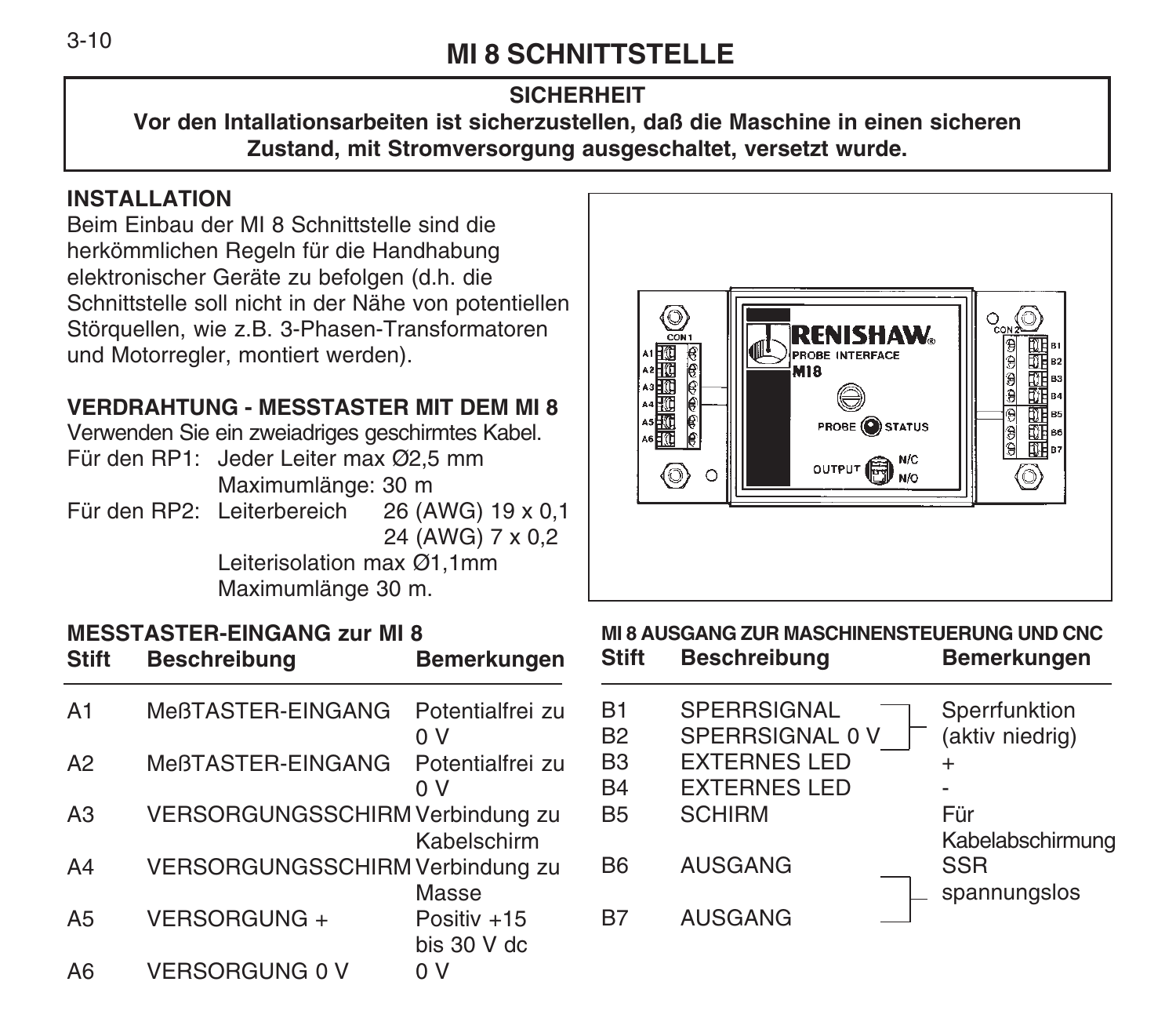# MI 8 SCHNITTSTELLE

**SICHERHEIT**

**Vor den Intallationsarbeiten ist sicherzustellen, daß die Maschine in einen sicheren Zustand, mit Stromversorgung ausgeschaltet, versetzt wurde.**

## INSTALLATION

Beim Einbau der MI 8 Schnittstelle sind die herkömmlichen Regeln für die Handhabung elektronischer Geräte zu befolgen (d.h. die Schnittstelle soll nicht in der Nähe von potentiellen Störquellen, wie z.B. 3-Phasen-Transformatoren und Motorregler, montiert werden).

## VERDRAHTUNG - MESSTASTER MIT DEM MI 8

Verwenden Sie ein zweiadriges geschirmtes Kabel.

Für den RP1: Jeder Leiter max Ø2,5 mm
Maximumlänge: 30 m

Für den RP2: Leiterbereich 26 (AWG) 19 x 0,1
24 (AWG) 7 x 0,2
Leiterisolation max Ø1,1mm
Maximumlänge 30 m.

## MESSTASTER-EINGANG zur MI 8

| Stift | Beschreibung | Bemerkungen |
|---|---|---|
| A1 | MeßTASTER-EINGANG | Potentialfrei zu 0 V |
| A2 | MeßTASTER-EINGANG | Potentialfrei zu 0 V |
| A3 | VERSORGUNGSSCHIRM | Verbindung zu Kabelschirm |
| A4 | VERSORGUNGSSCHIRM | Verbindung zu Masse |
| A5 | VERSORGUNG + | Positiv +15 bis 30 V dc |
| A6 | VERSORGUNG 0 V | 0 V |

## MI 8 AUSGANG ZUR MASCHINENSTEUERUNG UND CNC

| Stift | Beschreibung | Bemerkungen |
|---|---|---|
| B1 | SPERRSIGNAL | Sperrfunktion (aktiv niedrig) |
| B2 | SPERRSIGNAL 0 V | |
| B3 | EXTERNES LED | + |
| B4 | EXTERNES LED | - |
| B5 | SCHIRM | Für Kabelabschirmung |
| B6 | AUSGANG | SSR spannungslos |
| B7 | AUSGANG | |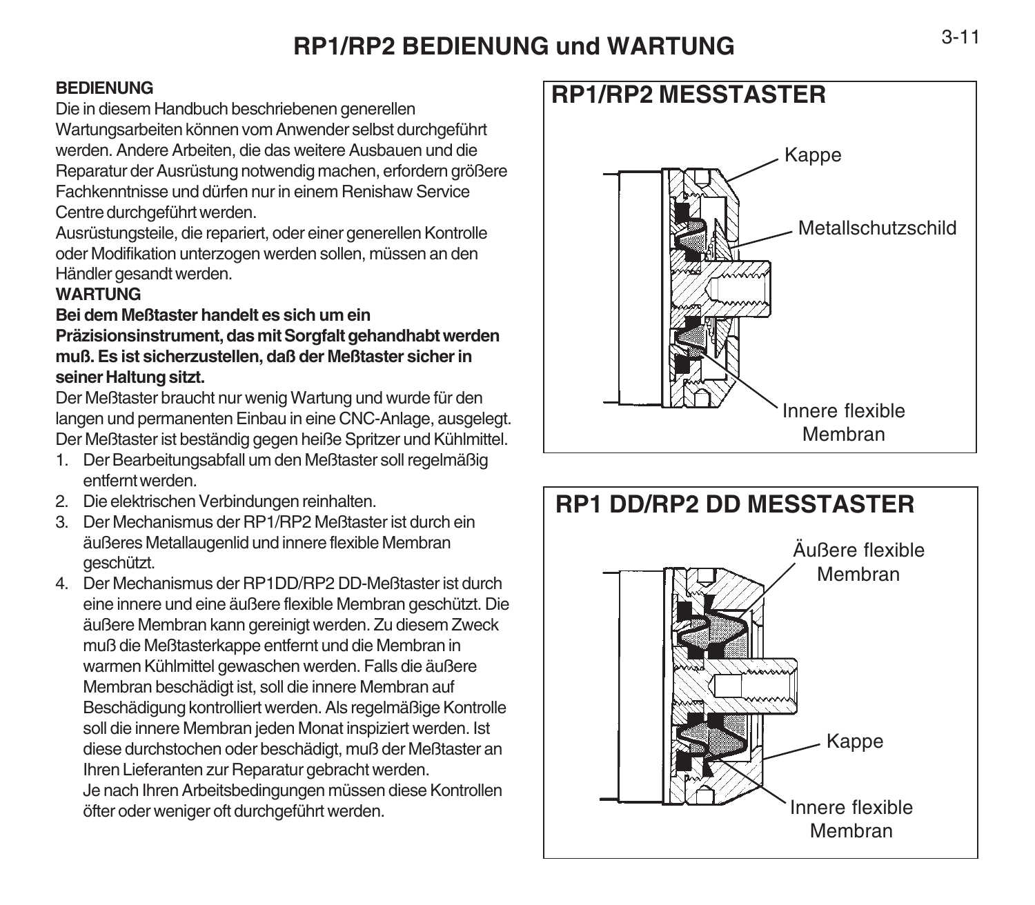# RP1/RP2 BEDIENUNG und WARTUNG

**BEDIENUNG**

Die in diesem Handbuch beschriebenen generellen Wartungsarbeiten können vom Anwender selbst durchgeführt werden. Andere Arbeiten, die das weitere Ausbauen und die Reparatur der Ausrüstung notwendig machen, erfordern größere Fachkenntnisse und dürfen nur in einem Renishaw Service Centre durchgeführt werden.

Ausrüstungsteile, die repariert, oder einer generellen Kontrolle oder Modifikation unterzogen werden sollen, müssen an den Händler gesandt werden.

**WARTUNG**

**Bei dem Meßtaster handelt es sich um ein Präzisionsinstrument, das mit Sorgfalt gehandhabt werden muß. Es ist sicherzustellen, daß der Meßtaster sicher in seiner Haltung sitzt.**

Der Meßtaster braucht nur wenig Wartung und wurde für den langen und permanenten Einbau in eine CNC-Anlage, ausgelegt. Der Meßtaster ist beständig gegen heiße Spritzer und Kühlmittel.

1. Der Bearbeitungsabfall um den Meßtaster soll regelmäßig entfernt werden.
2. Die elektrischen Verbindungen reinhalten.
3. Der Mechanismus der RP1/RP2 Meßtaster ist durch ein äußeres Metallaugenlid und innere flexible Membran geschützt.
4. Der Mechanismus der RP1DD/RP2 DD-Meßtaster ist durch eine innere und eine äußere flexible Membran geschützt. Die äußere Membran kann gereinigt werden. Zu diesem Zweck muß die Meßtasterkappe entfernt und die Membran in warmen Kühlmittel gewaschen werden. Falls die äußere Membran beschädigt ist, soll die innere Membran auf Beschädigung kontrolliert werden. Als regelmäßige Kontrolle soll die innere Membran jeden Monat inspiziert werden. Ist diese durchstochen oder beschädigt, muß der Meßtaster an Ihren Lieferanten zur Reparatur gebracht werden.
   Je nach Ihren Arbeitsbedingungen müssen diese Kontrollen öfter oder weniger oft durchgeführt werden.

## RP1/RP2 MESSTASTER

Kappe

Metallschutzschild

Innere flexible Membran

## RP1 DD/RP2 DD MESSTASTER

Äußere flexible Membran

Kappe

Innere flexible Membran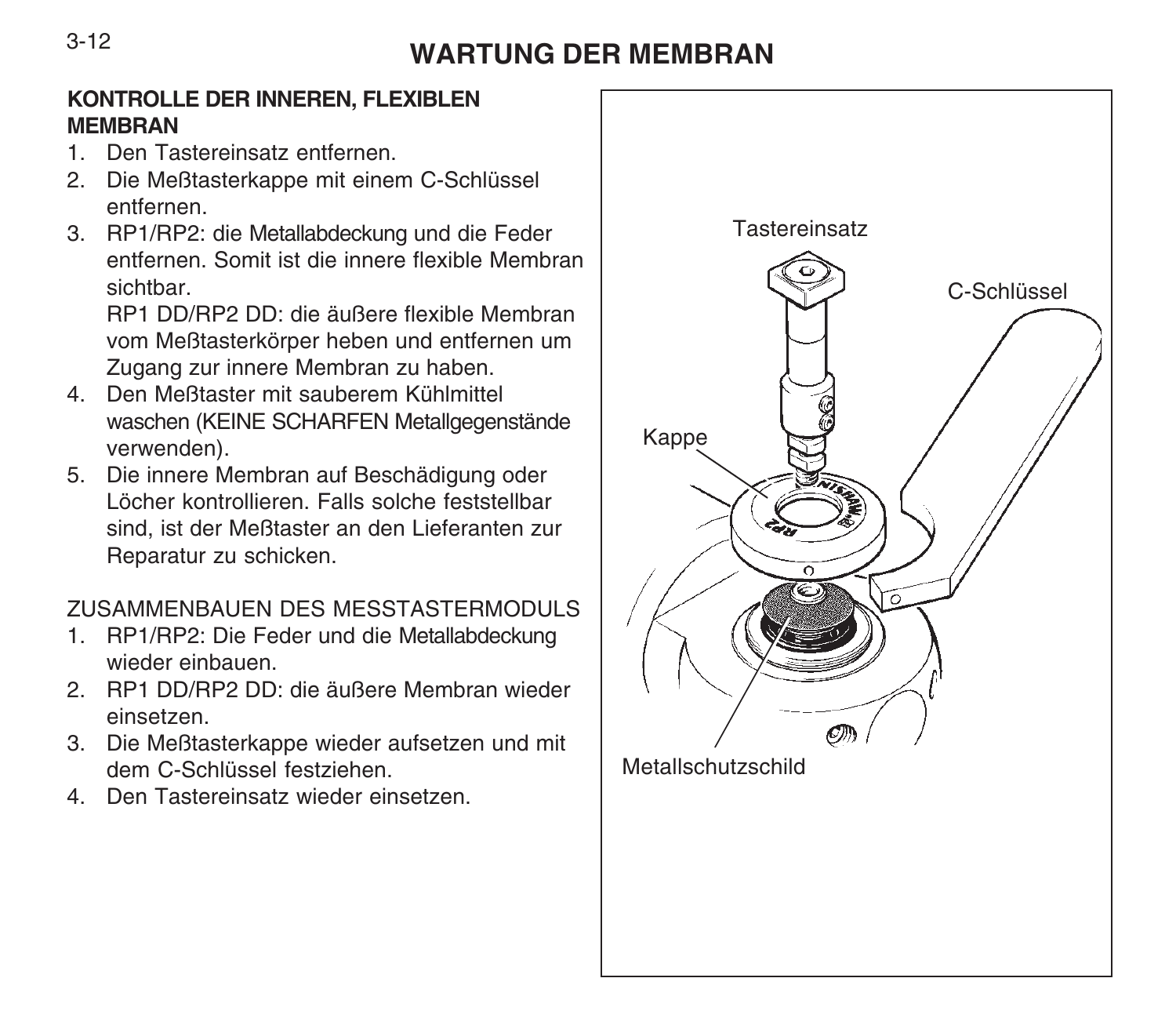# WARTUNG DER MEMBRAN

**KONTROLLE DER INNEREN, FLEXIBLEN MEMBRAN**

1. Den Tastereinsatz entfernen.
2. Die Meßtasterkappe mit einem C-Schlüssel entfernen.
3. RP1/RP2: die Metallabdeckung und die Feder entfernen. Somit ist die innere flexible Membran sichtbar.
   RP1 DD/RP2 DD: die äußere flexible Membran vom Meßtasterkörper heben und entfernen um Zugang zur innere Membran zu haben.
4. Den Meßtaster mit sauberem Kühlmittel waschen (KEINE SCHARFEN Metallgegenstände verwenden).
5. Die innere Membran auf Beschädigung oder Löcher kontrollieren. Falls solche feststellbar sind, ist der Meßtaster an den Lieferanten zur Reparatur zu schicken.

ZUSAMMENBAUEN DES MESSTASTERMODULS

1. RP1/RP2: Die Feder und die Metallabdeckung wieder einbauen.
2. RP1 DD/RP2 DD: die äußere Membran wieder einsetzen.
3. Die Meßtasterkappe wieder aufsetzen und mit dem C-Schlüssel festziehen.
4. Den Tastereinsatz wieder einsetzen.

Tastereinsatz

C-Schlüssel

Kappe

Metallschutzschild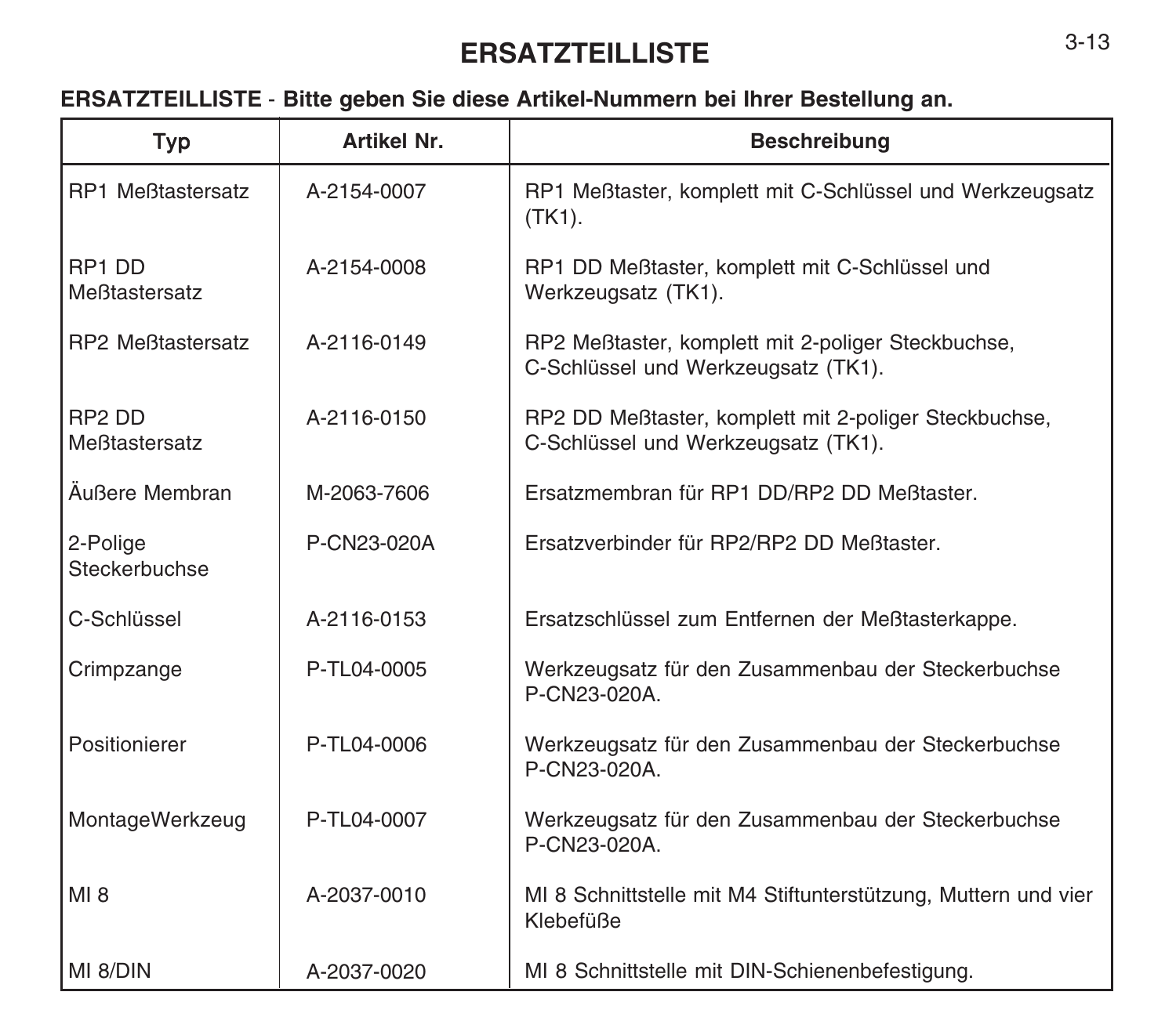# ERSATZTEILLISTE

**ERSATZTEILLISTE** - **Bitte geben Sie diese Artikel-Nummern bei Ihrer Bestellung an.**

| Typ | Artikel Nr. | Beschreibung |
|---|---|---|
| RP1 Meßtastersatz | A-2154-0007 | RP1 Meßtaster, komplett mit C-Schlüssel und Werkzeugsatz (TK1). |
| RP1 DD Meßtastersatz | A-2154-0008 | RP1 DD Meßtaster, komplett mit C-Schlüssel und Werkzeugsatz (TK1). |
| RP2 Meßtastersatz | A-2116-0149 | RP2 Meßtaster, komplett mit 2-poliger Steckbuchse, C-Schlüssel und Werkzeugsatz (TK1). |
| RP2 DD Meßtastersatz | A-2116-0150 | RP2 DD Meßtaster, komplett mit 2-poliger Steckbuchse, C-Schlüssel und Werkzeugsatz (TK1). |
| Äußere Membran | M-2063-7606 | Ersatzmembran für RP1 DD/RP2 DD Meßtaster. |
| 2-Polige Steckerbuchse | P-CN23-020A | Ersatzverbinder für RP2/RP2 DD Meßtaster. |
| C-Schlüssel | A-2116-0153 | Ersatzschlüssel zum Entfernen der Meßtasterkappe. |
| Crimpzange | P-TL04-0005 | Werkzeugsatz für den Zusammenbau der Steckerbuchse P-CN23-020A. |
| Positionierer | P-TL04-0006 | Werkzeugsatz für den Zusammenbau der Steckerbuchse P-CN23-020A. |
| MontageWerkzeug | P-TL04-0007 | Werkzeugsatz für den Zusammenbau der Steckerbuchse P-CN23-020A. |
| MI 8 | A-2037-0010 | MI 8 Schnittstelle mit M4 Stiftunterstützung, Muttern und vier Klebefüße |
| MI 8/DIN | A-2037-0020 | MI 8 Schnittstelle mit DIN-Schienenbefestigung. |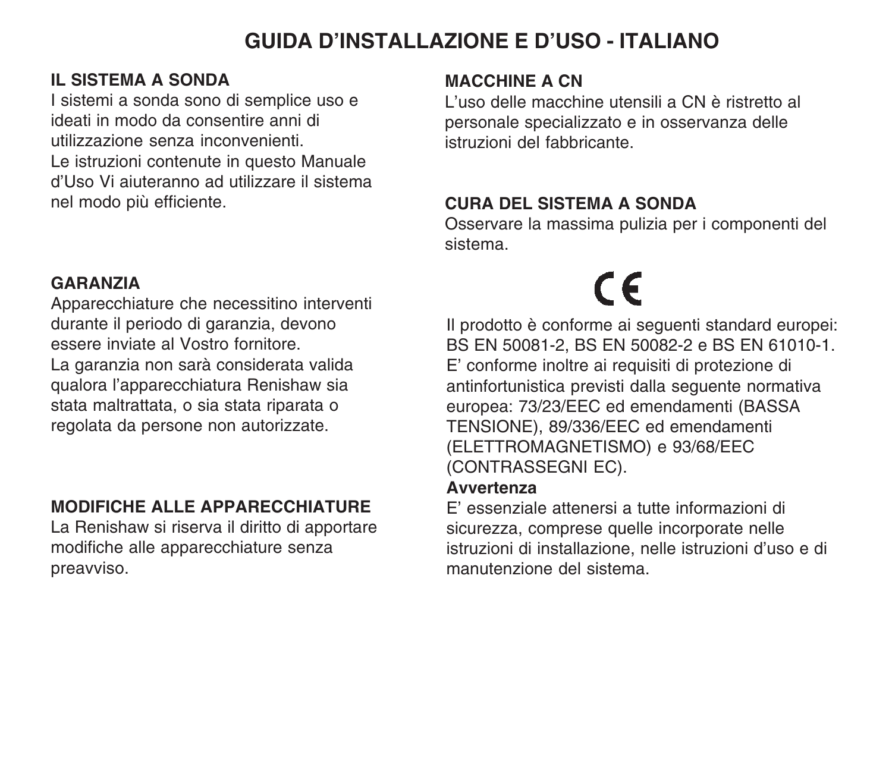# GUIDA D'INSTALLAZIONE E D'USO - ITALIANO

## IL SISTEMA A SONDA

I sistemi a sonda sono di semplice uso e ideati in modo da consentire anni di utilizzazione senza inconvenienti.
Le istruzioni contenute in questo Manuale d'Uso Vi aiuteranno ad utilizzare il sistema nel modo più efficiente.

## GARANZIA

Apparecchiature che necessitino interventi durante il periodo di garanzia, devono essere inviate al Vostro fornitore.
La garanzia non sarà considerata valida qualora l'apparecchiatura Renishaw sia stata maltrattata, o sia stata riparata o regolata da persone non autorizzate.

## MODIFICHE ALLE APPARECCHIATURE

La Renishaw si riserva il diritto di apportare modifiche alle apparecchiature senza preavviso.

## MACCHINE A CN

L'uso delle macchine utensili a CN è ristretto al personale specializzato e in osservanza delle istruzioni del fabbricante.

## CURA DEL SISTEMA A SONDA

Osservare la massima pulizia per i componenti del sistema.

CE

Il prodotto è conforme ai seguenti standard europei: BS EN 50081-2, BS EN 50082-2 e BS EN 61010-1.
E' conforme inoltre ai requisiti di protezione di antinfortunistica previsti dalla seguente normativa europea: 73/23/EEC ed emendamenti (BASSA TENSIONE), 89/336/EEC ed emendamenti (ELETTROMAGNETISMO) e 93/68/EEC (CONTRASSEGNI EC).

**Avvertenza**

E' essenziale attenersi a tutte informazioni di sicurezza, comprese quelle incorporate nelle istruzioni di installazione, nelle istruzioni d'uso e di manutenzione del sistema.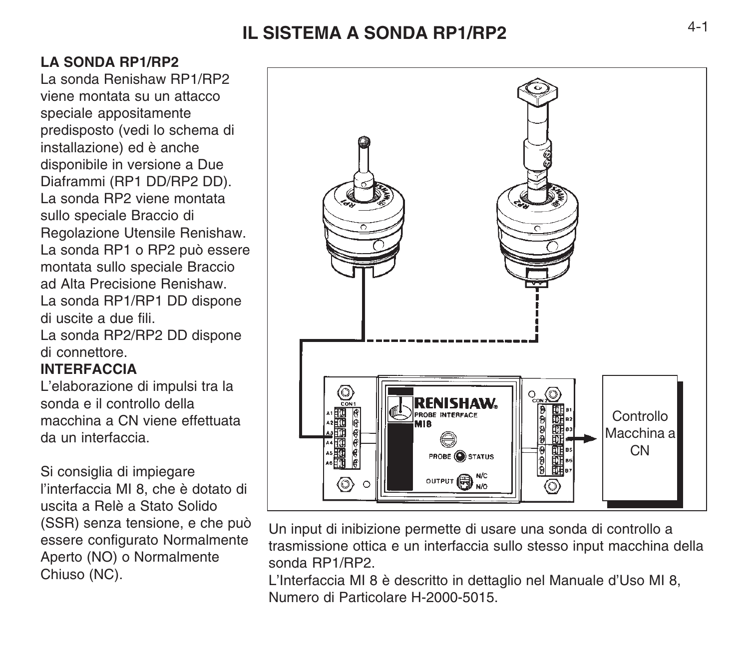# IL SISTEMA A SONDA RP1/RP2

**LA SONDA RP1/RP2**

La sonda Renishaw RP1/RP2 viene montata su un attacco speciale appositamente predisposto (vedi lo schema di installazione) ed è anche disponibile in versione a Due Diaframmi (RP1 DD/RP2 DD). La sonda RP2 viene montata sullo speciale Braccio di Regolazione Utensile Renishaw. La sonda RP1 o RP2 può essere montata sullo speciale Braccio ad Alta Precisione Renishaw. La sonda RP1/RP1 DD dispone di uscite a due fili.
La sonda RP2/RP2 DD dispone di connettore.

**INTERFACCIA**

L'elaborazione di impulsi tra la sonda e il controllo della macchina a CN viene effettuata da un interfaccia.

Si consiglia di impiegare l'interfaccia MI 8, che è dotato di uscita a Relè a Stato Solido (SSR) senza tensione, e che può essere configurato Normalmente Aperto (NO) o Normalmente Chiuso (NC).

Controllo Macchina a CN

Un input di inibizione permette di usare una sonda di controllo a trasmissione ottica e un interfaccia sullo stesso input macchina della sonda RP1/RP2.
L'Interfaccia MI 8 è descritto in dettaglio nel Manuale d'Uso MI 8, Numero di Particolare H-2000-5015.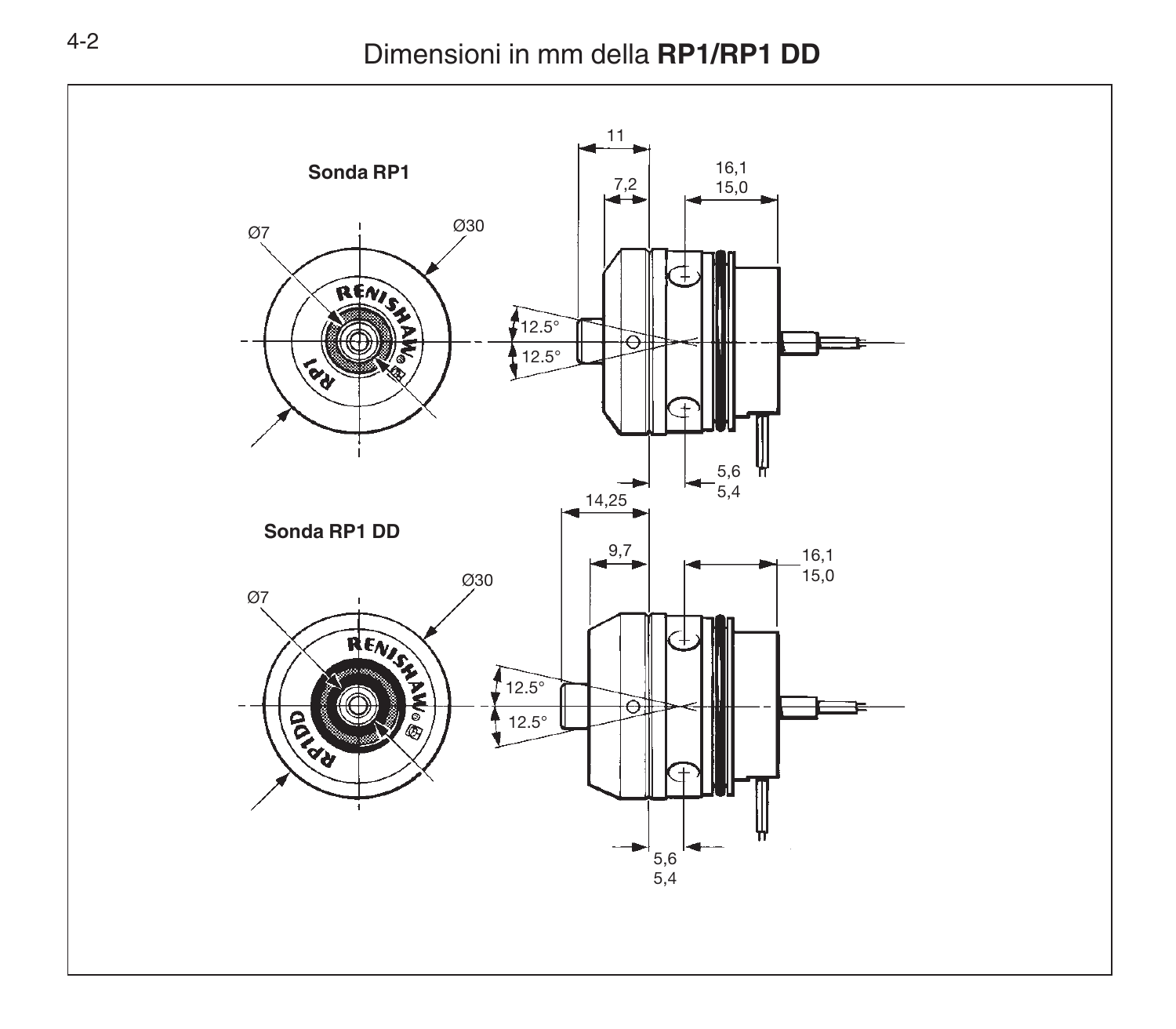# Dimensioni in mm della **RP1/RP1 DD**

**Sonda RP1**

Ø7 Ø30

11
7,2
16,1
15,0
12.5°
12.5°
5,6
5,4

**Sonda RP1 DD**

Ø7 Ø30

14,25
9,7
16,1
15,0
12.5°
12.5°
5,6
5,4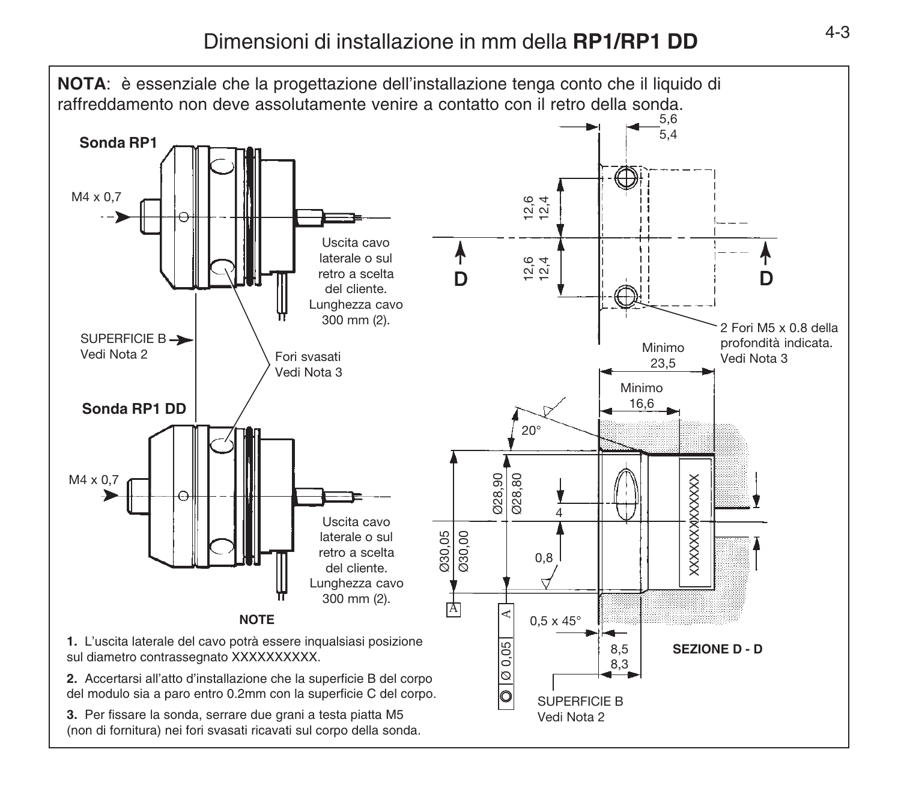# Dimensioni di installazione in mm della **RP1/RP1 DD**

**NOTA**: è essenziale che la progettazione dell'installazione tenga conto che il liquido di raffreddamento non deve assolutamente venire a contatto con il retro della sonda.

**Sonda RP1**

M4 x 0,7

Uscita cavo laterale o sul retro a scelta del cliente. Lunghezza cavo 300 mm (2).

SUPERFICIE B
Vedi Nota 2

Fori svasati
Vedi Nota 3

**Sonda RP1 DD**

M4 x 0,7

Uscita cavo laterale o sul retro a scelta del cliente. Lunghezza cavo 300 mm (2).

5,6
5,4

12,6
12,4

12,6
12,4

D D

2 Fori M5 x 0.8 della profondità indicata.
Vedi Nota 3

Minimo
23,5

Minimo
16,6

20°

Ø28,90
Ø28,80

Ø30,05
Ø30,00

4

0,8

XXXXXXXXXXXXXX

A

A

Ø 0,05

0,5 x 45°

8,5
8,3

SUPERFICIE B
Vedi Nota 2

**SEZIONE D - D**

**NOTE**

**1.** L'uscita laterale del cavo potrà essere inqualsiasi posizione sul diametro contrassegnato XXXXXXXXXX.

**2.** Accertarsi all'atto d'installazione che la superficie B del corpo del modulo sia a paro entro 0.2mm con la superficie C del corpo.

**3.** Per fissare la sonda, serrare due grani a testa piatta M5 (non di fornitura) nei fori svasati ricavati sul corpo della sonda.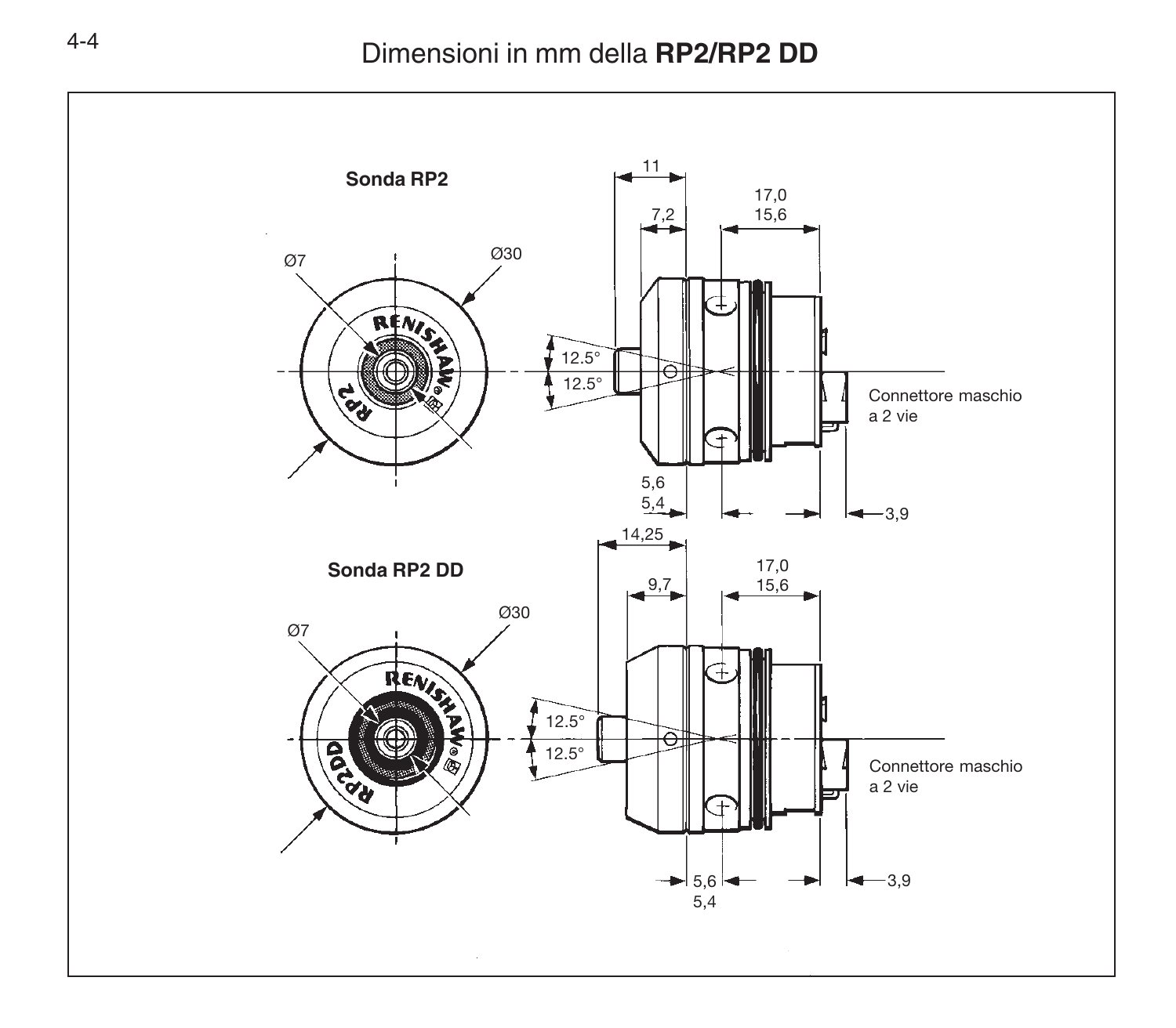# Dimensioni in mm della **RP2/RP2 DD**

**Sonda RP2**

Ø7

Ø30

RENISHAW

RP2

11

7,2

17,0

15,6

12.5°

12.5°

Connettore maschio a 2 vie

5,6

5,4

3,9

**Sonda RP2 DD**

Ø7

Ø30

RENISHAW

RP2DD

14,25

9,7

17,0

15,6

12.5°

12.5°

Connettore maschio a 2 vie

5,6

5,4

3,9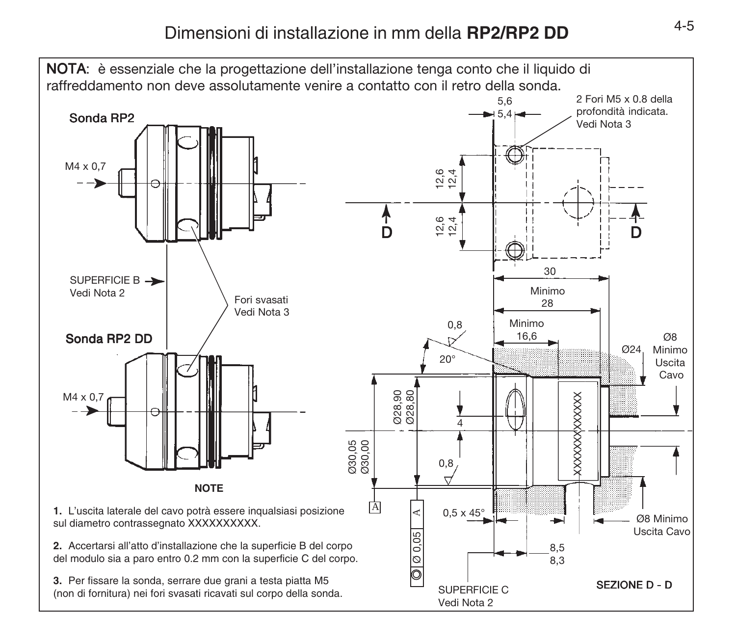# Dimensioni di installazione in mm della **RP2/RP2 DD**

**NOTA**: è essenziale che la progettazione dell'installazione tenga conto che il liquido di raffreddamento non deve assolutamente venire a contatto con il retro della sonda.

**Sonda RP2**

M4 x 0,7

SUPERFICIE B
Vedi Nota 2

Fori svasati
Vedi Nota 3

**Sonda RP2 DD**

M4 x 0,7

5,6
5,4

2 Fori M5 x 0.8 della profondità indicata.
Vedi Nota 3

12,6
12,4

12,6
12,4

D D

30

Minimo
28

Minimo
16,6

0,8

20°

Ø24

Ø8
Minimo
Uscita
Cavo

Ø28,90
Ø28,80

4

Ø30,05
Ø30,00

0,8

XXXXXXXXXXX

A

A | Ø 0,05 | ◎

0,5 x 45°

Ø8 Minimo
Uscita Cavo

8,5
8,3

SUPERFICIE C
Vedi Nota 2

**SEZIONE D - D**

**NOTE**

**1.** L'uscita laterale del cavo potrà essere inqualsiasi posizione sul diametro contrassegnato XXXXXXXXXX.

**2.** Accertarsi all'atto d'installazione che la superficie B del corpo del modulo sia a paro entro 0.2 mm con la superficie C del corpo.

**3.** Per fissare la sonda, serrare due grani a testa piatta M5 (non di fornitura) nei fori svasati ricavati sul corpo della sonda.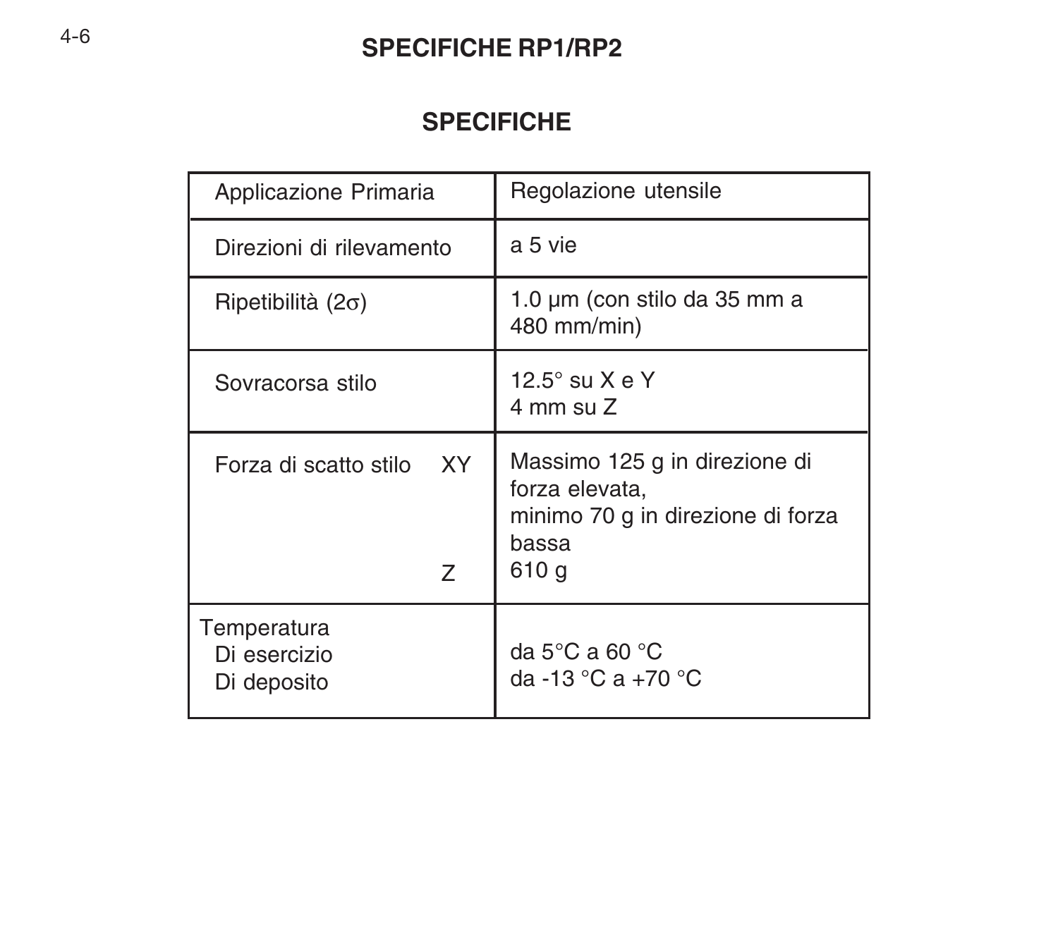## SPECIFICHE RP1/RP2

### SPECIFICHE

| | |
|---|---|
| Applicazione Primaria | Regolazione utensile |
| Direzioni di rilevamento | a 5 vie |
| Ripetibilità (2σ) | 1.0 µm (con stilo da 35 mm a 480 mm/min) |
| Sovracorsa stilo | 12.5° su X e Y<br>4 mm su Z |
| Forza di scatto stilo XY<br><br><br><br>Z | Massimo 125 g in direzione di forza elevata,<br>minimo 70 g in direzione di forza bassa<br>610 g |
| Temperatura<br>Di esercizio<br>Di deposito | <br>da 5°C a 60 °C<br>da -13 °C a +70 °C |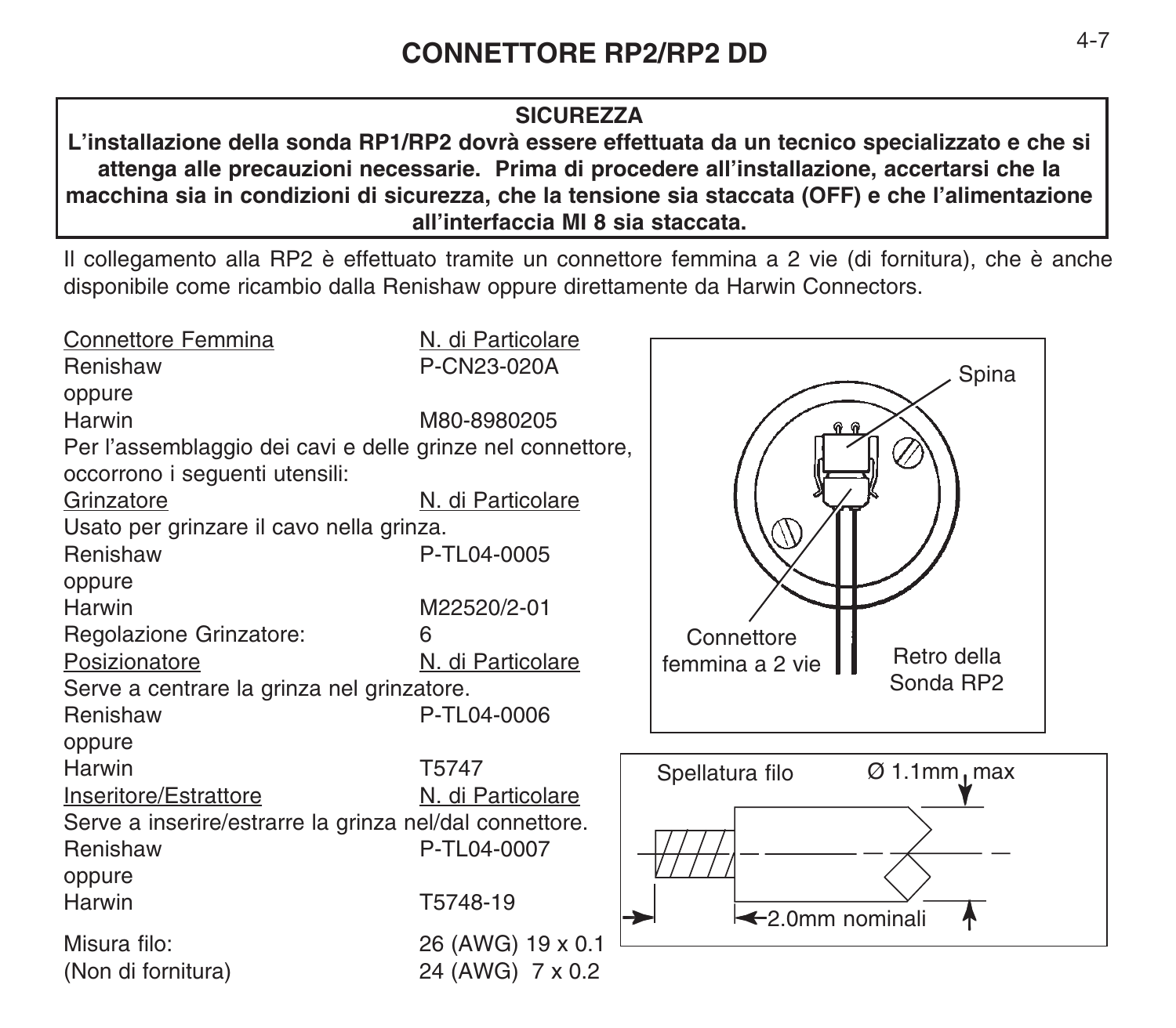# CONNETTORE RP2/RP2 DD

**SICUREZZA**

**L'installazione della sonda RP1/RP2 dovrà essere effettuata da un tecnico specializzato e che si attenga alle precauzioni necessarie. Prima di procedere all'installazione, accertarsi che la macchina sia in condizioni di sicurezza, che la tensione sia staccata (OFF) e che l'alimentazione all'interfaccia MI 8 sia staccata.**

Il collegamento alla RP2 è effettuato tramite un connettore femmina a 2 vie (di fornitura), che è anche disponibile come ricambio dalla Renishaw oppure direttamente da Harwin Connectors.

| Connettore Femmina | N. di Particolare |
|---|---|
| Renishaw | P-CN23-020A |
| oppure | |
| Harwin | M80-8980205 |

Per l'assemblaggio dei cavi e delle grinze nel connettore, occorrono i seguenti utensili:

| Grinzatore | N. di Particolare |
|---|---|
| Usato per grinzare il cavo nella grinza. | |
| Renishaw | P-TL04-0005 |
| oppure | |
| Harwin | M22520/2-01 |
| Regolazione Grinzatore: | 6 |

| Posizionatore | N. di Particolare |
|---|---|
| Serve a centrare la grinza nel grinzatore. | |
| Renishaw | P-TL04-0006 |
| oppure | |
| Harwin | T5747 |

| Inseritore/Estrattore | N. di Particolare |
|---|---|
| Serve a inserire/estrarre la grinza nel/dal connettore. | |
| Renishaw | P-TL04-0007 |
| oppure | |
| Harwin | T5748-19 |

| | |
|---|---|
| Misura filo: | 26 (AWG) 19 x 0.1 |
| (Non di fornitura) | 24 (AWG) 7 x 0.2 |

Spina

Connettore femmina a 2 vie

Retro della Sonda RP2

Spellatura filo

Ø 1.1mm max

2.0mm nominali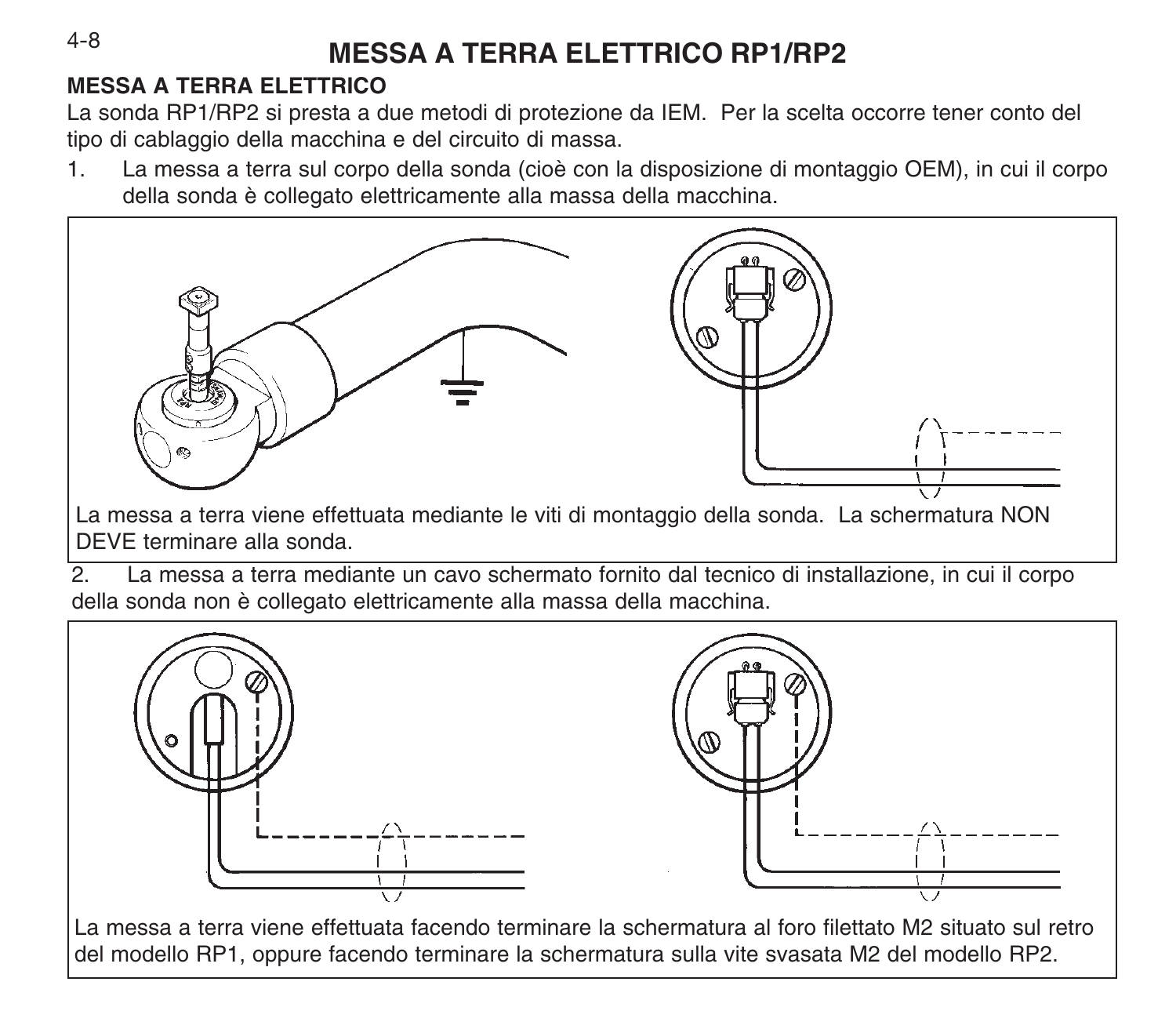# MESSA A TERRA ELETTRICO RP1/RP2

## MESSA A TERRA ELETTRICO

La sonda RP1/RP2 si presta a due metodi di protezione da IEM. Per la scelta occorre tener conto del tipo di cablaggio della macchina e del circuito di massa.

1. La messa a terra sul corpo della sonda (cioè con la disposizione di montaggio OEM), in cui il corpo della sonda è collegato elettricamente alla massa della macchina.

La messa a terra viene effettuata mediante le viti di montaggio della sonda. La schermatura NON DEVE terminare alla sonda.

2. La messa a terra mediante un cavo schermato fornito dal tecnico di installazione, in cui il corpo della sonda non è collegato elettricamente alla massa della macchina.

La messa a terra viene effettuata facendo terminare la schermatura al foro filettato M2 situato sul retro del modello RP1, oppure facendo terminare la schermatura sulla vite svasata M2 del modello RP2.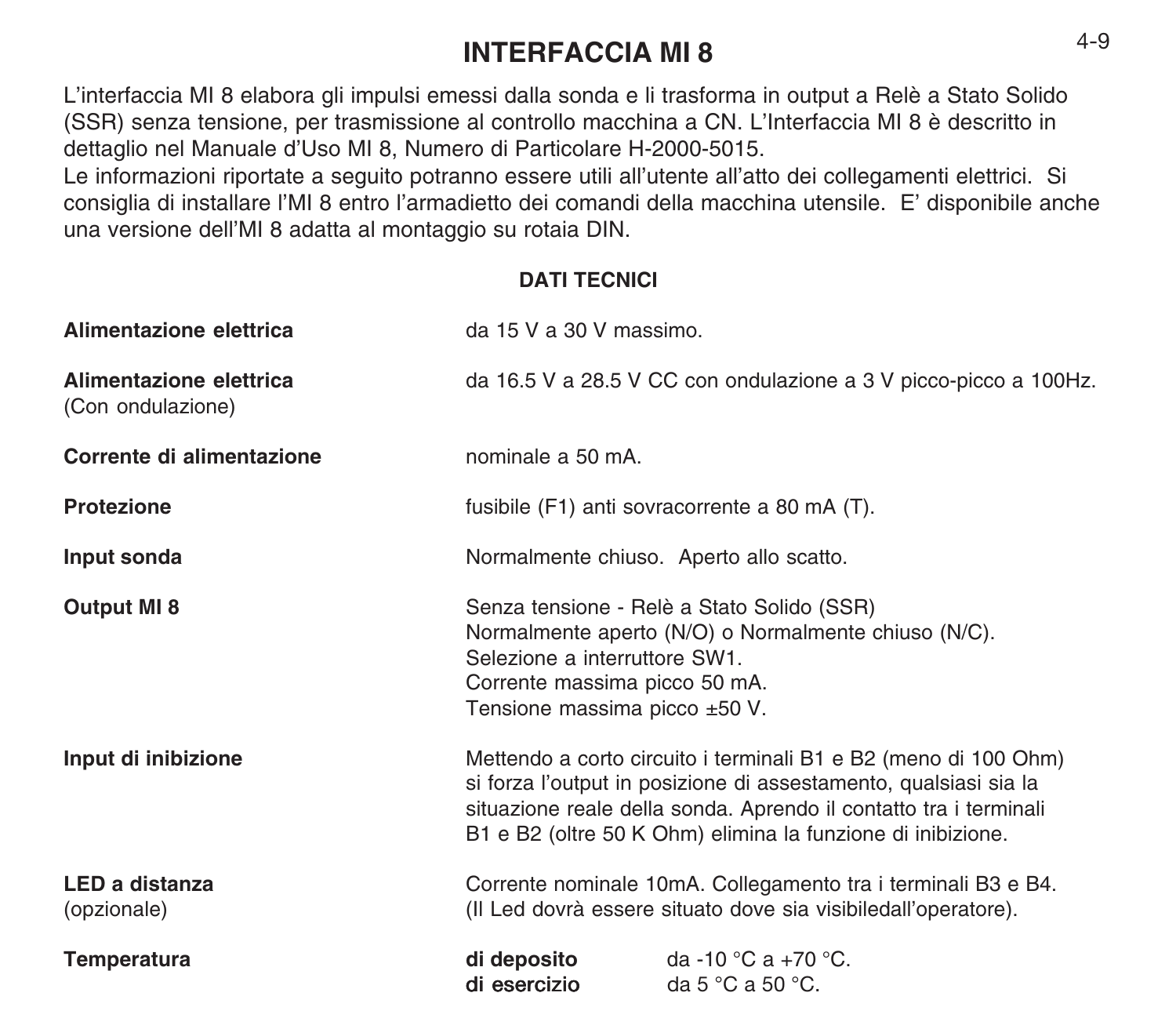# INTERFACCIA MI 8

L'interfaccia MI 8 elabora gli impulsi emessi dalla sonda e li trasforma in output a Relè a Stato Solido (SSR) senza tensione, per trasmissione al controllo macchina a CN. L'Interfaccia MI 8 è descritto in dettaglio nel Manuale d'Uso MI 8, Numero di Particolare H-2000-5015.
Le informazioni riportate a seguito potranno essere utili all'utente all'atto dei collegamenti elettrici. Si consiglia di installare l'MI 8 entro l'armadietto dei comandi della macchina utensile. E' disponibile anche una versione dell'MI 8 adatta al montaggio su rotaia DIN.

## DATI TECNICI

| | |
|---|---|
| **Alimentazione elettrica** | da 15 V a 30 V massimo. |
| **Alimentazione elettrica** (Con ondulazione) | da 16.5 V a 28.5 V CC con ondulazione a 3 V picco-picco a 100Hz. |
| **Corrente di alimentazione** | nominale a 50 mA. |
| **Protezione** | fusibile (F1) anti sovracorrente a 80 mA (T). |
| **Input sonda** | Normalmente chiuso. Aperto allo scatto. |
| **Output MI 8** | Senza tensione - Relè a Stato Solido (SSR)<br>Normalmente aperto (N/O) o Normalmente chiuso (N/C).<br>Selezione a interruttore SW1.<br>Corrente massima picco 50 mA.<br>Tensione massima picco ±50 V. |
| **Input di inibizione** | Mettendo a corto circuito i terminali B1 e B2 (meno di 100 Ohm) si forza l'output in posizione di assestamento, qualsiasi sia la situazione reale della sonda. Aprendo il contatto tra i terminali B1 e B2 (oltre 50 K Ohm) elimina la funzione di inibizione. |
| **LED a distanza** (opzionale) | Corrente nominale 10mA. Collegamento tra i terminali B3 e B4.<br>(Il Led dovrà essere situato dove sia visibiledall'operatore). |
| **Temperatura** | **di deposito** da -10 °C a +70 °C.<br>**di esercizio** da 5 °C a 50 °C. |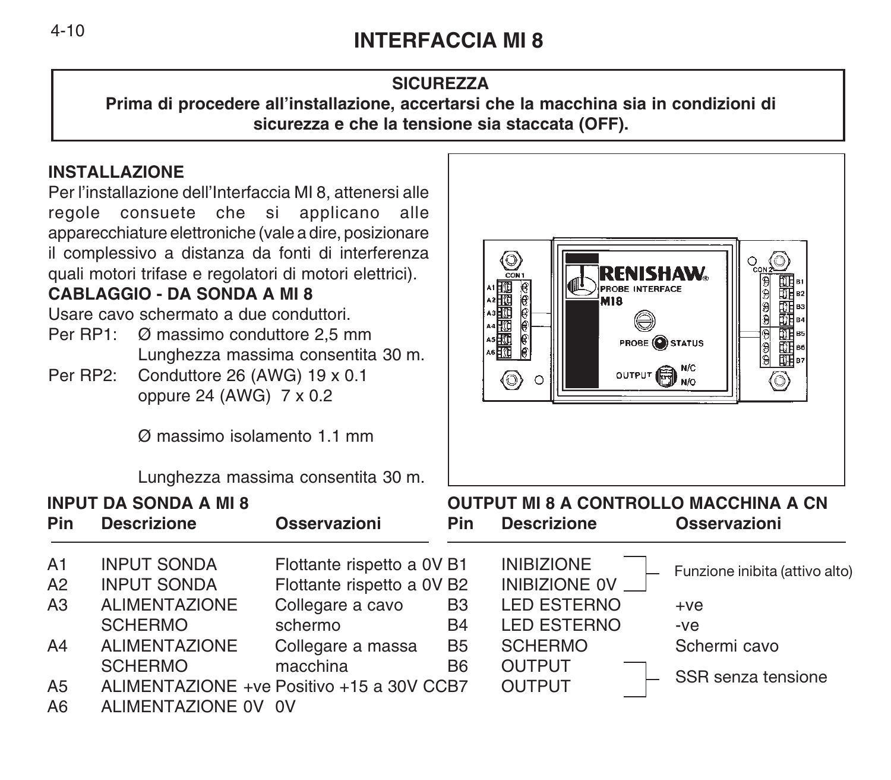# INTERFACCIA MI 8

**SICUREZZA**
**Prima di procedere all'installazione, accertarsi che la macchina sia in condizioni di sicurezza e che la tensione sia staccata (OFF).**

**INSTALLAZIONE**

Per l'installazione dell'Interfaccia MI 8, attenersi alle regole consuete che si applicano alle apparecchiature elettroniche (vale a dire, posizionare il complessivo a distanza da fonti di interferenza quali motori trifase e regolatori di motori elettrici).

**CABLAGGIO - DA SONDA A MI 8**

Usare cavo schermato a due conduttori.

Per RP1: Ø massimo conduttore 2,5 mm
Lunghezza massima consentita 30 m.

Per RP2: Conduttore 26 (AWG) 19 x 0.1
oppure 24 (AWG) 7 x 0.2

Ø massimo isolamento 1.1 mm

Lunghezza massima consentita 30 m.

**INPUT DA SONDA A MI 8**

| Pin | Descrizione | Osservazioni |
|---|---|---|
| A1 | INPUT SONDA | Flottante rispetto a 0V |
| A2 | INPUT SONDA | Flottante rispetto a 0V |
| A3 | ALIMENTAZIONE SCHERMO | Collegare a cavo schermo |
| A4 | ALIMENTAZIONE SCHERMO | Collegare a massa macchina |
| A5 | ALIMENTAZIONE +ve | Positivo +15 a 30V CC |
| A6 | ALIMENTAZIONE 0V | 0V |

**OUTPUT MI 8 A CONTROLLO MACCHINA A CN**

| Pin | Descrizione | Osservazioni |
|---|---|---|
| B1 | INIBIZIONE | Funzione inibita (attivo alto) |
| B2 | INIBIZIONE 0V | |
| B3 | LED ESTERNO | +ve |
| B4 | LED ESTERNO | -ve |
| B5 | SCHERMO | Schermi cavo |
| B6 | OUTPUT | SSR senza tensione |
| B7 | OUTPUT | |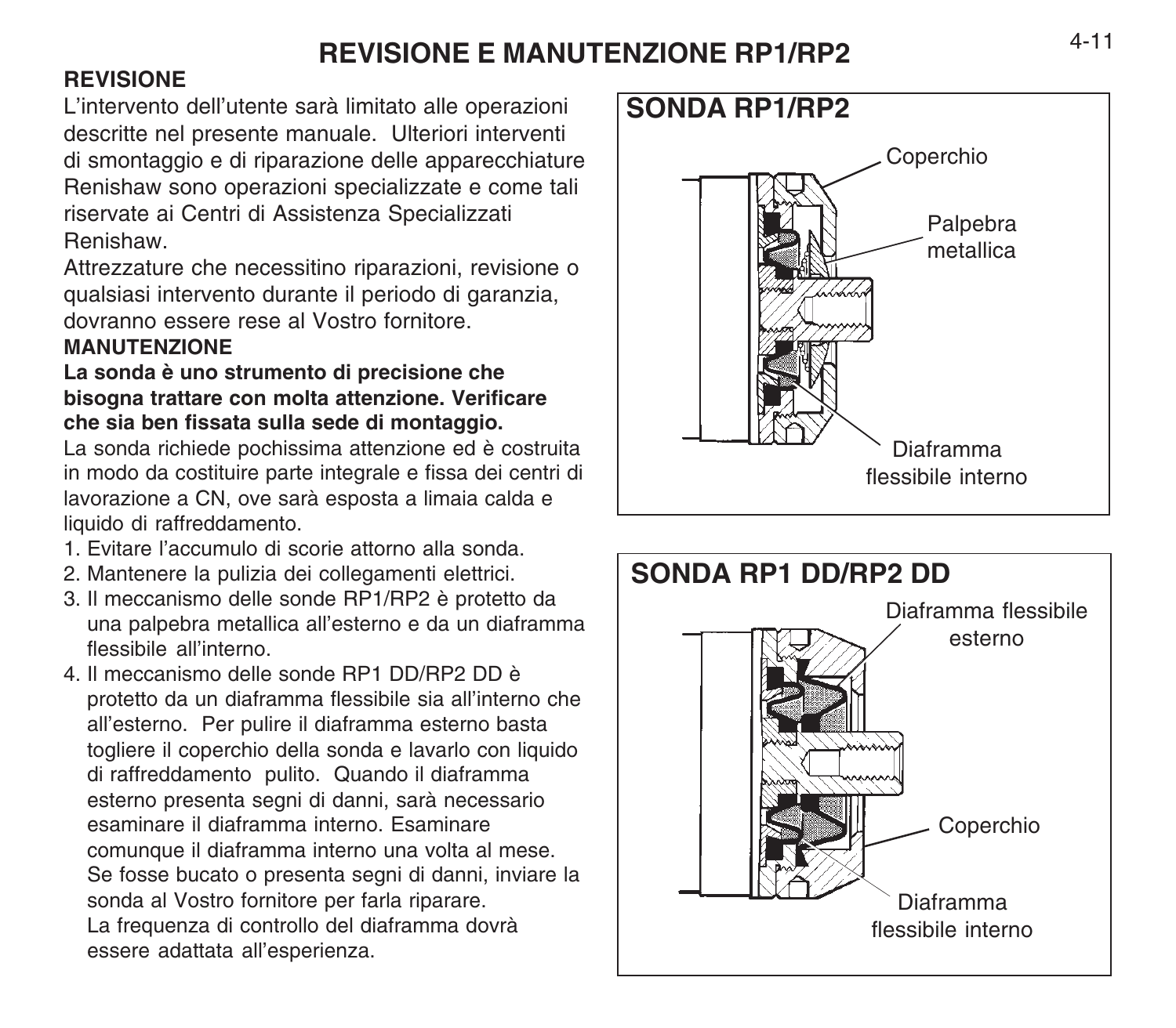# REVISIONE E MANUTENZIONE RP1/RP2

**REVISIONE**

L'intervento dell'utente sarà limitato alle operazioni descritte nel presente manuale. Ulteriori interventi di smontaggio e di riparazione delle apparecchiature Renishaw sono operazioni specializzate e come tali riservate ai Centri di Assistenza Specializzati Renishaw.

Attrezzature che necessitino riparazioni, revisione o qualsiasi intervento durante il periodo di garanzia, dovranno essere rese al Vostro fornitore.

**MANUTENZIONE**

**La sonda è uno strumento di precisione che bisogna trattare con molta attenzione. Verificare che sia ben fissata sulla sede di montaggio.**

La sonda richiede pochissima attenzione ed è costruita in modo da costituire parte integrale e fissa dei centri di lavorazione a CN, ove sarà esposta a limaia calda e liquido di raffreddamento.

1. Evitare l'accumulo di scorie attorno alla sonda.
2. Mantenere la pulizia dei collegamenti elettrici.
3. Il meccanismo delle sonde RP1/RP2 è protetto da una palpebra metallica all'esterno e da un diaframma flessibile all'interno.
4. Il meccanismo delle sonde RP1 DD/RP2 DD è protetto da un diaframma flessibile sia all'interno che all'esterno. Per pulire il diaframma esterno basta togliere il coperchio della sonda e lavarlo con liquido di raffreddamento pulito. Quando il diaframma esterno presenta segni di danni, sarà necessario esaminare il diaframma interno. Esaminare comunque il diaframma interno una volta al mese. Se fosse bucato o presenta segni di danni, inviare la sonda al Vostro fornitore per farla riparare.
   La frequenza di controllo del diaframma dovrà essere adattata all'esperienza.

**SONDA RP1/RP2**

Coperchio

Palpebra metallica

Diaframma flessibile interno

**SONDA RP1 DD/RP2 DD**

Diaframma flessibile esterno

Coperchio

Diaframma flessibile interno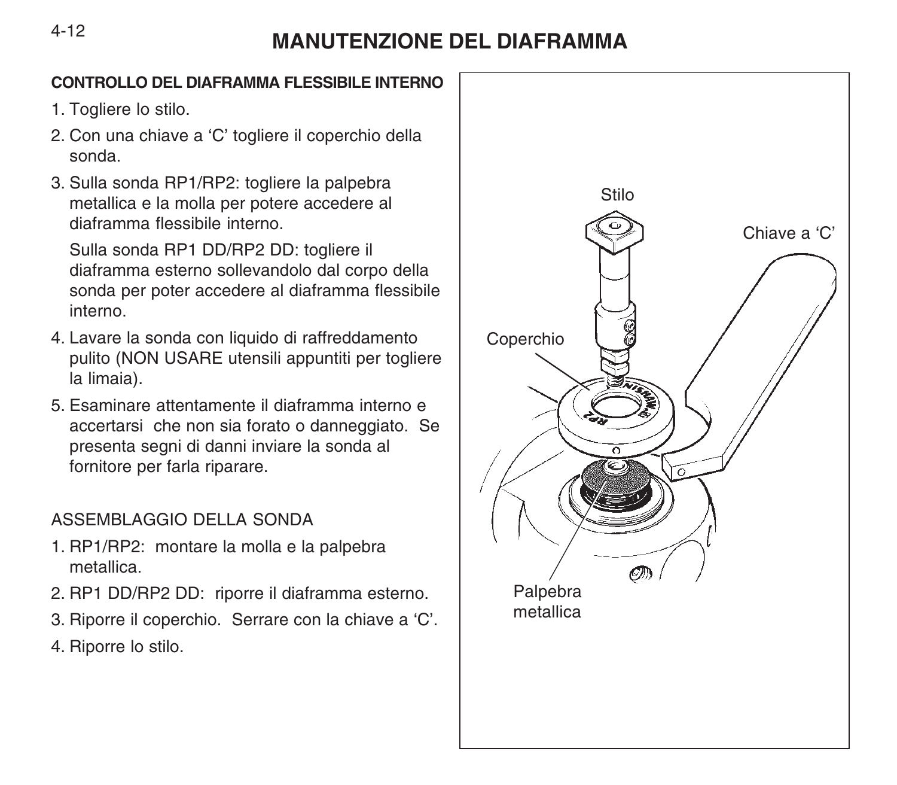# MANUTENZIONE DEL DIAFRAMMA

**CONTROLLO DEL DIAFRAMMA FLESSIBILE INTERNO**

1. Togliere lo stilo.
2. Con una chiave a ‘C’ togliere il coperchio della sonda.
3. Sulla sonda RP1/RP2: togliere la palpebra metallica e la molla per potere accedere al diaframma flessibile interno.

   Sulla sonda RP1 DD/RP2 DD: togliere il diaframma esterno sollevandolo dal corpo della sonda per poter accedere al diaframma flessibile interno.
4. Lavare la sonda con liquido di raffreddamento pulito (NON USARE utensili appuntiti per togliere la limaia).
5. Esaminare attentamente il diaframma interno e accertarsi che non sia forato o danneggiato. Se presenta segni di danni inviare la sonda al fornitore per farla riparare.

ASSEMBLAGGIO DELLA SONDA

1. RP1/RP2: montare la molla e la palpebra metallica.
2. RP1 DD/RP2 DD: riporre il diaframma esterno.
3. Riporre il coperchio. Serrare con la chiave a ‘C’.
4. Riporre lo stilo.

Stilo

Chiave a ‘C’

Coperchio

Palpebra metallica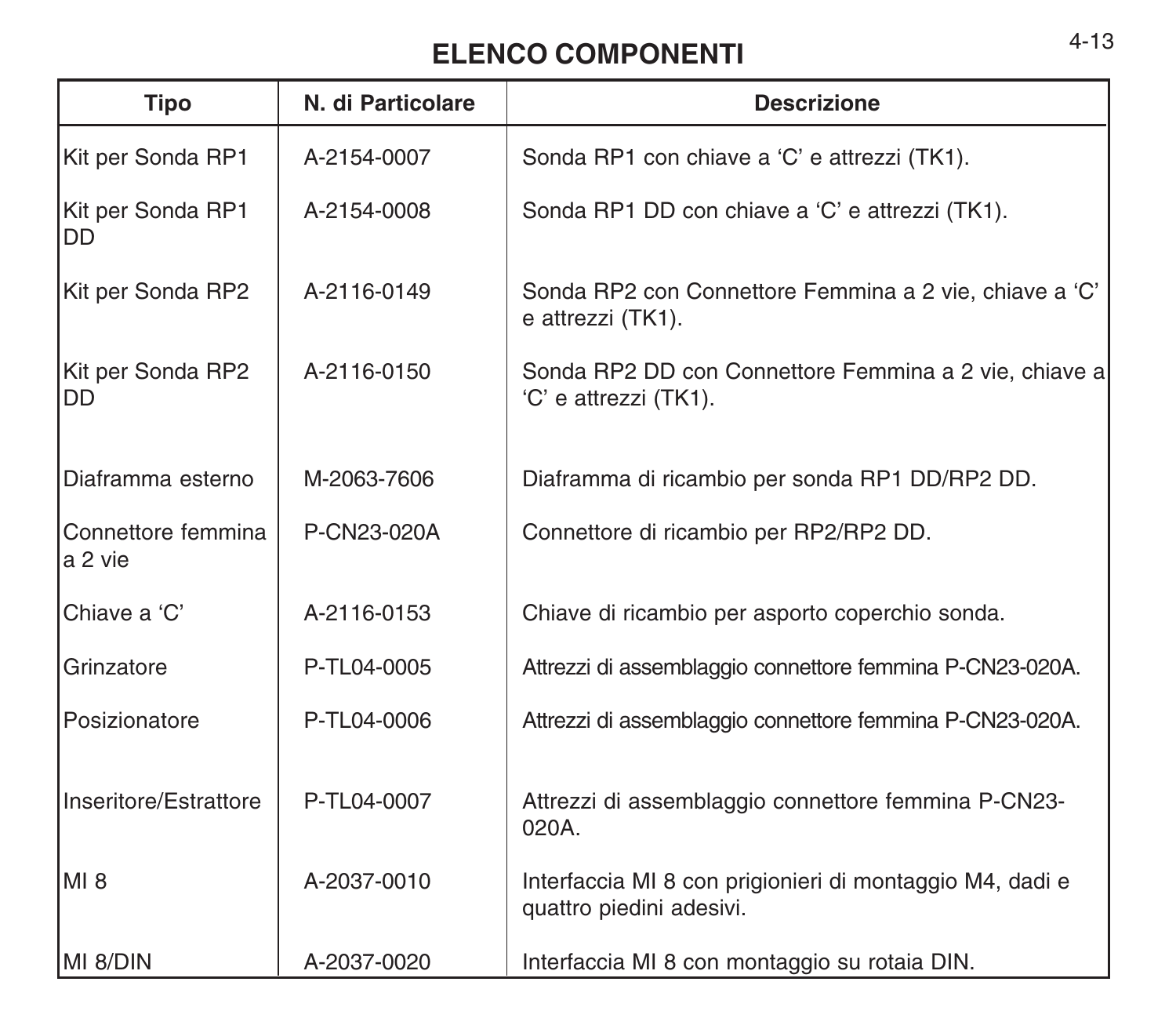# ELENCO COMPONENTI

| Tipo | N. di Particolare | Descrizione |
|---|---|---|
| Kit per Sonda RP1 | A-2154-0007 | Sonda RP1 con chiave a ‘C’ e attrezzi (TK1). |
| Kit per Sonda RP1 DD | A-2154-0008 | Sonda RP1 DD con chiave a ‘C’ e attrezzi (TK1). |
| Kit per Sonda RP2 | A-2116-0149 | Sonda RP2 con Connettore Femmina a 2 vie, chiave a ‘C’ e attrezzi (TK1). |
| Kit per Sonda RP2 DD | A-2116-0150 | Sonda RP2 DD con Connettore Femmina a 2 vie, chiave a ‘C’ e attrezzi (TK1). |
| Diaframma esterno | M-2063-7606 | Diaframma di ricambio per sonda RP1 DD/RP2 DD. |
| Connettore femmina a 2 vie | P-CN23-020A | Connettore di ricambio per RP2/RP2 DD. |
| Chiave a ‘C’ | A-2116-0153 | Chiave di ricambio per asporto coperchio sonda. |
| Grinzatore | P-TL04-0005 | Attrezzi di assemblaggio connettore femmina P-CN23-020A. |
| Posizionatore | P-TL04-0006 | Attrezzi di assemblaggio connettore femmina P-CN23-020A. |
| Inseritore/Estrattore | P-TL04-0007 | Attrezzi di assemblaggio connettore femmina P-CN23-020A. |
| MI 8 | A-2037-0010 | Interfaccia MI 8 con prigionieri di montaggio M4, dadi e quattro piedini adesivi. |
| MI 8/DIN | A-2037-0020 | Interfaccia MI 8 con montaggio su rotaia DIN. |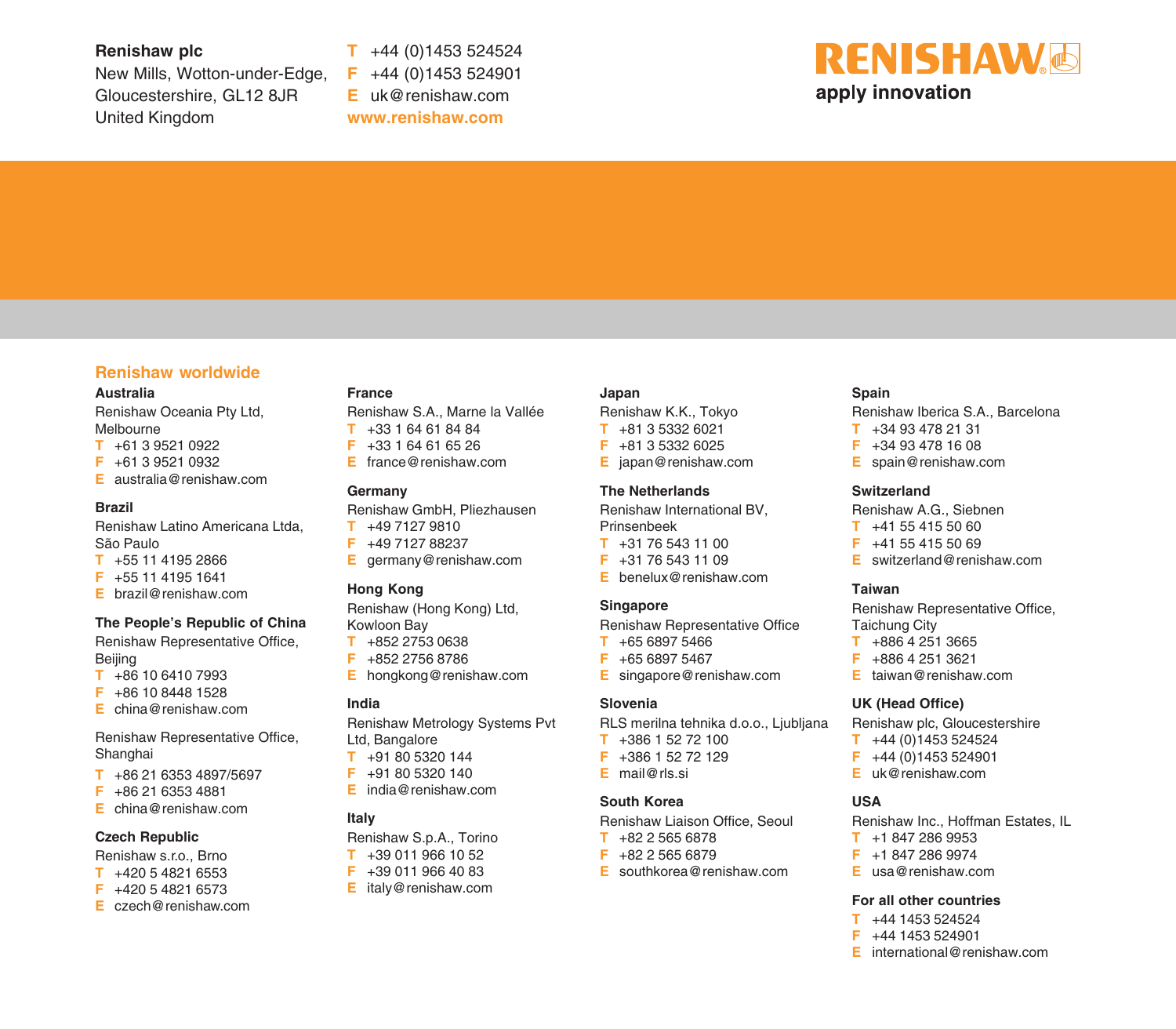**Renishaw plc**
New Mills, Wotton-under-Edge,
Gloucestershire, GL12 8JR
United Kingdom

**T** +44 (0)1453 524524
**F** +44 (0)1453 524901
**E** uk@renishaw.com
**www.renishaw.com**

**RENISHAW**
apply innovation

## Renishaw worldwide

**Australia**
Renishaw Oceania Pty Ltd, Melbourne
**T** +61 3 9521 0922
**F** +61 3 9521 0932
**E** australia@renishaw.com

**Brazil**
Renishaw Latino Americana Ltda, São Paulo
**T** +55 11 4195 2866
**F** +55 11 4195 1641
**E** brazil@renishaw.com

**The People's Republic of China**
Renishaw Representative Office, Beijing
**T** +86 10 6410 7993
**F** +86 10 8448 1528
**E** china@renishaw.com

Renishaw Representative Office, Shanghai
**T** +86 21 6353 4897/5697
**F** +86 21 6353 4881
**E** china@renishaw.com

**Czech Republic**
Renishaw s.r.o., Brno
**T** +420 5 4821 6553
**F** +420 5 4821 6573
**E** czech@renishaw.com

**France**
Renishaw S.A., Marne la Vallée
**T** +33 1 64 61 84 84
**F** +33 1 64 61 65 26
**E** france@renishaw.com

**Germany**
Renishaw GmbH, Pliezhausen
**T** +49 7127 9810
**F** +49 7127 88237
**E** germany@renishaw.com

**Hong Kong**
Renishaw (Hong Kong) Ltd, Kowloon Bay
**T** +852 2753 0638
**F** +852 2756 8786
**E** hongkong@renishaw.com

**India**
Renishaw Metrology Systems Pvt Ltd, Bangalore
**T** +91 80 5320 144
**F** +91 80 5320 140
**E** india@renishaw.com

**Italy**
Renishaw S.p.A., Torino
**T** +39 011 966 10 52
**F** +39 011 966 40 83
**E** italy@renishaw.com

**Japan**
Renishaw K.K., Tokyo
**T** +81 3 5332 6021
**F** +81 3 5332 6025
**E** japan@renishaw.com

**The Netherlands**
Renishaw International BV, Prinsenbeek
**T** +31 76 543 11 00
**F** +31 76 543 11 09
**E** benelux@renishaw.com

**Singapore**
Renishaw Representative Office
**T** +65 6897 5466
**F** +65 6897 5467
**E** singapore@renishaw.com

**Slovenia**
RLS merilna tehnika d.o.o., Ljubljana
**T** +386 1 52 72 100
**F** +386 1 52 72 129
**E** mail@rls.si

**South Korea**
Renishaw Liaison Office, Seoul
**T** +82 2 565 6878
**F** +82 2 565 6879
**E** southkorea@renishaw.com

**Spain**
Renishaw Iberica S.A., Barcelona
**T** +34 93 478 21 31
**F** +34 93 478 16 08
**E** spain@renishaw.com

**Switzerland**
Renishaw A.G., Siebnen
**T** +41 55 415 50 60
**F** +41 55 415 50 69
**E** switzerland@renishaw.com

**Taiwan**
Renishaw Representative Office, Taichung City
**T** +886 4 251 3665
**F** +886 4 251 3621
**E** taiwan@renishaw.com

**UK (Head Office)**
Renishaw plc, Gloucestershire
**T** +44 (0)1453 524524
**F** +44 (0)1453 524901
**E** uk@renishaw.com

**USA**
Renishaw Inc., Hoffman Estates, IL
**T** +1 847 286 9953
**F** +1 847 286 9974
**E** usa@renishaw.com

**For all other countries**
**T** +44 1453 524524
**F** +44 1453 524901
**E** international@renishaw.com